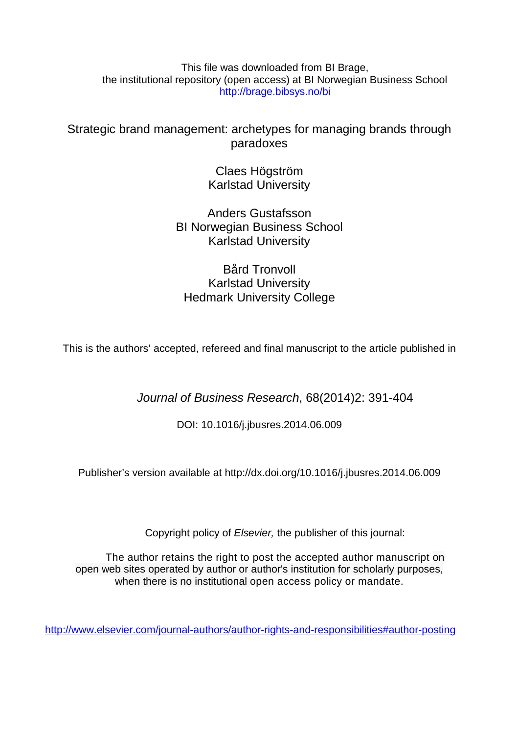This file was downloaded from BI Brage,
the institutional repository (open access) at BI Norwegian Business School
http://brage.bibsys.no/bi

# Strategic brand management: archetypes for managing brands through paradoxes

Claes Högström
Karlstad University

Anders Gustafsson
BI Norwegian Business School
Karlstad University

Bård Tronvoll
Karlstad University
Hedmark University College

This is the authors' accepted, refereed and final manuscript to the article published in

*Journal of Business Research*, 68(2014)2: 391-404

DOI: 10.1016/j.jbusres.2014.06.009

Publisher's version available at http://dx.doi.org/10.1016/j.jbusres.2014.06.009

Copyright policy of *Elsevier,* the publisher of this journal:

The author retains the right to post the accepted author manuscript on open web sites operated by author or author's institution for scholarly purposes, when there is no institutional open access policy or mandate.

http://www.elsevier.com/journal-authors/author-rights-and-responsibilities#author-posting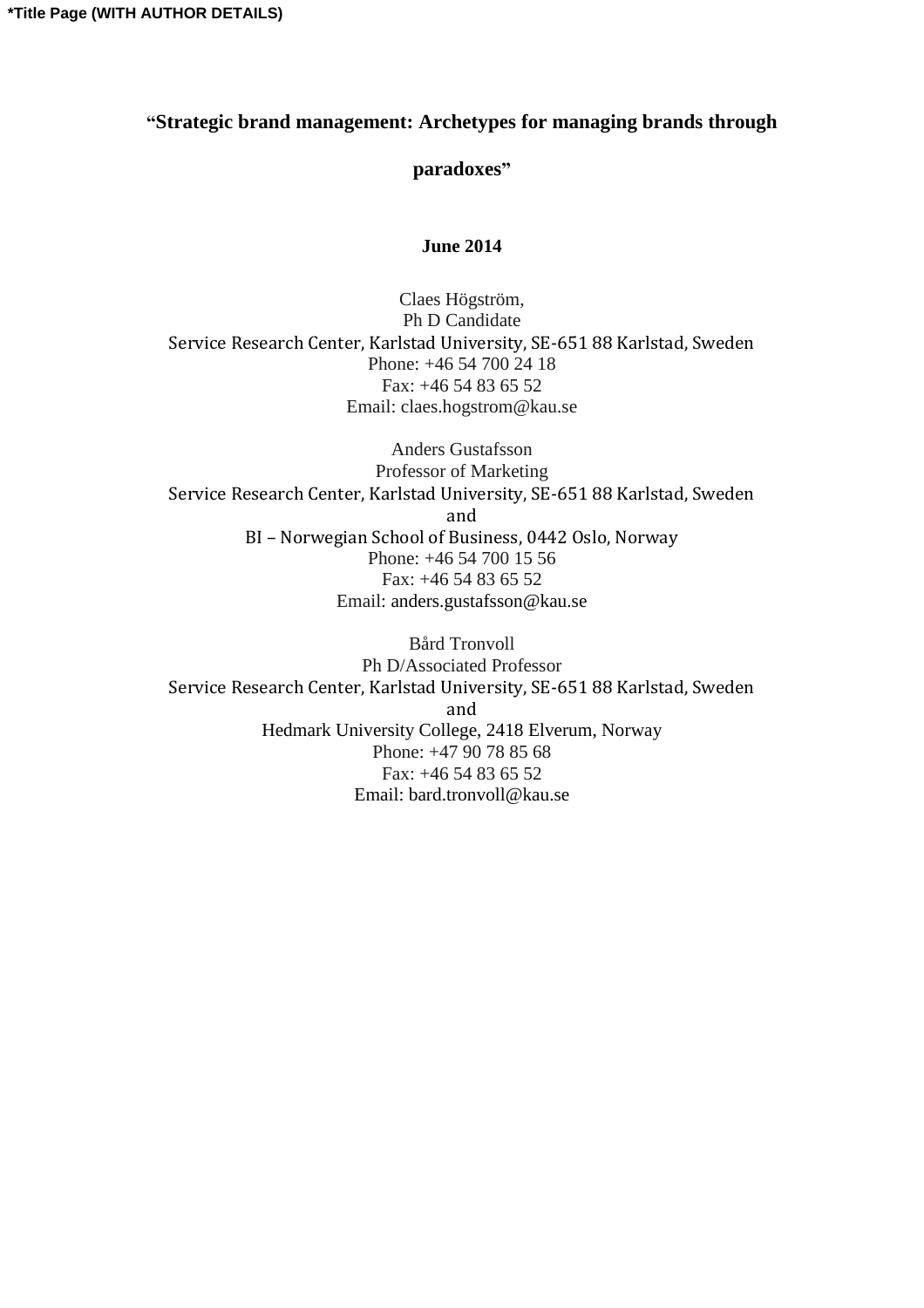*Title Page (WITH AUTHOR DETAILS)

**"Strategic brand management: Archetypes for managing brands through paradoxes"**

**June 2014**

Claes Högström,
Ph D Candidate
Service Research Center, Karlstad University, SE-651 88 Karlstad, Sweden
Phone: +46 54 700 24 18
Fax: +46 54 83 65 52
Email: claes.hogstrom@kau.se

Anders Gustafsson
Professor of Marketing
Service Research Center, Karlstad University, SE-651 88 Karlstad, Sweden
and
BI – Norwegian School of Business, 0442 Oslo, Norway
Phone: +46 54 700 15 56
Fax: +46 54 83 65 52
Email: anders.gustafsson@kau.se

Bård Tronvoll
Ph D/Associated Professor
Service Research Center, Karlstad University, SE-651 88 Karlstad, Sweden
and
Hedmark University College, 2418 Elverum, Norway
Phone: +47 90 78 85 68
Fax: +46 54 83 65 52
Email: bard.tronvoll@kau.se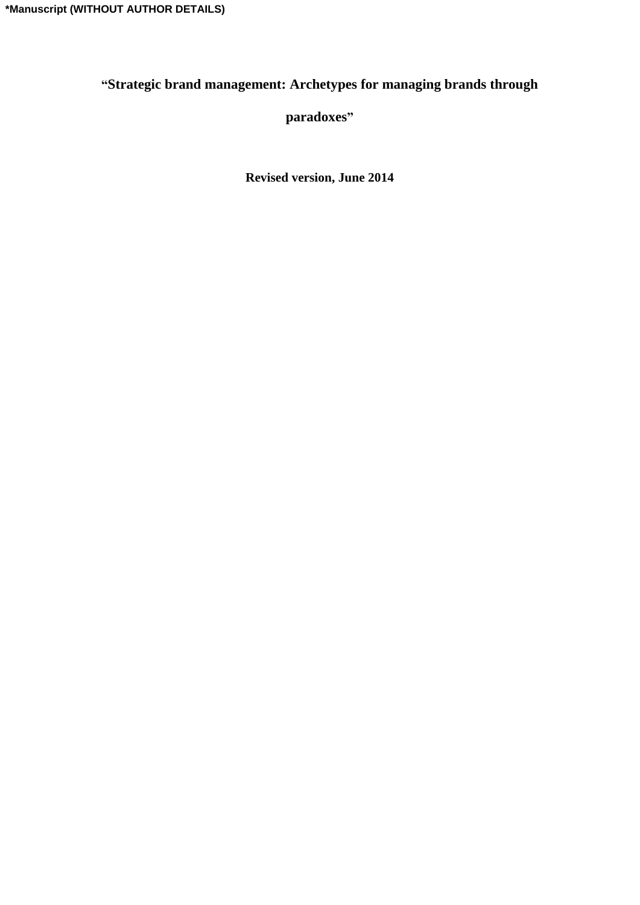*Manuscript (WITHOUT AUTHOR DETAILS)

# "Strategic brand management: Archetypes for managing brands through paradoxes"

**Revised version, June 2014**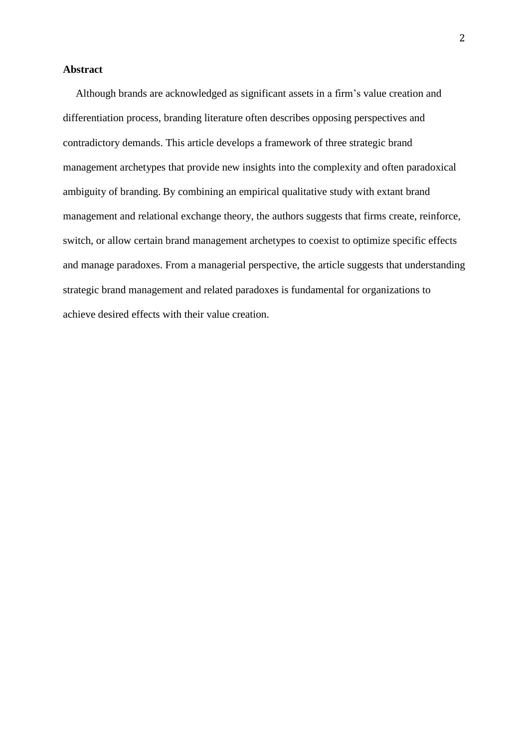**Abstract**

Although brands are acknowledged as significant assets in a firm's value creation and differentiation process, branding literature often describes opposing perspectives and contradictory demands. This article develops a framework of three strategic brand management archetypes that provide new insights into the complexity and often paradoxical ambiguity of branding. By combining an empirical qualitative study with extant brand management and relational exchange theory, the authors suggests that firms create, reinforce, switch, or allow certain brand management archetypes to coexist to optimize specific effects and manage paradoxes. From a managerial perspective, the article suggests that understanding strategic brand management and related paradoxes is fundamental for organizations to achieve desired effects with their value creation.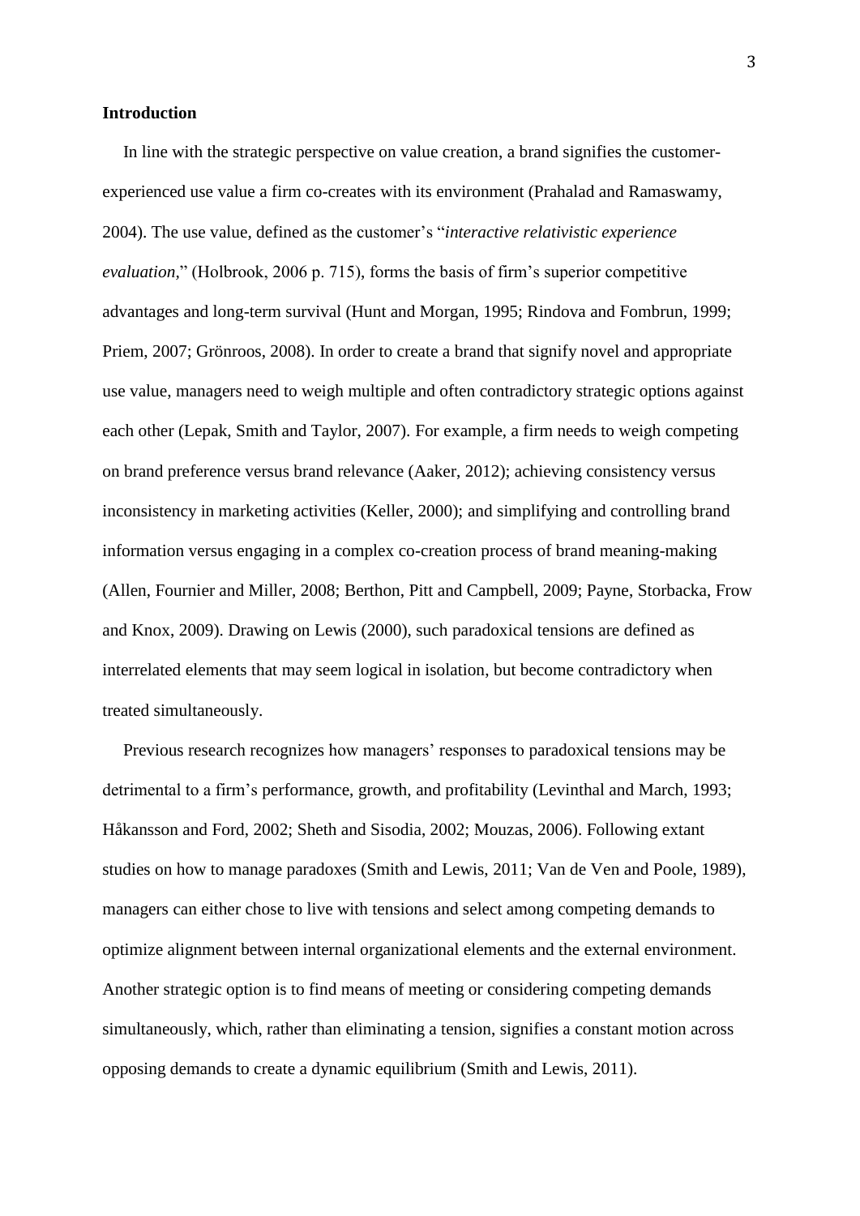**Introduction**

In line with the strategic perspective on value creation, a brand signifies the customer-experienced use value a firm co-creates with its environment (Prahalad and Ramaswamy, 2004). The use value, defined as the customer's "*interactive relativistic experience evaluation,*" (Holbrook, 2006 p. 715), forms the basis of firm's superior competitive advantages and long-term survival (Hunt and Morgan, 1995; Rindova and Fombrun, 1999; Priem, 2007; Grönroos, 2008). In order to create a brand that signify novel and appropriate use value, managers need to weigh multiple and often contradictory strategic options against each other (Lepak, Smith and Taylor, 2007). For example, a firm needs to weigh competing on brand preference versus brand relevance (Aaker, 2012); achieving consistency versus inconsistency in marketing activities (Keller, 2000); and simplifying and controlling brand information versus engaging in a complex co-creation process of brand meaning-making (Allen, Fournier and Miller, 2008; Berthon, Pitt and Campbell, 2009; Payne, Storbacka, Frow and Knox, 2009). Drawing on Lewis (2000), such paradoxical tensions are defined as interrelated elements that may seem logical in isolation, but become contradictory when treated simultaneously.

Previous research recognizes how managers' responses to paradoxical tensions may be detrimental to a firm's performance, growth, and profitability (Levinthal and March, 1993; Håkansson and Ford, 2002; Sheth and Sisodia, 2002; Mouzas, 2006). Following extant studies on how to manage paradoxes (Smith and Lewis, 2011; Van de Ven and Poole, 1989), managers can either chose to live with tensions and select among competing demands to optimize alignment between internal organizational elements and the external environment. Another strategic option is to find means of meeting or considering competing demands simultaneously, which, rather than eliminating a tension, signifies a constant motion across opposing demands to create a dynamic equilibrium (Smith and Lewis, 2011).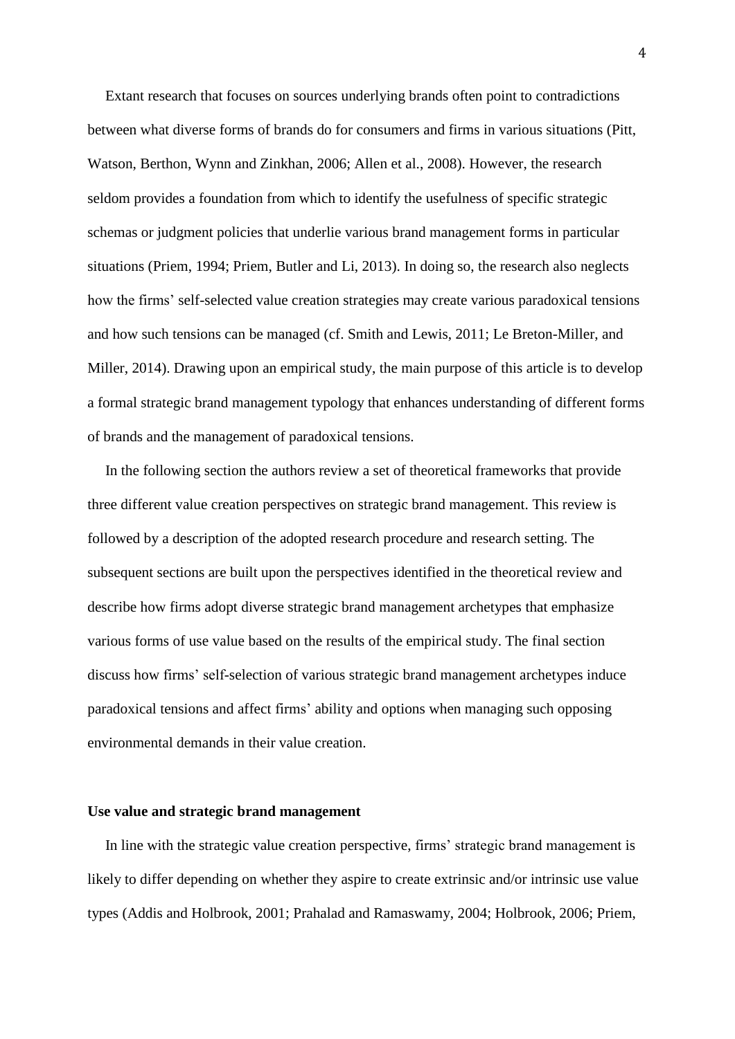Extant research that focuses on sources underlying brands often point to contradictions between what diverse forms of brands do for consumers and firms in various situations (Pitt, Watson, Berthon, Wynn and Zinkhan, 2006; Allen et al., 2008). However, the research seldom provides a foundation from which to identify the usefulness of specific strategic schemas or judgment policies that underlie various brand management forms in particular situations (Priem, 1994; Priem, Butler and Li, 2013). In doing so, the research also neglects how the firms' self-selected value creation strategies may create various paradoxical tensions and how such tensions can be managed (cf. Smith and Lewis, 2011; Le Breton-Miller, and Miller, 2014). Drawing upon an empirical study, the main purpose of this article is to develop a formal strategic brand management typology that enhances understanding of different forms of brands and the management of paradoxical tensions.

In the following section the authors review a set of theoretical frameworks that provide three different value creation perspectives on strategic brand management. This review is followed by a description of the adopted research procedure and research setting. The subsequent sections are built upon the perspectives identified in the theoretical review and describe how firms adopt diverse strategic brand management archetypes that emphasize various forms of use value based on the results of the empirical study. The final section discuss how firms' self-selection of various strategic brand management archetypes induce paradoxical tensions and affect firms' ability and options when managing such opposing environmental demands in their value creation.

## Use value and strategic brand management

In line with the strategic value creation perspective, firms' strategic brand management is likely to differ depending on whether they aspire to create extrinsic and/or intrinsic use value types (Addis and Holbrook, 2001; Prahalad and Ramaswamy, 2004; Holbrook, 2006; Priem,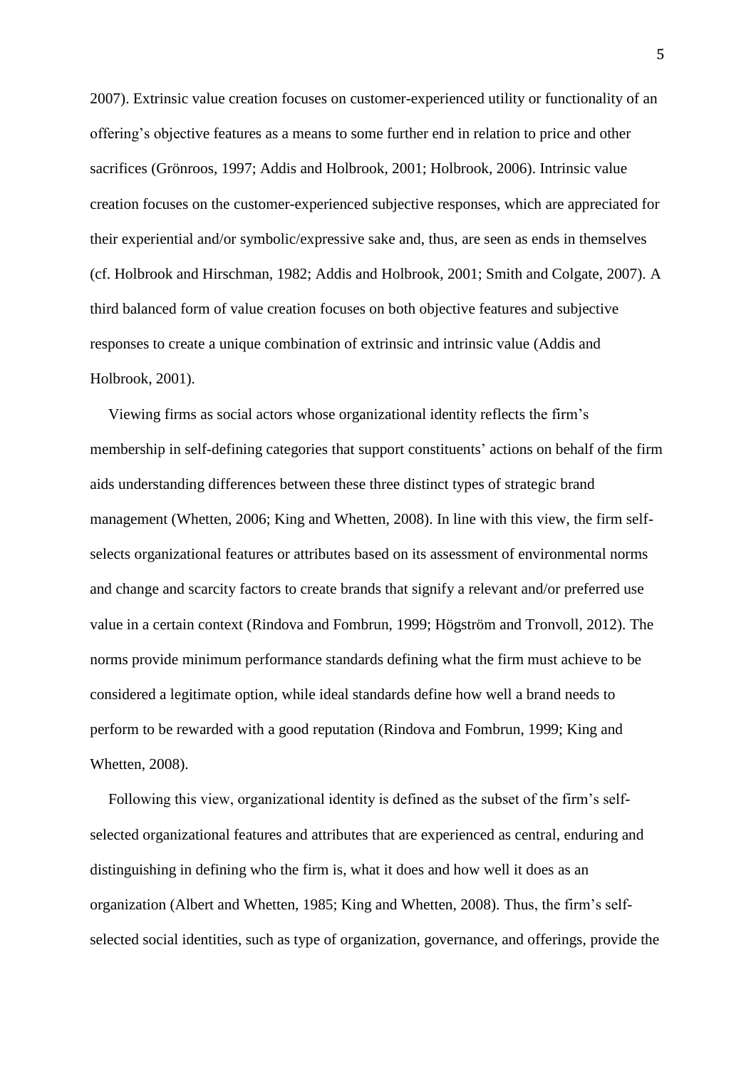2007). Extrinsic value creation focuses on customer-experienced utility or functionality of an offering's objective features as a means to some further end in relation to price and other sacrifices (Grönroos, 1997; Addis and Holbrook, 2001; Holbrook, 2006). Intrinsic value creation focuses on the customer-experienced subjective responses, which are appreciated for their experiential and/or symbolic/expressive sake and, thus, are seen as ends in themselves (cf. Holbrook and Hirschman, 1982; Addis and Holbrook, 2001; Smith and Colgate, 2007). A third balanced form of value creation focuses on both objective features and subjective responses to create a unique combination of extrinsic and intrinsic value (Addis and Holbrook, 2001).

Viewing firms as social actors whose organizational identity reflects the firm's membership in self-defining categories that support constituents' actions on behalf of the firm aids understanding differences between these three distinct types of strategic brand management (Whetten, 2006; King and Whetten, 2008). In line with this view, the firm self-selects organizational features or attributes based on its assessment of environmental norms and change and scarcity factors to create brands that signify a relevant and/or preferred use value in a certain context (Rindova and Fombrun, 1999; Högström and Tronvoll, 2012). The norms provide minimum performance standards defining what the firm must achieve to be considered a legitimate option, while ideal standards define how well a brand needs to perform to be rewarded with a good reputation (Rindova and Fombrun, 1999; King and Whetten, 2008).

Following this view, organizational identity is defined as the subset of the firm's self-selected organizational features and attributes that are experienced as central, enduring and distinguishing in defining who the firm is, what it does and how well it does as an organization (Albert and Whetten, 1985; King and Whetten, 2008). Thus, the firm's self-selected social identities, such as type of organization, governance, and offerings, provide the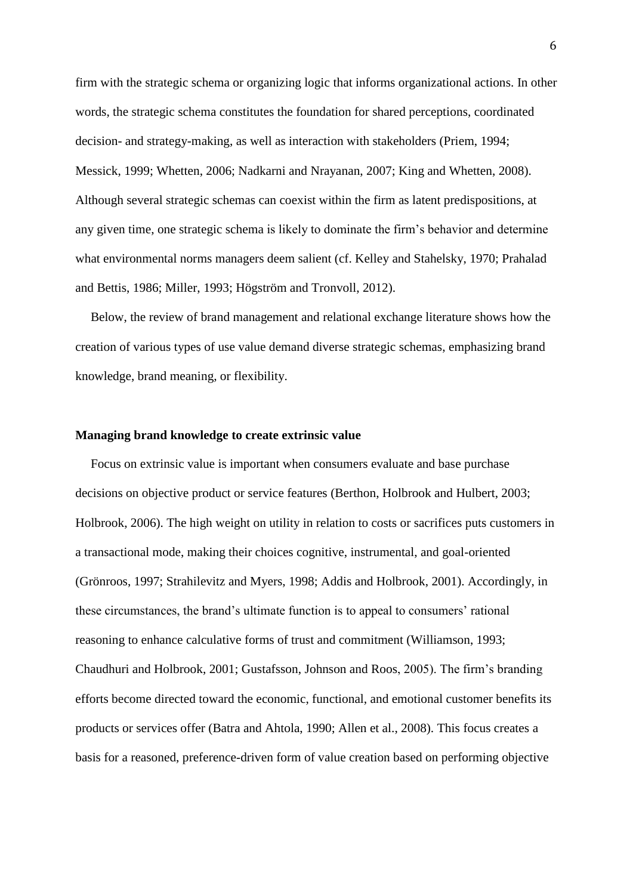firm with the strategic schema or organizing logic that informs organizational actions. In other words, the strategic schema constitutes the foundation for shared perceptions, coordinated decision- and strategy-making, as well as interaction with stakeholders (Priem, 1994; Messick, 1999; Whetten, 2006; Nadkarni and Nrayanan, 2007; King and Whetten, 2008). Although several strategic schemas can coexist within the firm as latent predispositions, at any given time, one strategic schema is likely to dominate the firm's behavior and determine what environmental norms managers deem salient (cf. Kelley and Stahelsky, 1970; Prahalad and Bettis, 1986; Miller, 1993; Högström and Tronvoll, 2012).

Below, the review of brand management and relational exchange literature shows how the creation of various types of use value demand diverse strategic schemas, emphasizing brand knowledge, brand meaning, or flexibility.

**Managing brand knowledge to create extrinsic value**

Focus on extrinsic value is important when consumers evaluate and base purchase decisions on objective product or service features (Berthon, Holbrook and Hulbert, 2003; Holbrook, 2006). The high weight on utility in relation to costs or sacrifices puts customers in a transactional mode, making their choices cognitive, instrumental, and goal-oriented (Grönroos, 1997; Strahilevitz and Myers, 1998; Addis and Holbrook, 2001). Accordingly, in these circumstances, the brand's ultimate function is to appeal to consumers' rational reasoning to enhance calculative forms of trust and commitment (Williamson, 1993; Chaudhuri and Holbrook, 2001; Gustafsson, Johnson and Roos, 2005). The firm's branding efforts become directed toward the economic, functional, and emotional customer benefits its products or services offer (Batra and Ahtola, 1990; Allen et al., 2008). This focus creates a basis for a reasoned, preference-driven form of value creation based on performing objective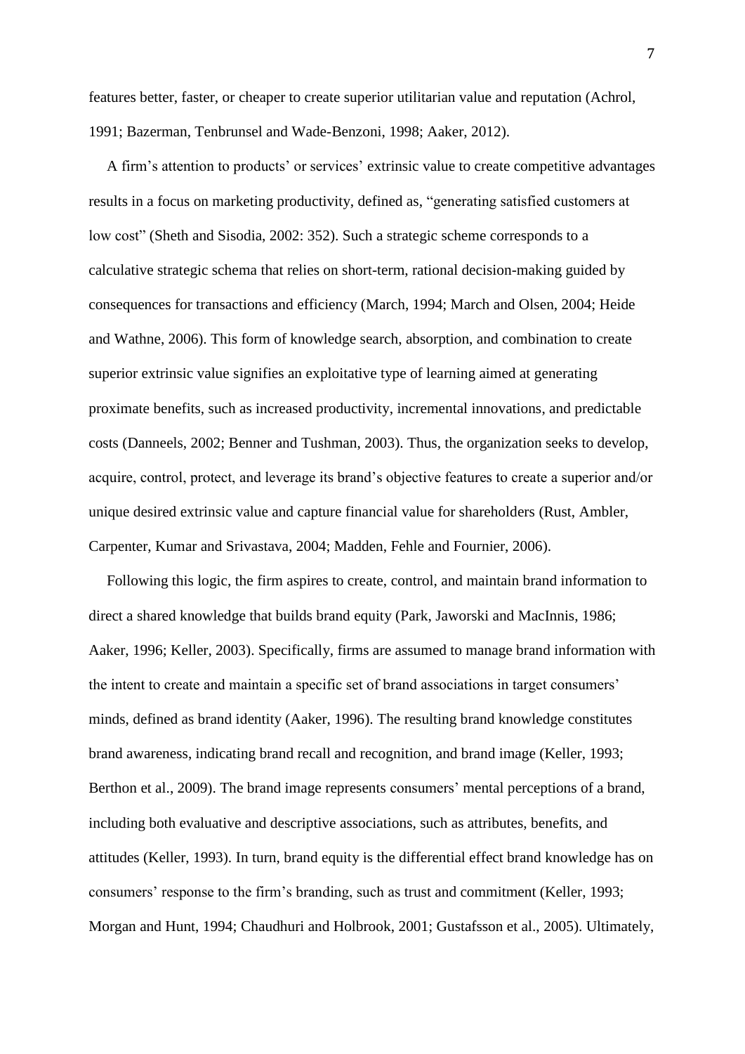features better, faster, or cheaper to create superior utilitarian value and reputation (Achrol, 1991; Bazerman, Tenbrunsel and Wade-Benzoni, 1998; Aaker, 2012).

A firm's attention to products' or services' extrinsic value to create competitive advantages results in a focus on marketing productivity, defined as, "generating satisfied customers at low cost" (Sheth and Sisodia, 2002: 352). Such a strategic scheme corresponds to a calculative strategic schema that relies on short-term, rational decision-making guided by consequences for transactions and efficiency (March, 1994; March and Olsen, 2004; Heide and Wathne, 2006). This form of knowledge search, absorption, and combination to create superior extrinsic value signifies an exploitative type of learning aimed at generating proximate benefits, such as increased productivity, incremental innovations, and predictable costs (Danneels, 2002; Benner and Tushman, 2003). Thus, the organization seeks to develop, acquire, control, protect, and leverage its brand's objective features to create a superior and/or unique desired extrinsic value and capture financial value for shareholders (Rust, Ambler, Carpenter, Kumar and Srivastava, 2004; Madden, Fehle and Fournier, 2006).

Following this logic, the firm aspires to create, control, and maintain brand information to direct a shared knowledge that builds brand equity (Park, Jaworski and MacInnis, 1986; Aaker, 1996; Keller, 2003). Specifically, firms are assumed to manage brand information with the intent to create and maintain a specific set of brand associations in target consumers' minds, defined as brand identity (Aaker, 1996). The resulting brand knowledge constitutes brand awareness, indicating brand recall and recognition, and brand image (Keller, 1993; Berthon et al., 2009). The brand image represents consumers' mental perceptions of a brand, including both evaluative and descriptive associations, such as attributes, benefits, and attitudes (Keller, 1993). In turn, brand equity is the differential effect brand knowledge has on consumers' response to the firm's branding, such as trust and commitment (Keller, 1993; Morgan and Hunt, 1994; Chaudhuri and Holbrook, 2001; Gustafsson et al., 2005). Ultimately,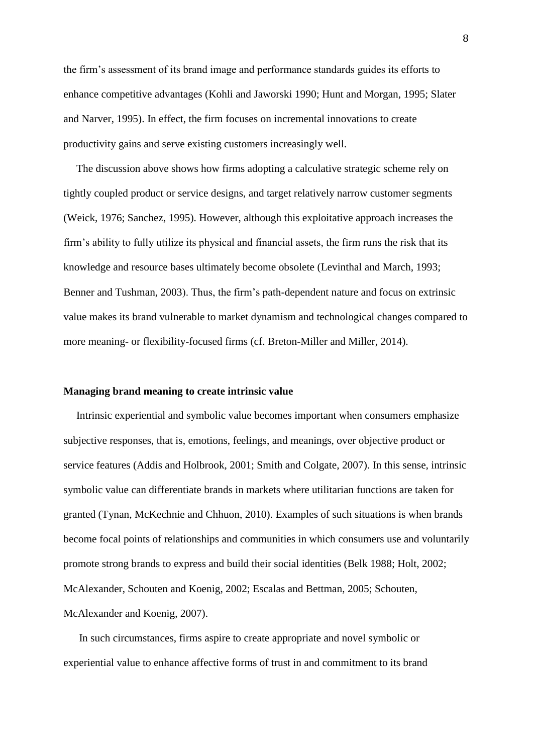the firm's assessment of its brand image and performance standards guides its efforts to enhance competitive advantages (Kohli and Jaworski 1990; Hunt and Morgan, 1995; Slater and Narver, 1995). In effect, the firm focuses on incremental innovations to create productivity gains and serve existing customers increasingly well.

The discussion above shows how firms adopting a calculative strategic scheme rely on tightly coupled product or service designs, and target relatively narrow customer segments (Weick, 1976; Sanchez, 1995). However, although this exploitative approach increases the firm's ability to fully utilize its physical and financial assets, the firm runs the risk that its knowledge and resource bases ultimately become obsolete (Levinthal and March, 1993; Benner and Tushman, 2003). Thus, the firm's path-dependent nature and focus on extrinsic value makes its brand vulnerable to market dynamism and technological changes compared to more meaning- or flexibility-focused firms (cf. Breton-Miller and Miller, 2014).

**Managing brand meaning to create intrinsic value**

Intrinsic experiential and symbolic value becomes important when consumers emphasize subjective responses, that is, emotions, feelings, and meanings, over objective product or service features (Addis and Holbrook, 2001; Smith and Colgate, 2007). In this sense, intrinsic symbolic value can differentiate brands in markets where utilitarian functions are taken for granted (Tynan, McKechnie and Chhuon, 2010). Examples of such situations is when brands become focal points of relationships and communities in which consumers use and voluntarily promote strong brands to express and build their social identities (Belk 1988; Holt, 2002; McAlexander, Schouten and Koenig, 2002; Escalas and Bettman, 2005; Schouten, McAlexander and Koenig, 2007).

In such circumstances, firms aspire to create appropriate and novel symbolic or experiential value to enhance affective forms of trust in and commitment to its brand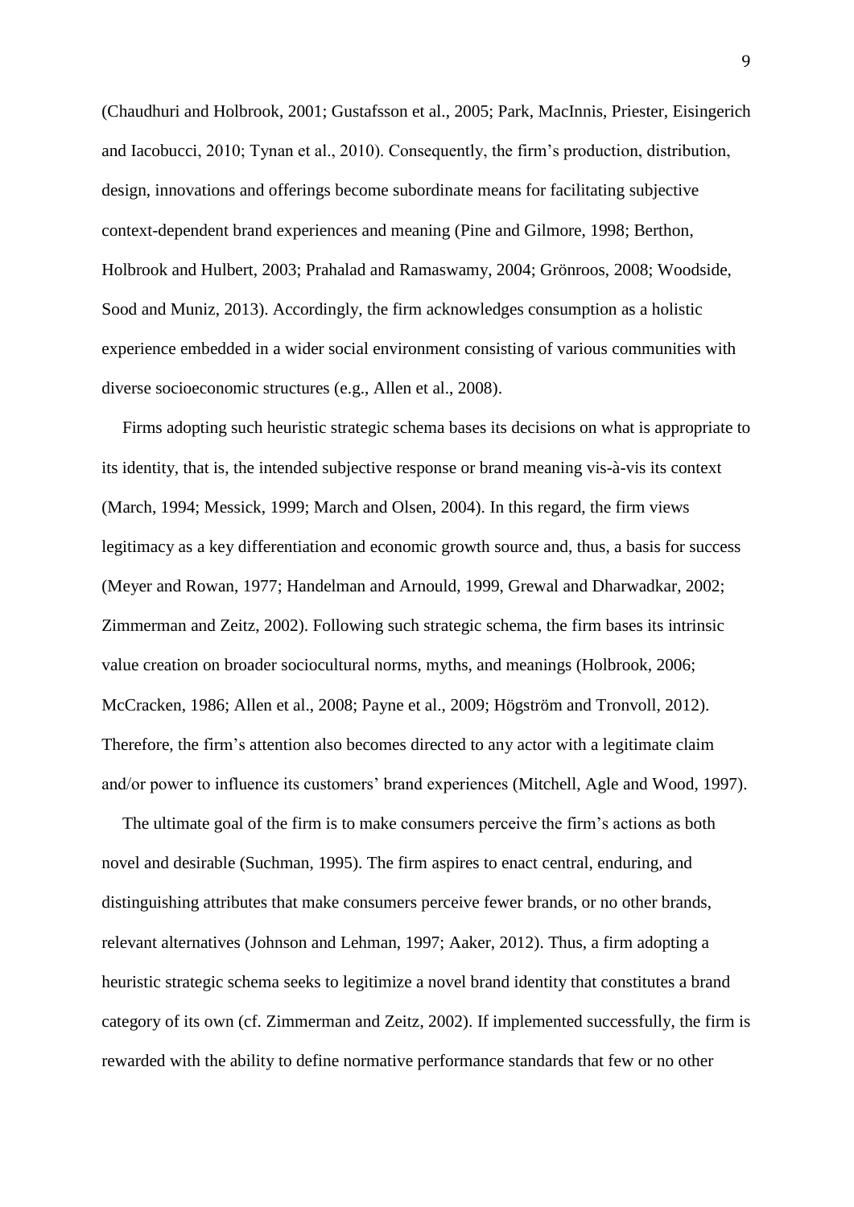(Chaudhuri and Holbrook, 2001; Gustafsson et al., 2005; Park, MacInnis, Priester, Eisingerich and Iacobucci, 2010; Tynan et al., 2010). Consequently, the firm's production, distribution, design, innovations and offerings become subordinate means for facilitating subjective context-dependent brand experiences and meaning (Pine and Gilmore, 1998; Berthon, Holbrook and Hulbert, 2003; Prahalad and Ramaswamy, 2004; Grönroos, 2008; Woodside, Sood and Muniz, 2013). Accordingly, the firm acknowledges consumption as a holistic experience embedded in a wider social environment consisting of various communities with diverse socioeconomic structures (e.g., Allen et al., 2008).

Firms adopting such heuristic strategic schema bases its decisions on what is appropriate to its identity, that is, the intended subjective response or brand meaning vis-à-vis its context (March, 1994; Messick, 1999; March and Olsen, 2004). In this regard, the firm views legitimacy as a key differentiation and economic growth source and, thus, a basis for success (Meyer and Rowan, 1977; Handelman and Arnould, 1999, Grewal and Dharwadkar, 2002; Zimmerman and Zeitz, 2002). Following such strategic schema, the firm bases its intrinsic value creation on broader sociocultural norms, myths, and meanings (Holbrook, 2006; McCracken, 1986; Allen et al., 2008; Payne et al., 2009; Högström and Tronvoll, 2012). Therefore, the firm's attention also becomes directed to any actor with a legitimate claim and/or power to influence its customers' brand experiences (Mitchell, Agle and Wood, 1997).

The ultimate goal of the firm is to make consumers perceive the firm's actions as both novel and desirable (Suchman, 1995). The firm aspires to enact central, enduring, and distinguishing attributes that make consumers perceive fewer brands, or no other brands, relevant alternatives (Johnson and Lehman, 1997; Aaker, 2012). Thus, a firm adopting a heuristic strategic schema seeks to legitimize a novel brand identity that constitutes a brand category of its own (cf. Zimmerman and Zeitz, 2002). If implemented successfully, the firm is rewarded with the ability to define normative performance standards that few or no other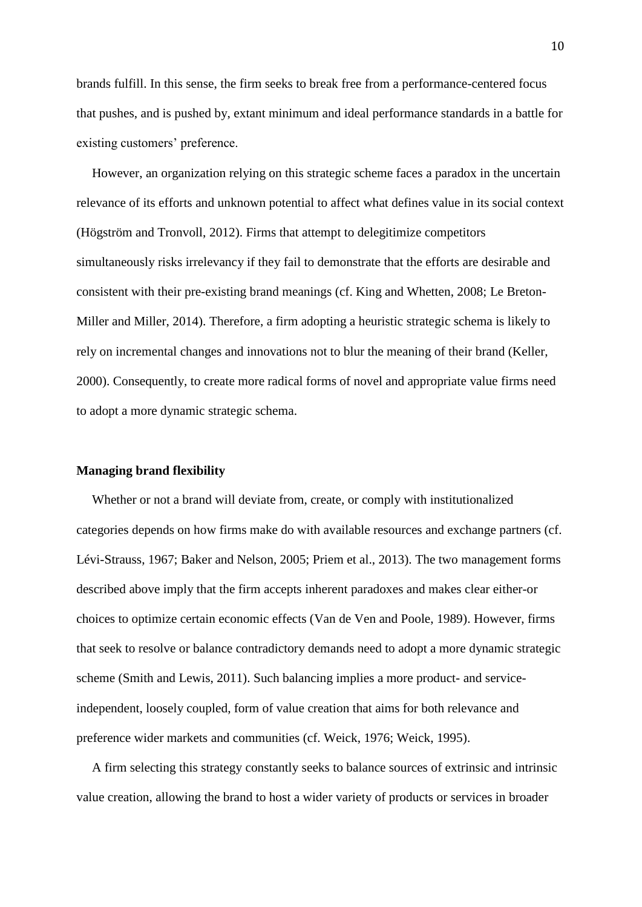brands fulfill. In this sense, the firm seeks to break free from a performance-centered focus that pushes, and is pushed by, extant minimum and ideal performance standards in a battle for existing customers' preference.

However, an organization relying on this strategic scheme faces a paradox in the uncertain relevance of its efforts and unknown potential to affect what defines value in its social context (Högström and Tronvoll, 2012). Firms that attempt to delegitimize competitors simultaneously risks irrelevancy if they fail to demonstrate that the efforts are desirable and consistent with their pre-existing brand meanings (cf. King and Whetten, 2008; Le Breton-Miller and Miller, 2014). Therefore, a firm adopting a heuristic strategic schema is likely to rely on incremental changes and innovations not to blur the meaning of their brand (Keller, 2000). Consequently, to create more radical forms of novel and appropriate value firms need to adopt a more dynamic strategic schema.

**Managing brand flexibility**

Whether or not a brand will deviate from, create, or comply with institutionalized categories depends on how firms make do with available resources and exchange partners (cf. Lévi-Strauss, 1967; Baker and Nelson, 2005; Priem et al., 2013). The two management forms described above imply that the firm accepts inherent paradoxes and makes clear either-or choices to optimize certain economic effects (Van de Ven and Poole, 1989). However, firms that seek to resolve or balance contradictory demands need to adopt a more dynamic strategic scheme (Smith and Lewis, 2011). Such balancing implies a more product- and service-independent, loosely coupled, form of value creation that aims for both relevance and preference wider markets and communities (cf. Weick, 1976; Weick, 1995).

A firm selecting this strategy constantly seeks to balance sources of extrinsic and intrinsic value creation, allowing the brand to host a wider variety of products or services in broader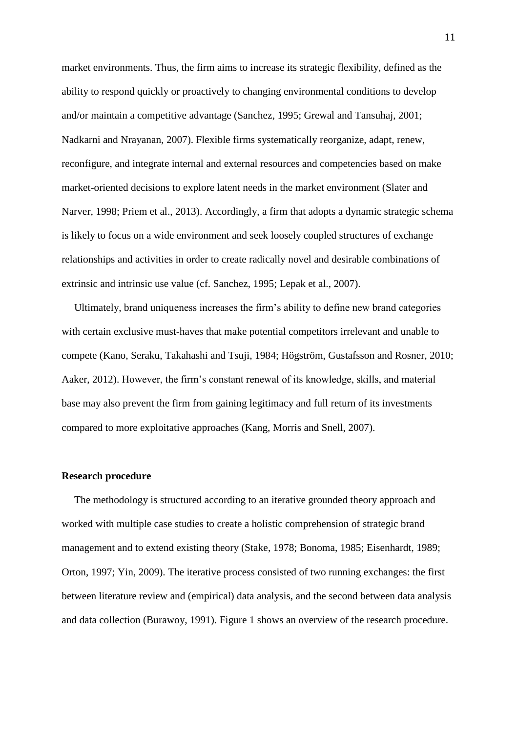market environments. Thus, the firm aims to increase its strategic flexibility, defined as the ability to respond quickly or proactively to changing environmental conditions to develop and/or maintain a competitive advantage (Sanchez, 1995; Grewal and Tansuhaj, 2001; Nadkarni and Nrayanan, 2007). Flexible firms systematically reorganize, adapt, renew, reconfigure, and integrate internal and external resources and competencies based on make market-oriented decisions to explore latent needs in the market environment (Slater and Narver, 1998; Priem et al., 2013). Accordingly, a firm that adopts a dynamic strategic schema is likely to focus on a wide environment and seek loosely coupled structures of exchange relationships and activities in order to create radically novel and desirable combinations of extrinsic and intrinsic use value (cf. Sanchez, 1995; Lepak et al., 2007).

Ultimately, brand uniqueness increases the firm's ability to define new brand categories with certain exclusive must-haves that make potential competitors irrelevant and unable to compete (Kano, Seraku, Takahashi and Tsuji, 1984; Högström, Gustafsson and Rosner, 2010; Aaker, 2012). However, the firm's constant renewal of its knowledge, skills, and material base may also prevent the firm from gaining legitimacy and full return of its investments compared to more exploitative approaches (Kang, Morris and Snell, 2007).

## Research procedure

The methodology is structured according to an iterative grounded theory approach and worked with multiple case studies to create a holistic comprehension of strategic brand management and to extend existing theory (Stake, 1978; Bonoma, 1985; Eisenhardt, 1989; Orton, 1997; Yin, 2009). The iterative process consisted of two running exchanges: the first between literature review and (empirical) data analysis, and the second between data analysis and data collection (Burawoy, 1991). Figure 1 shows an overview of the research procedure.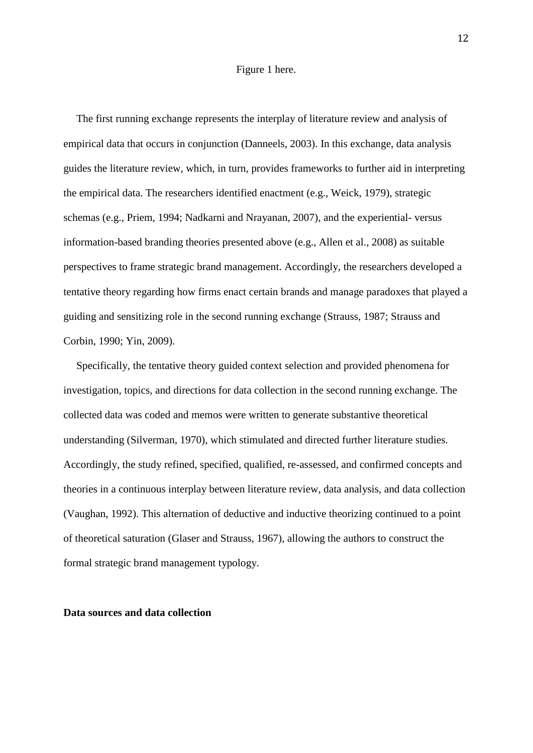Figure 1 here.

The first running exchange represents the interplay of literature review and analysis of empirical data that occurs in conjunction (Danneels, 2003). In this exchange, data analysis guides the literature review, which, in turn, provides frameworks to further aid in interpreting the empirical data. The researchers identified enactment (e.g., Weick, 1979), strategic schemas (e.g., Priem, 1994; Nadkarni and Nrayanan, 2007), and the experiential- versus information-based branding theories presented above (e.g., Allen et al., 2008) as suitable perspectives to frame strategic brand management. Accordingly, the researchers developed a tentative theory regarding how firms enact certain brands and manage paradoxes that played a guiding and sensitizing role in the second running exchange (Strauss, 1987; Strauss and Corbin, 1990; Yin, 2009).

Specifically, the tentative theory guided context selection and provided phenomena for investigation, topics, and directions for data collection in the second running exchange. The collected data was coded and memos were written to generate substantive theoretical understanding (Silverman, 1970), which stimulated and directed further literature studies. Accordingly, the study refined, specified, qualified, re-assessed, and confirmed concepts and theories in a continuous interplay between literature review, data analysis, and data collection (Vaughan, 1992). This alternation of deductive and inductive theorizing continued to a point of theoretical saturation (Glaser and Strauss, 1967), allowing the authors to construct the formal strategic brand management typology.

**Data sources and data collection**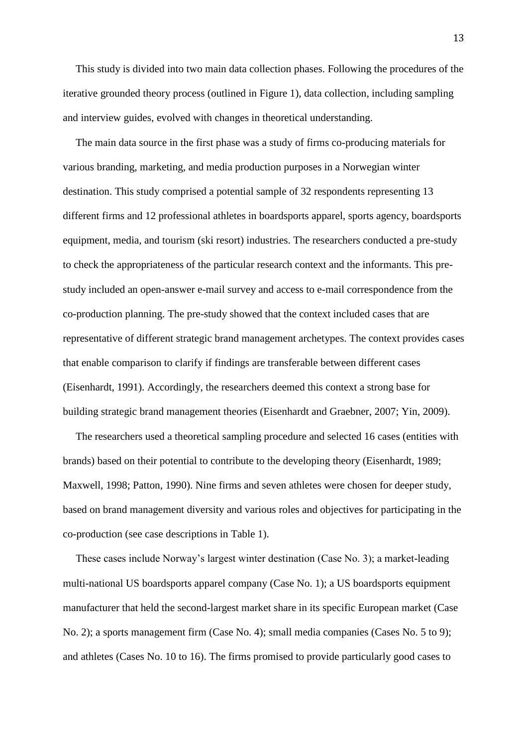This study is divided into two main data collection phases. Following the procedures of the iterative grounded theory process (outlined in Figure 1), data collection, including sampling and interview guides, evolved with changes in theoretical understanding.

The main data source in the first phase was a study of firms co-producing materials for various branding, marketing, and media production purposes in a Norwegian winter destination. This study comprised a potential sample of 32 respondents representing 13 different firms and 12 professional athletes in boardsports apparel, sports agency, boardsports equipment, media, and tourism (ski resort) industries. The researchers conducted a pre-study to check the appropriateness of the particular research context and the informants. This pre-study included an open-answer e-mail survey and access to e-mail correspondence from the co-production planning. The pre-study showed that the context included cases that are representative of different strategic brand management archetypes. The context provides cases that enable comparison to clarify if findings are transferable between different cases (Eisenhardt, 1991). Accordingly, the researchers deemed this context a strong base for building strategic brand management theories (Eisenhardt and Graebner, 2007; Yin, 2009).

The researchers used a theoretical sampling procedure and selected 16 cases (entities with brands) based on their potential to contribute to the developing theory (Eisenhardt, 1989; Maxwell, 1998; Patton, 1990). Nine firms and seven athletes were chosen for deeper study, based on brand management diversity and various roles and objectives for participating in the co-production (see case descriptions in Table 1).

These cases include Norway's largest winter destination (Case No. 3); a market-leading multi-national US boardsports apparel company (Case No. 1); a US boardsports equipment manufacturer that held the second-largest market share in its specific European market (Case No. 2); a sports management firm (Case No. 4); small media companies (Cases No. 5 to 9); and athletes (Cases No. 10 to 16). The firms promised to provide particularly good cases to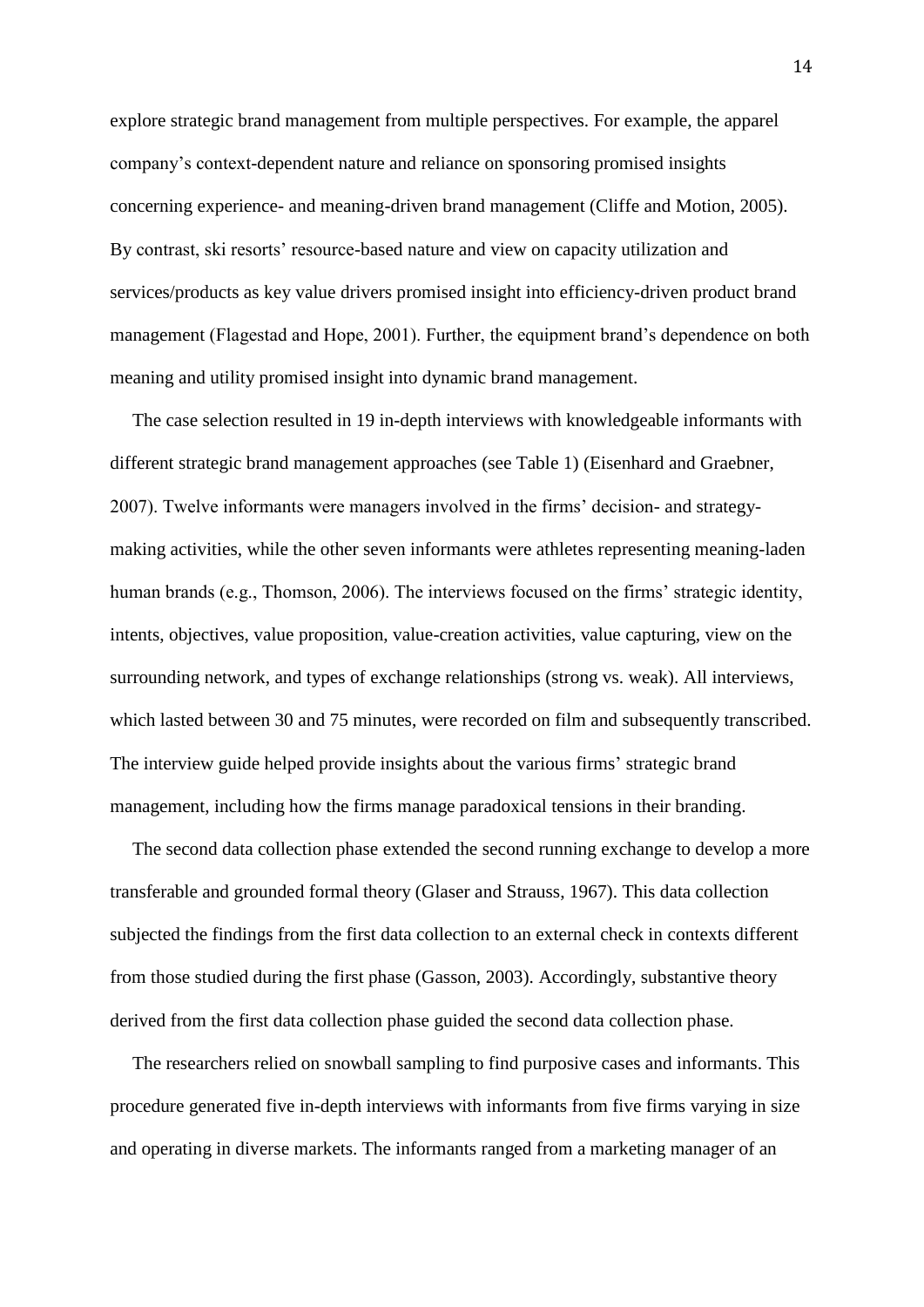explore strategic brand management from multiple perspectives. For example, the apparel company's context-dependent nature and reliance on sponsoring promised insights concerning experience- and meaning-driven brand management (Cliffe and Motion, 2005). By contrast, ski resorts' resource-based nature and view on capacity utilization and services/products as key value drivers promised insight into efficiency-driven product brand management (Flagestad and Hope, 2001). Further, the equipment brand's dependence on both meaning and utility promised insight into dynamic brand management.

The case selection resulted in 19 in-depth interviews with knowledgeable informants with different strategic brand management approaches (see Table 1) (Eisenhard and Graebner, 2007). Twelve informants were managers involved in the firms' decision- and strategy-making activities, while the other seven informants were athletes representing meaning-laden human brands (e.g., Thomson, 2006). The interviews focused on the firms' strategic identity, intents, objectives, value proposition, value-creation activities, value capturing, view on the surrounding network, and types of exchange relationships (strong vs. weak). All interviews, which lasted between 30 and 75 minutes, were recorded on film and subsequently transcribed. The interview guide helped provide insights about the various firms' strategic brand management, including how the firms manage paradoxical tensions in their branding.

The second data collection phase extended the second running exchange to develop a more transferable and grounded formal theory (Glaser and Strauss, 1967). This data collection subjected the findings from the first data collection to an external check in contexts different from those studied during the first phase (Gasson, 2003). Accordingly, substantive theory derived from the first data collection phase guided the second data collection phase.

The researchers relied on snowball sampling to find purposive cases and informants. This procedure generated five in-depth interviews with informants from five firms varying in size and operating in diverse markets. The informants ranged from a marketing manager of an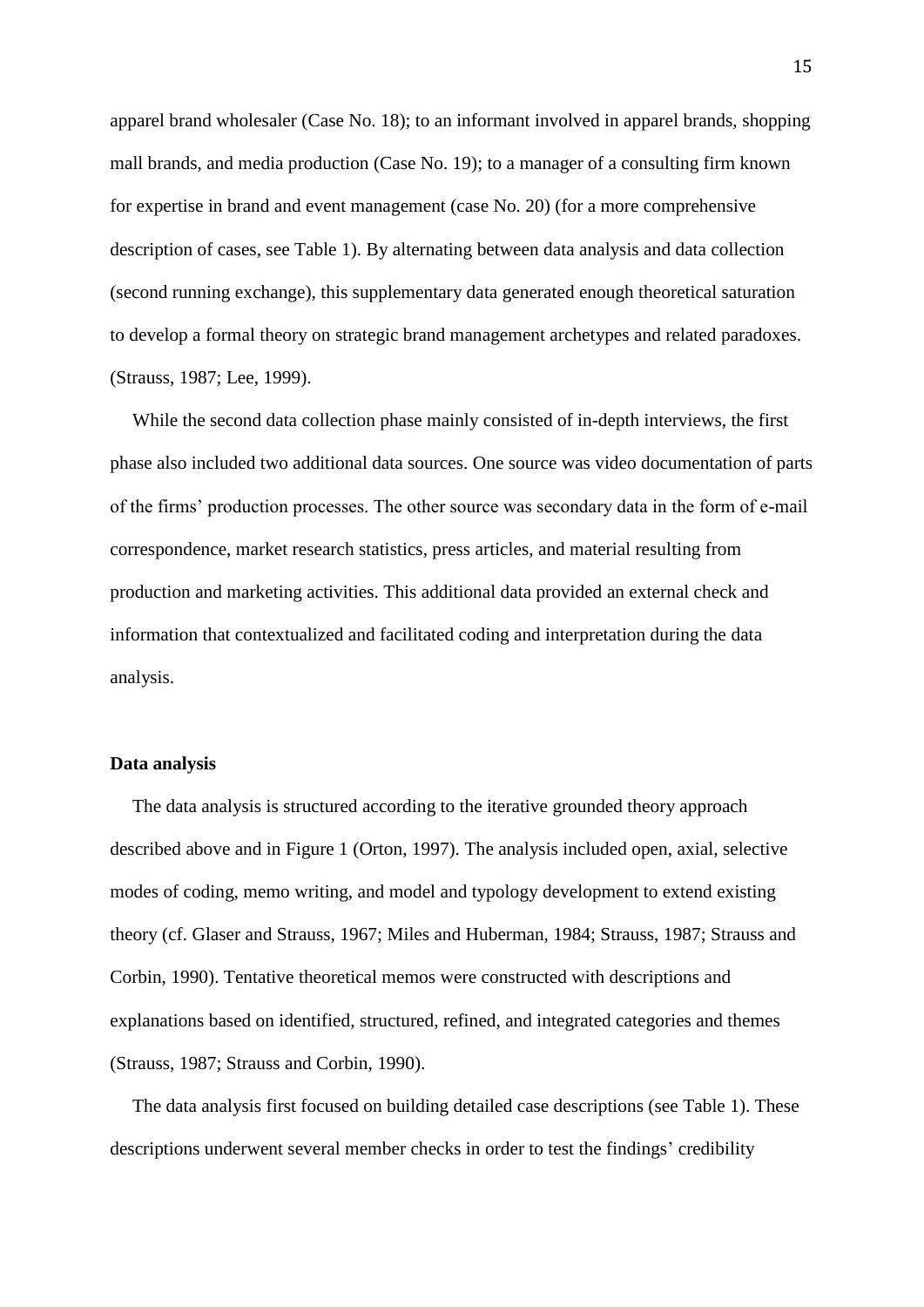apparel brand wholesaler (Case No. 18); to an informant involved in apparel brands, shopping mall brands, and media production (Case No. 19); to a manager of a consulting firm known for expertise in brand and event management (case No. 20) (for a more comprehensive description of cases, see Table 1). By alternating between data analysis and data collection (second running exchange), this supplementary data generated enough theoretical saturation to develop a formal theory on strategic brand management archetypes and related paradoxes. (Strauss, 1987; Lee, 1999).

While the second data collection phase mainly consisted of in-depth interviews, the first phase also included two additional data sources. One source was video documentation of parts of the firms' production processes. The other source was secondary data in the form of e-mail correspondence, market research statistics, press articles, and material resulting from production and marketing activities. This additional data provided an external check and information that contextualized and facilitated coding and interpretation during the data analysis.

**Data analysis**

The data analysis is structured according to the iterative grounded theory approach described above and in Figure 1 (Orton, 1997). The analysis included open, axial, selective modes of coding, memo writing, and model and typology development to extend existing theory (cf. Glaser and Strauss, 1967; Miles and Huberman, 1984; Strauss, 1987; Strauss and Corbin, 1990). Tentative theoretical memos were constructed with descriptions and explanations based on identified, structured, refined, and integrated categories and themes (Strauss, 1987; Strauss and Corbin, 1990).

The data analysis first focused on building detailed case descriptions (see Table 1). These descriptions underwent several member checks in order to test the findings' credibility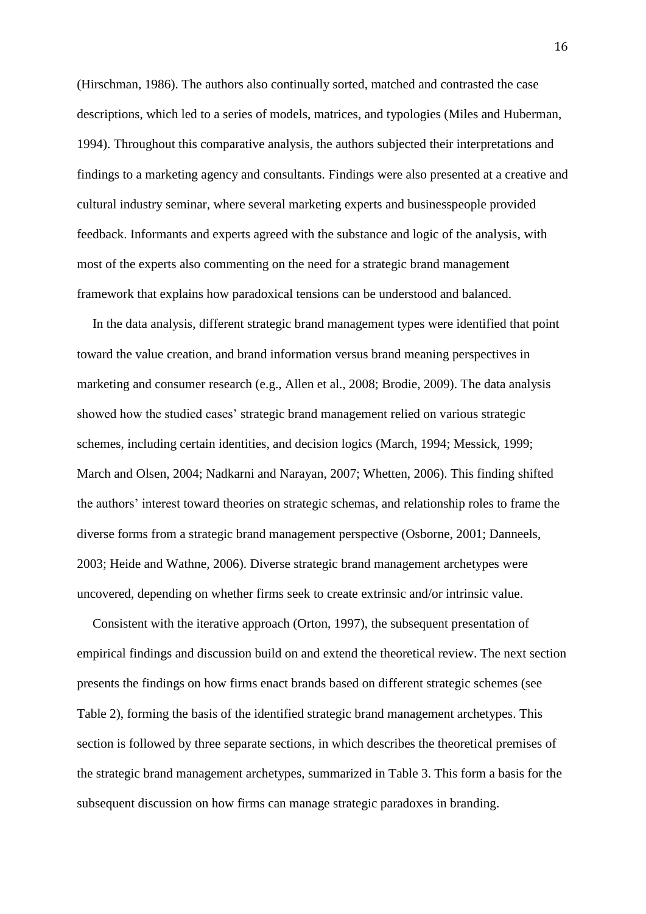(Hirschman, 1986). The authors also continually sorted, matched and contrasted the case descriptions, which led to a series of models, matrices, and typologies (Miles and Huberman, 1994). Throughout this comparative analysis, the authors subjected their interpretations and findings to a marketing agency and consultants. Findings were also presented at a creative and cultural industry seminar, where several marketing experts and businesspeople provided feedback. Informants and experts agreed with the substance and logic of the analysis, with most of the experts also commenting on the need for a strategic brand management framework that explains how paradoxical tensions can be understood and balanced.

In the data analysis, different strategic brand management types were identified that point toward the value creation, and brand information versus brand meaning perspectives in marketing and consumer research (e.g., Allen et al., 2008; Brodie, 2009). The data analysis showed how the studied cases' strategic brand management relied on various strategic schemes, including certain identities, and decision logics (March, 1994; Messick, 1999; March and Olsen, 2004; Nadkarni and Narayan, 2007; Whetten, 2006). This finding shifted the authors' interest toward theories on strategic schemas, and relationship roles to frame the diverse forms from a strategic brand management perspective (Osborne, 2001; Danneels, 2003; Heide and Wathne, 2006). Diverse strategic brand management archetypes were uncovered, depending on whether firms seek to create extrinsic and/or intrinsic value.

Consistent with the iterative approach (Orton, 1997), the subsequent presentation of empirical findings and discussion build on and extend the theoretical review. The next section presents the findings on how firms enact brands based on different strategic schemes (see Table 2), forming the basis of the identified strategic brand management archetypes. This section is followed by three separate sections, in which describes the theoretical premises of the strategic brand management archetypes, summarized in Table 3. This form a basis for the subsequent discussion on how firms can manage strategic paradoxes in branding.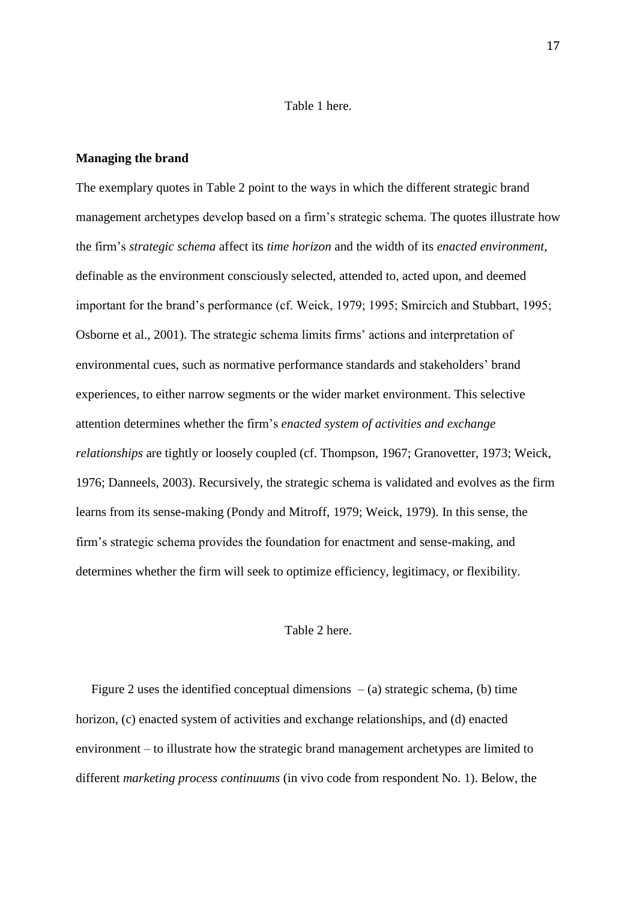Table 1 here.

**Managing the brand**

The exemplary quotes in Table 2 point to the ways in which the different strategic brand management archetypes develop based on a firm's strategic schema. The quotes illustrate how the firm's *strategic schema* affect its *time horizon* and the width of its *enacted environment*, definable as the environment consciously selected, attended to, acted upon, and deemed important for the brand's performance (cf. Weick, 1979; 1995; Smircich and Stubbart, 1995; Osborne et al., 2001). The strategic schema limits firms' actions and interpretation of environmental cues, such as normative performance standards and stakeholders' brand experiences, to either narrow segments or the wider market environment. This selective attention determines whether the firm's *enacted system of activities and exchange relationships* are tightly or loosely coupled (cf. Thompson, 1967; Granovetter, 1973; Weick, 1976; Danneels, 2003). Recursively, the strategic schema is validated and evolves as the firm learns from its sense-making (Pondy and Mitroff, 1979; Weick, 1979). In this sense, the firm's strategic schema provides the foundation for enactment and sense-making, and determines whether the firm will seek to optimize efficiency, legitimacy, or flexibility.

Table 2 here.

Figure 2 uses the identified conceptual dimensions – (a) strategic schema, (b) time horizon, (c) enacted system of activities and exchange relationships, and (d) enacted environment – to illustrate how the strategic brand management archetypes are limited to different *marketing process continuums* (in vivo code from respondent No. 1). Below, the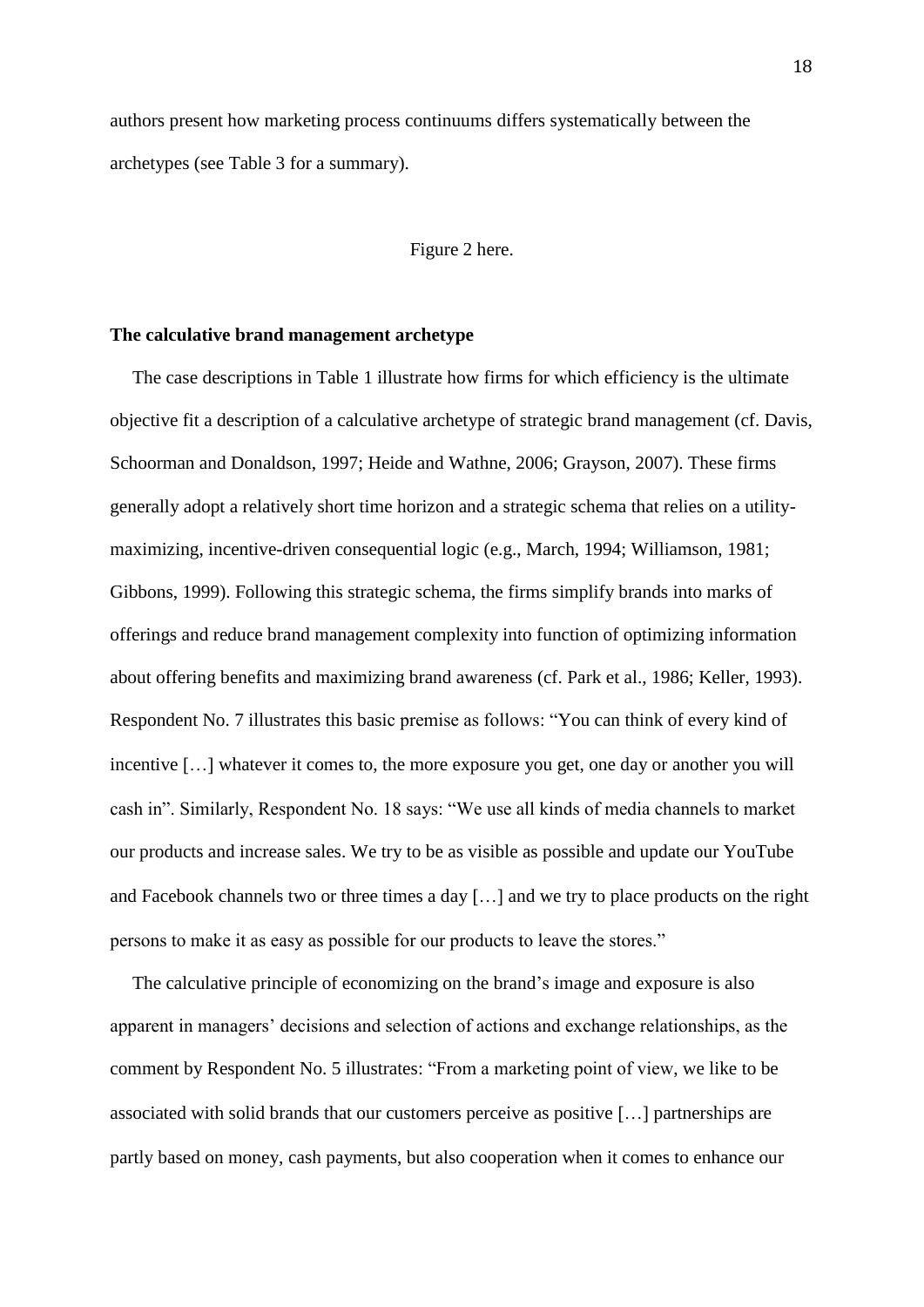authors present how marketing process continuums differs systematically between the archetypes (see Table 3 for a summary).

Figure 2 here.

**The calculative brand management archetype**

The case descriptions in Table 1 illustrate how firms for which efficiency is the ultimate objective fit a description of a calculative archetype of strategic brand management (cf. Davis, Schoorman and Donaldson, 1997; Heide and Wathne, 2006; Grayson, 2007). These firms generally adopt a relatively short time horizon and a strategic schema that relies on a utility-maximizing, incentive-driven consequential logic (e.g., March, 1994; Williamson, 1981; Gibbons, 1999). Following this strategic schema, the firms simplify brands into marks of offerings and reduce brand management complexity into function of optimizing information about offering benefits and maximizing brand awareness (cf. Park et al., 1986; Keller, 1993). Respondent No. 7 illustrates this basic premise as follows: "You can think of every kind of incentive […] whatever it comes to, the more exposure you get, one day or another you will cash in". Similarly, Respondent No. 18 says: "We use all kinds of media channels to market our products and increase sales. We try to be as visible as possible and update our YouTube and Facebook channels two or three times a day […] and we try to place products on the right persons to make it as easy as possible for our products to leave the stores."

The calculative principle of economizing on the brand's image and exposure is also apparent in managers' decisions and selection of actions and exchange relationships, as the comment by Respondent No. 5 illustrates: "From a marketing point of view, we like to be associated with solid brands that our customers perceive as positive […] partnerships are partly based on money, cash payments, but also cooperation when it comes to enhance our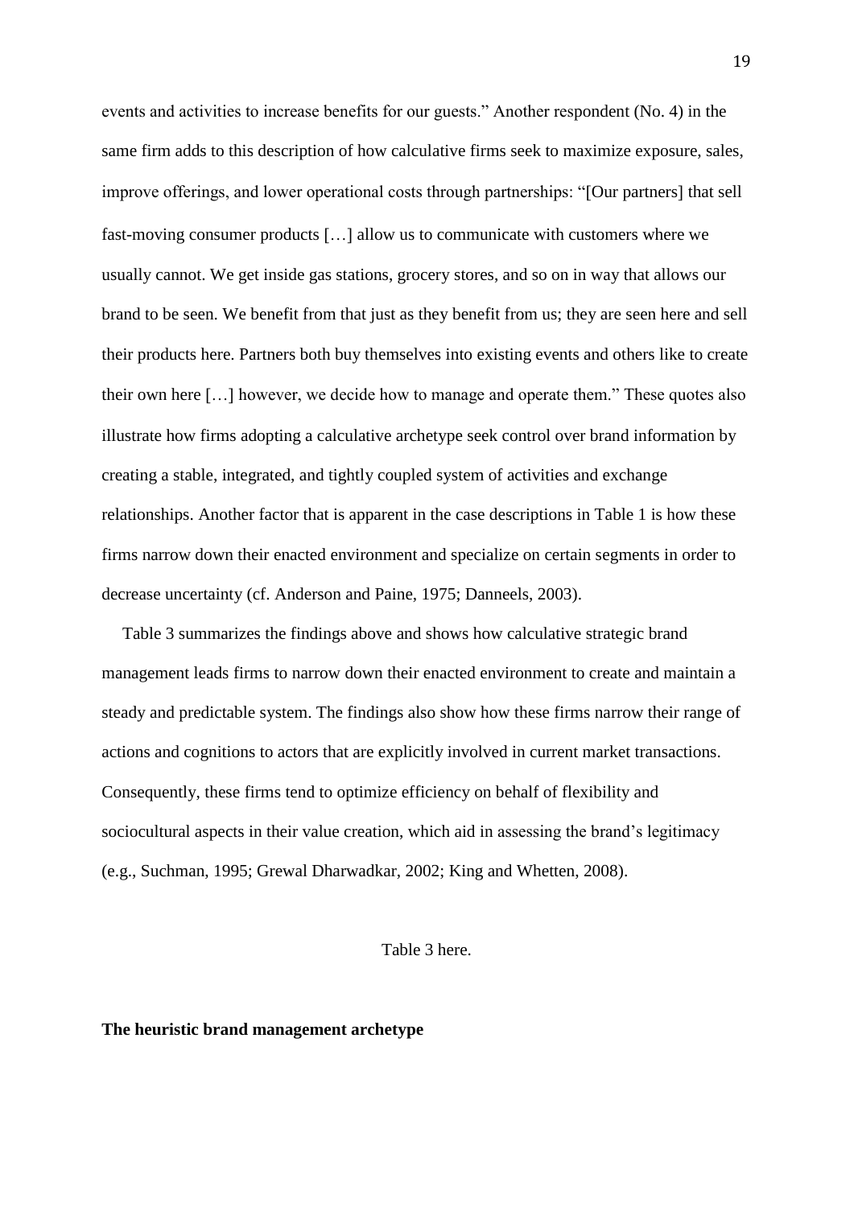events and activities to increase benefits for our guests." Another respondent (No. 4) in the same firm adds to this description of how calculative firms seek to maximize exposure, sales, improve offerings, and lower operational costs through partnerships: "[Our partners] that sell fast-moving consumer products […] allow us to communicate with customers where we usually cannot. We get inside gas stations, grocery stores, and so on in way that allows our brand to be seen. We benefit from that just as they benefit from us; they are seen here and sell their products here. Partners both buy themselves into existing events and others like to create their own here […] however, we decide how to manage and operate them." These quotes also illustrate how firms adopting a calculative archetype seek control over brand information by creating a stable, integrated, and tightly coupled system of activities and exchange relationships. Another factor that is apparent in the case descriptions in Table 1 is how these firms narrow down their enacted environment and specialize on certain segments in order to decrease uncertainty (cf. Anderson and Paine, 1975; Danneels, 2003).

Table 3 summarizes the findings above and shows how calculative strategic brand management leads firms to narrow down their enacted environment to create and maintain a steady and predictable system. The findings also show how these firms narrow their range of actions and cognitions to actors that are explicitly involved in current market transactions. Consequently, these firms tend to optimize efficiency on behalf of flexibility and sociocultural aspects in their value creation, which aid in assessing the brand's legitimacy (e.g., Suchman, 1995; Grewal Dharwadkar, 2002; King and Whetten, 2008).

Table 3 here.

**The heuristic brand management archetype**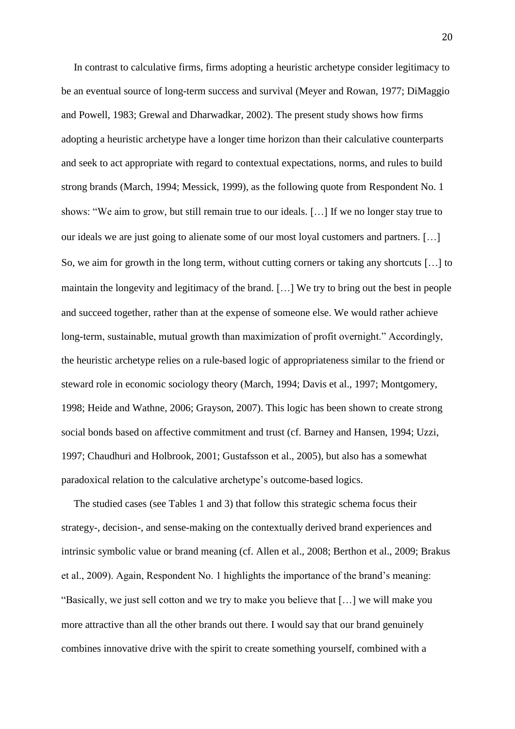In contrast to calculative firms, firms adopting a heuristic archetype consider legitimacy to be an eventual source of long-term success and survival (Meyer and Rowan, 1977; DiMaggio and Powell, 1983; Grewal and Dharwadkar, 2002). The present study shows how firms adopting a heuristic archetype have a longer time horizon than their calculative counterparts and seek to act appropriate with regard to contextual expectations, norms, and rules to build strong brands (March, 1994; Messick, 1999), as the following quote from Respondent No. 1 shows: "We aim to grow, but still remain true to our ideals. […] If we no longer stay true to our ideals we are just going to alienate some of our most loyal customers and partners. […] So, we aim for growth in the long term, without cutting corners or taking any shortcuts […] to maintain the longevity and legitimacy of the brand. […] We try to bring out the best in people and succeed together, rather than at the expense of someone else. We would rather achieve long-term, sustainable, mutual growth than maximization of profit overnight." Accordingly, the heuristic archetype relies on a rule-based logic of appropriateness similar to the friend or steward role in economic sociology theory (March, 1994; Davis et al., 1997; Montgomery, 1998; Heide and Wathne, 2006; Grayson, 2007). This logic has been shown to create strong social bonds based on affective commitment and trust (cf. Barney and Hansen, 1994; Uzzi, 1997; Chaudhuri and Holbrook, 2001; Gustafsson et al., 2005), but also has a somewhat paradoxical relation to the calculative archetype's outcome-based logics.

The studied cases (see Tables 1 and 3) that follow this strategic schema focus their strategy-, decision-, and sense-making on the contextually derived brand experiences and intrinsic symbolic value or brand meaning (cf. Allen et al., 2008; Berthon et al., 2009; Brakus et al., 2009). Again, Respondent No. 1 highlights the importance of the brand's meaning: "Basically, we just sell cotton and we try to make you believe that […] we will make you more attractive than all the other brands out there. I would say that our brand genuinely combines innovative drive with the spirit to create something yourself, combined with a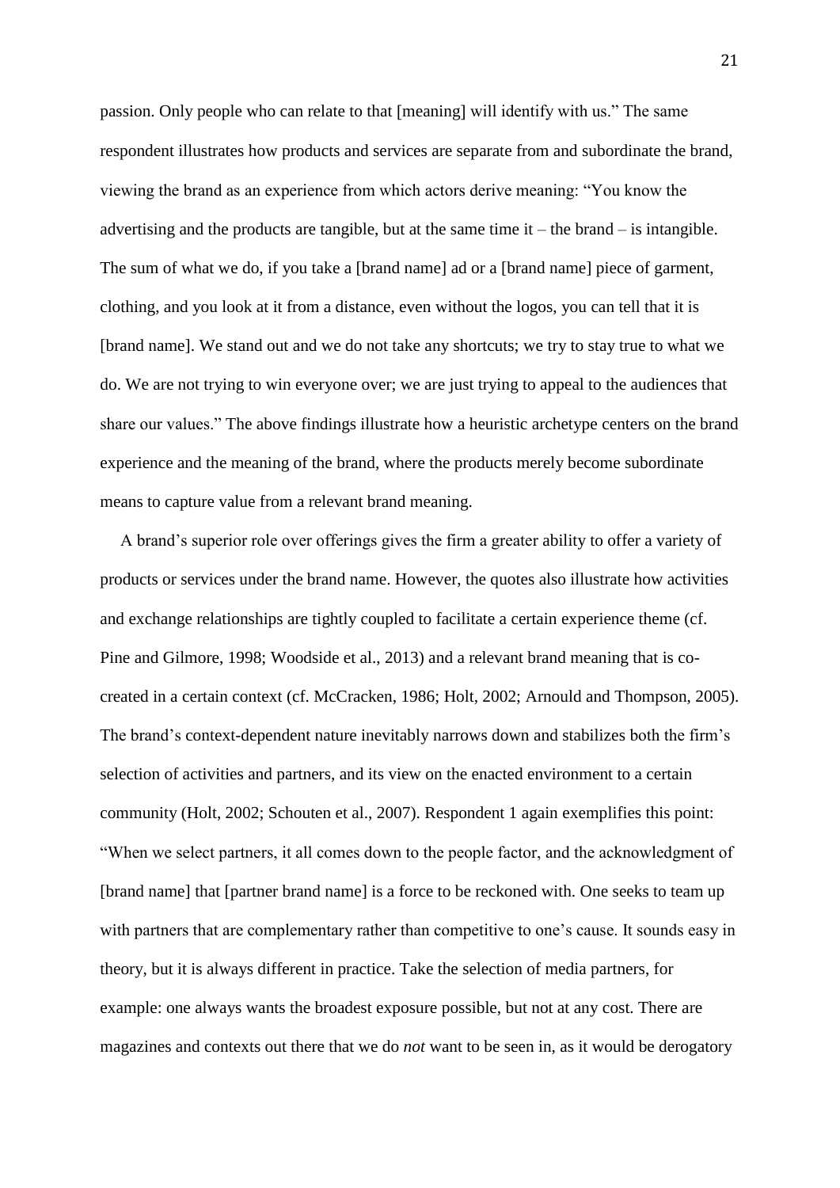passion. Only people who can relate to that [meaning] will identify with us." The same respondent illustrates how products and services are separate from and subordinate the brand, viewing the brand as an experience from which actors derive meaning: "You know the advertising and the products are tangible, but at the same time it – the brand – is intangible. The sum of what we do, if you take a [brand name] ad or a [brand name] piece of garment, clothing, and you look at it from a distance, even without the logos, you can tell that it is [brand name]. We stand out and we do not take any shortcuts; we try to stay true to what we do. We are not trying to win everyone over; we are just trying to appeal to the audiences that share our values." The above findings illustrate how a heuristic archetype centers on the brand experience and the meaning of the brand, where the products merely become subordinate means to capture value from a relevant brand meaning.

A brand's superior role over offerings gives the firm a greater ability to offer a variety of products or services under the brand name. However, the quotes also illustrate how activities and exchange relationships are tightly coupled to facilitate a certain experience theme (cf. Pine and Gilmore, 1998; Woodside et al., 2013) and a relevant brand meaning that is co-created in a certain context (cf. McCracken, 1986; Holt, 2002; Arnould and Thompson, 2005). The brand's context-dependent nature inevitably narrows down and stabilizes both the firm's selection of activities and partners, and its view on the enacted environment to a certain community (Holt, 2002; Schouten et al., 2007). Respondent 1 again exemplifies this point: "When we select partners, it all comes down to the people factor, and the acknowledgment of [brand name] that [partner brand name] is a force to be reckoned with. One seeks to team up with partners that are complementary rather than competitive to one's cause. It sounds easy in theory, but it is always different in practice. Take the selection of media partners, for example: one always wants the broadest exposure possible, but not at any cost. There are magazines and contexts out there that we do *not* want to be seen in, as it would be derogatory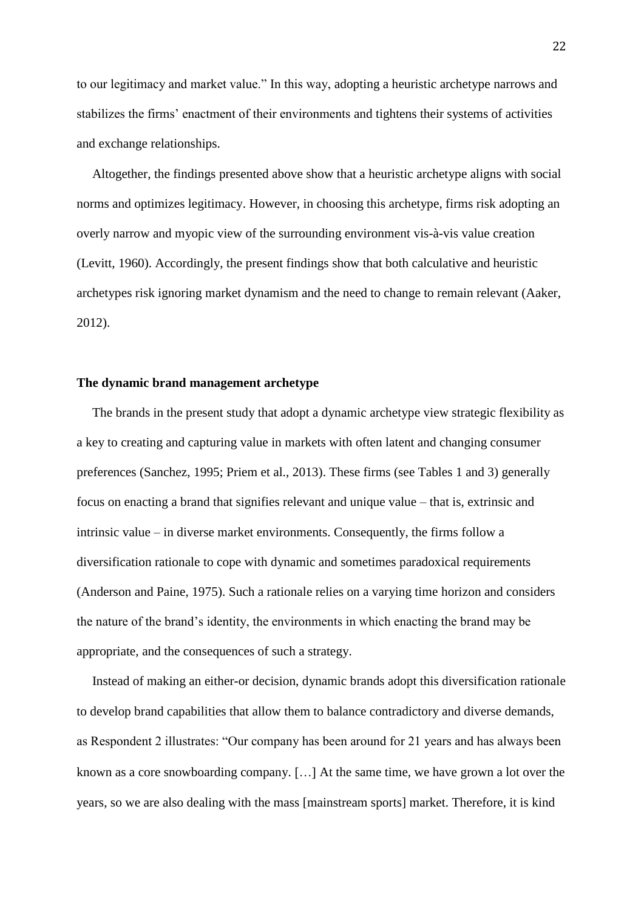to our legitimacy and market value." In this way, adopting a heuristic archetype narrows and stabilizes the firms' enactment of their environments and tightens their systems of activities and exchange relationships.

Altogether, the findings presented above show that a heuristic archetype aligns with social norms and optimizes legitimacy. However, in choosing this archetype, firms risk adopting an overly narrow and myopic view of the surrounding environment vis-à-vis value creation (Levitt, 1960). Accordingly, the present findings show that both calculative and heuristic archetypes risk ignoring market dynamism and the need to change to remain relevant (Aaker, 2012).

**The dynamic brand management archetype**

The brands in the present study that adopt a dynamic archetype view strategic flexibility as a key to creating and capturing value in markets with often latent and changing consumer preferences (Sanchez, 1995; Priem et al., 2013). These firms (see Tables 1 and 3) generally focus on enacting a brand that signifies relevant and unique value – that is, extrinsic and intrinsic value – in diverse market environments. Consequently, the firms follow a diversification rationale to cope with dynamic and sometimes paradoxical requirements (Anderson and Paine, 1975). Such a rationale relies on a varying time horizon and considers the nature of the brand's identity, the environments in which enacting the brand may be appropriate, and the consequences of such a strategy.

Instead of making an either-or decision, dynamic brands adopt this diversification rationale to develop brand capabilities that allow them to balance contradictory and diverse demands, as Respondent 2 illustrates: "Our company has been around for 21 years and has always been known as a core snowboarding company. […] At the same time, we have grown a lot over the years, so we are also dealing with the mass [mainstream sports] market. Therefore, it is kind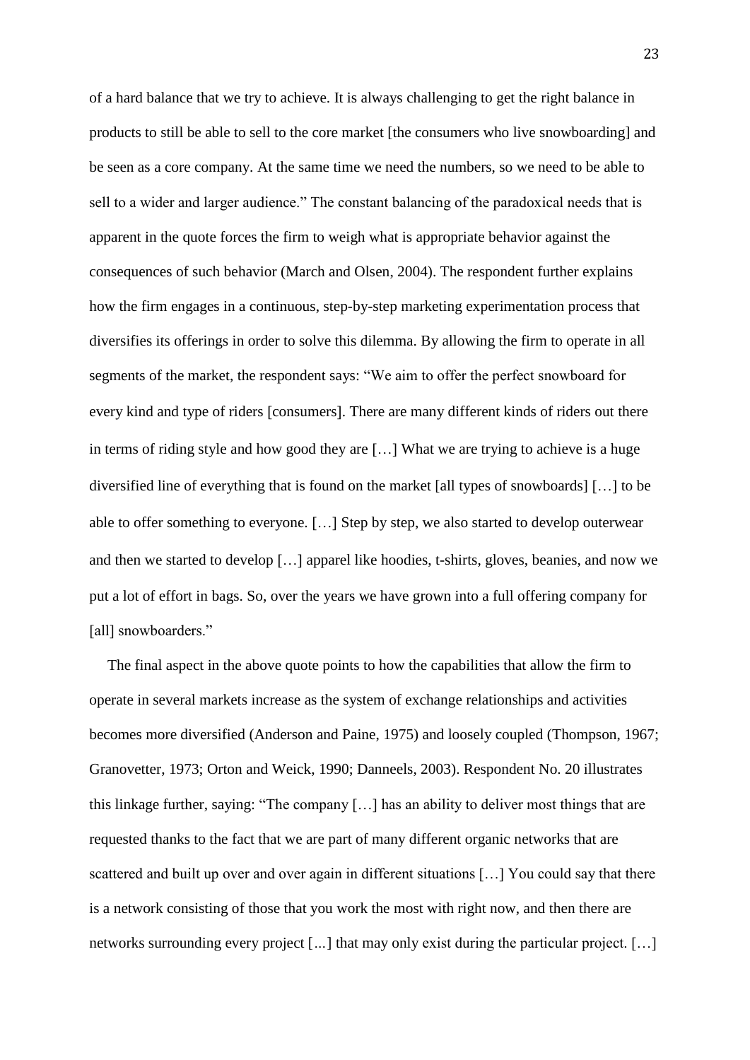of a hard balance that we try to achieve. It is always challenging to get the right balance in products to still be able to sell to the core market [the consumers who live snowboarding] and be seen as a core company. At the same time we need the numbers, so we need to be able to sell to a wider and larger audience." The constant balancing of the paradoxical needs that is apparent in the quote forces the firm to weigh what is appropriate behavior against the consequences of such behavior (March and Olsen, 2004). The respondent further explains how the firm engages in a continuous, step-by-step marketing experimentation process that diversifies its offerings in order to solve this dilemma. By allowing the firm to operate in all segments of the market, the respondent says: "We aim to offer the perfect snowboard for every kind and type of riders [consumers]. There are many different kinds of riders out there in terms of riding style and how good they are […] What we are trying to achieve is a huge diversified line of everything that is found on the market [all types of snowboards] […] to be able to offer something to everyone. […] Step by step, we also started to develop outerwear and then we started to develop […] apparel like hoodies, t-shirts, gloves, beanies, and now we put a lot of effort in bags. So, over the years we have grown into a full offering company for [all] snowboarders."

The final aspect in the above quote points to how the capabilities that allow the firm to operate in several markets increase as the system of exchange relationships and activities becomes more diversified (Anderson and Paine, 1975) and loosely coupled (Thompson, 1967; Granovetter, 1973; Orton and Weick, 1990; Danneels, 2003). Respondent No. 20 illustrates this linkage further, saying: "The company […] has an ability to deliver most things that are requested thanks to the fact that we are part of many different organic networks that are scattered and built up over and over again in different situations […] You could say that there is a network consisting of those that you work the most with right now, and then there are networks surrounding every project [...] that may only exist during the particular project. […]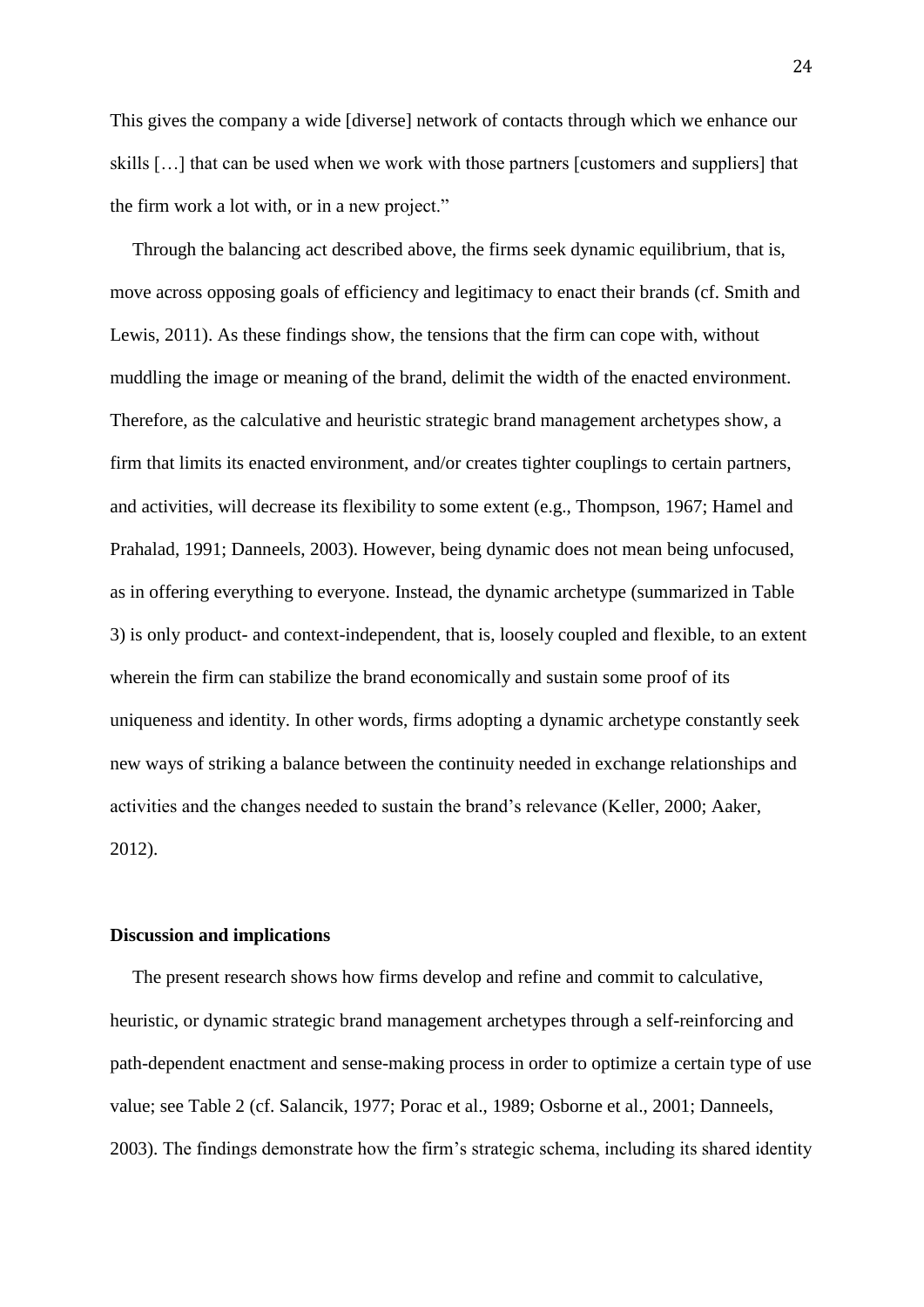This gives the company a wide [diverse] network of contacts through which we enhance our skills […] that can be used when we work with those partners [customers and suppliers] that the firm work a lot with, or in a new project."

Through the balancing act described above, the firms seek dynamic equilibrium, that is, move across opposing goals of efficiency and legitimacy to enact their brands (cf. Smith and Lewis, 2011). As these findings show, the tensions that the firm can cope with, without muddling the image or meaning of the brand, delimit the width of the enacted environment. Therefore, as the calculative and heuristic strategic brand management archetypes show, a firm that limits its enacted environment, and/or creates tighter couplings to certain partners, and activities, will decrease its flexibility to some extent (e.g., Thompson, 1967; Hamel and Prahalad, 1991; Danneels, 2003). However, being dynamic does not mean being unfocused, as in offering everything to everyone. Instead, the dynamic archetype (summarized in Table 3) is only product- and context-independent, that is, loosely coupled and flexible, to an extent wherein the firm can stabilize the brand economically and sustain some proof of its uniqueness and identity. In other words, firms adopting a dynamic archetype constantly seek new ways of striking a balance between the continuity needed in exchange relationships and activities and the changes needed to sustain the brand's relevance (Keller, 2000; Aaker, 2012).

## Discussion and implications

The present research shows how firms develop and refine and commit to calculative, heuristic, or dynamic strategic brand management archetypes through a self-reinforcing and path-dependent enactment and sense-making process in order to optimize a certain type of use value; see Table 2 (cf. Salancik, 1977; Porac et al., 1989; Osborne et al., 2001; Danneels, 2003). The findings demonstrate how the firm's strategic schema, including its shared identity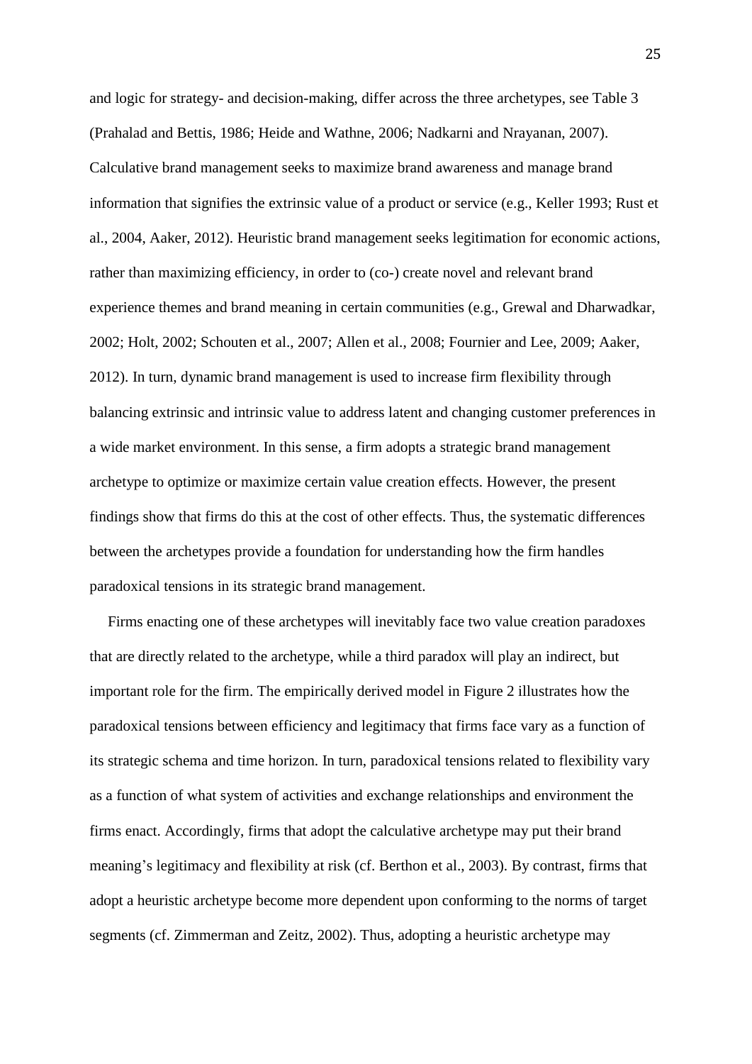and logic for strategy- and decision-making, differ across the three archetypes, see Table 3 (Prahalad and Bettis, 1986; Heide and Wathne, 2006; Nadkarni and Nrayanan, 2007). Calculative brand management seeks to maximize brand awareness and manage brand information that signifies the extrinsic value of a product or service (e.g., Keller 1993; Rust et al., 2004, Aaker, 2012). Heuristic brand management seeks legitimation for economic actions, rather than maximizing efficiency, in order to (co-) create novel and relevant brand experience themes and brand meaning in certain communities (e.g., Grewal and Dharwadkar, 2002; Holt, 2002; Schouten et al., 2007; Allen et al., 2008; Fournier and Lee, 2009; Aaker, 2012). In turn, dynamic brand management is used to increase firm flexibility through balancing extrinsic and intrinsic value to address latent and changing customer preferences in a wide market environment. In this sense, a firm adopts a strategic brand management archetype to optimize or maximize certain value creation effects. However, the present findings show that firms do this at the cost of other effects. Thus, the systematic differences between the archetypes provide a foundation for understanding how the firm handles paradoxical tensions in its strategic brand management.

Firms enacting one of these archetypes will inevitably face two value creation paradoxes that are directly related to the archetype, while a third paradox will play an indirect, but important role for the firm. The empirically derived model in Figure 2 illustrates how the paradoxical tensions between efficiency and legitimacy that firms face vary as a function of its strategic schema and time horizon. In turn, paradoxical tensions related to flexibility vary as a function of what system of activities and exchange relationships and environment the firms enact. Accordingly, firms that adopt the calculative archetype may put their brand meaning's legitimacy and flexibility at risk (cf. Berthon et al., 2003). By contrast, firms that adopt a heuristic archetype become more dependent upon conforming to the norms of target segments (cf. Zimmerman and Zeitz, 2002). Thus, adopting a heuristic archetype may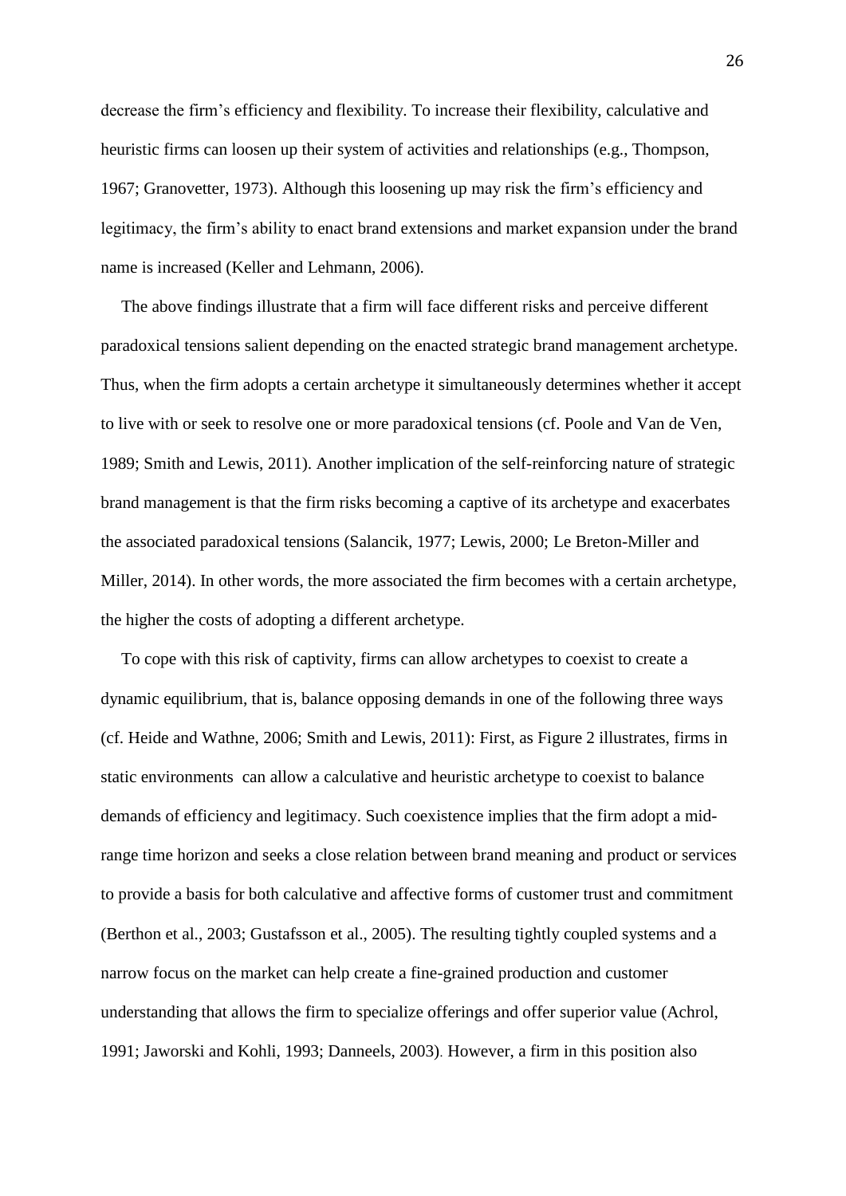decrease the firm's efficiency and flexibility. To increase their flexibility, calculative and heuristic firms can loosen up their system of activities and relationships (e.g., Thompson, 1967; Granovetter, 1973). Although this loosening up may risk the firm's efficiency and legitimacy, the firm's ability to enact brand extensions and market expansion under the brand name is increased (Keller and Lehmann, 2006).

The above findings illustrate that a firm will face different risks and perceive different paradoxical tensions salient depending on the enacted strategic brand management archetype. Thus, when the firm adopts a certain archetype it simultaneously determines whether it accept to live with or seek to resolve one or more paradoxical tensions (cf. Poole and Van de Ven, 1989; Smith and Lewis, 2011). Another implication of the self-reinforcing nature of strategic brand management is that the firm risks becoming a captive of its archetype and exacerbates the associated paradoxical tensions (Salancik, 1977; Lewis, 2000; Le Breton-Miller and Miller, 2014). In other words, the more associated the firm becomes with a certain archetype, the higher the costs of adopting a different archetype.

To cope with this risk of captivity, firms can allow archetypes to coexist to create a dynamic equilibrium, that is, balance opposing demands in one of the following three ways (cf. Heide and Wathne, 2006; Smith and Lewis, 2011): First, as Figure 2 illustrates, firms in static environments can allow a calculative and heuristic archetype to coexist to balance demands of efficiency and legitimacy. Such coexistence implies that the firm adopt a mid-range time horizon and seeks a close relation between brand meaning and product or services to provide a basis for both calculative and affective forms of customer trust and commitment (Berthon et al., 2003; Gustafsson et al., 2005). The resulting tightly coupled systems and a narrow focus on the market can help create a fine-grained production and customer understanding that allows the firm to specialize offerings and offer superior value (Achrol, 1991; Jaworski and Kohli, 1993; Danneels, 2003). However, a firm in this position also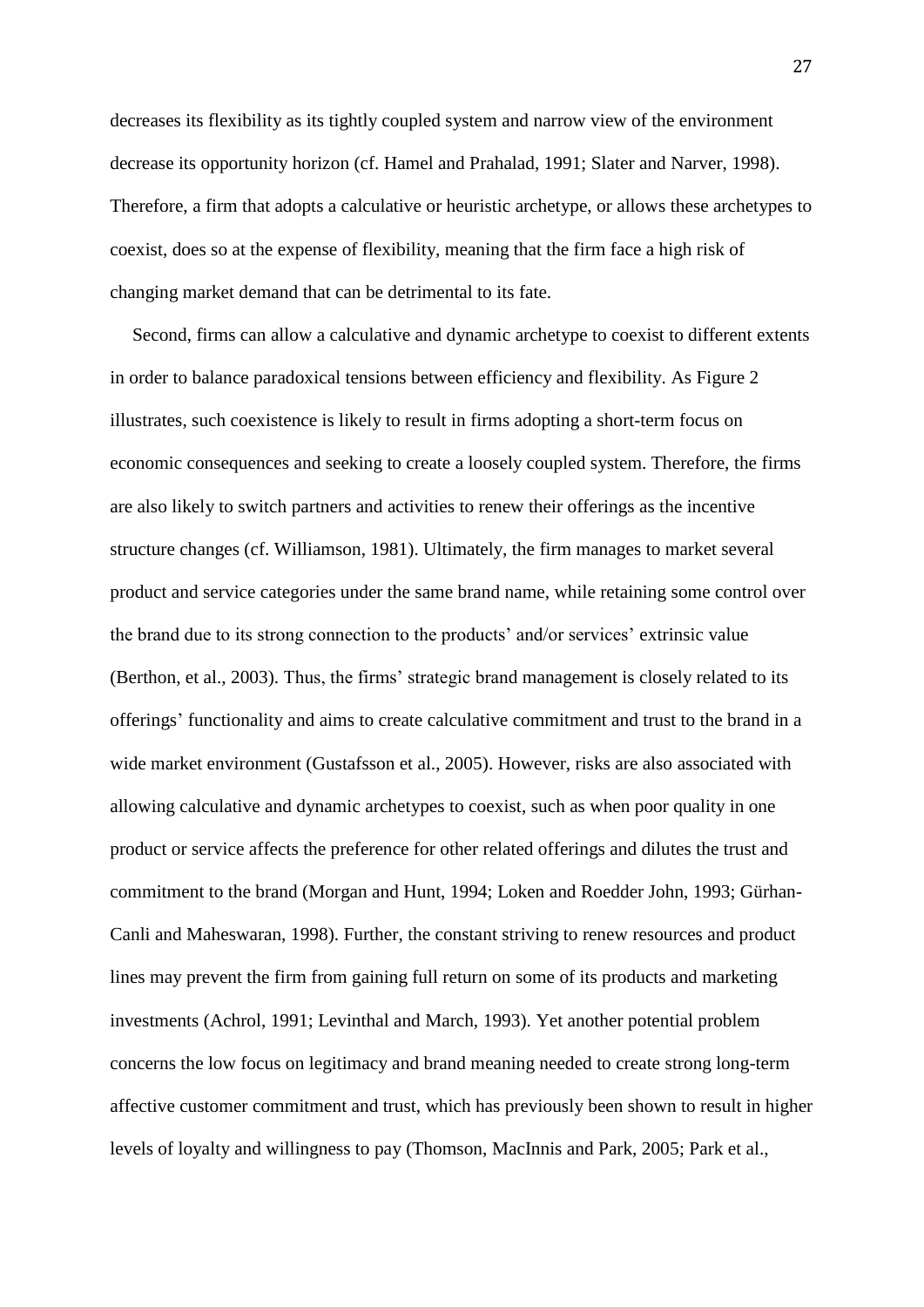decreases its flexibility as its tightly coupled system and narrow view of the environment decrease its opportunity horizon (cf. Hamel and Prahalad, 1991; Slater and Narver, 1998). Therefore, a firm that adopts a calculative or heuristic archetype, or allows these archetypes to coexist, does so at the expense of flexibility, meaning that the firm face a high risk of changing market demand that can be detrimental to its fate.

Second, firms can allow a calculative and dynamic archetype to coexist to different extents in order to balance paradoxical tensions between efficiency and flexibility. As Figure 2 illustrates, such coexistence is likely to result in firms adopting a short-term focus on economic consequences and seeking to create a loosely coupled system. Therefore, the firms are also likely to switch partners and activities to renew their offerings as the incentive structure changes (cf. Williamson, 1981). Ultimately, the firm manages to market several product and service categories under the same brand name, while retaining some control over the brand due to its strong connection to the products' and/or services' extrinsic value (Berthon, et al., 2003). Thus, the firms' strategic brand management is closely related to its offerings' functionality and aims to create calculative commitment and trust to the brand in a wide market environment (Gustafsson et al., 2005). However, risks are also associated with allowing calculative and dynamic archetypes to coexist, such as when poor quality in one product or service affects the preference for other related offerings and dilutes the trust and commitment to the brand (Morgan and Hunt, 1994; Loken and Roedder John, 1993; Gürhan-Canli and Maheswaran, 1998). Further, the constant striving to renew resources and product lines may prevent the firm from gaining full return on some of its products and marketing investments (Achrol, 1991; Levinthal and March, 1993). Yet another potential problem concerns the low focus on legitimacy and brand meaning needed to create strong long-term affective customer commitment and trust, which has previously been shown to result in higher levels of loyalty and willingness to pay (Thomson, MacInnis and Park, 2005; Park et al.,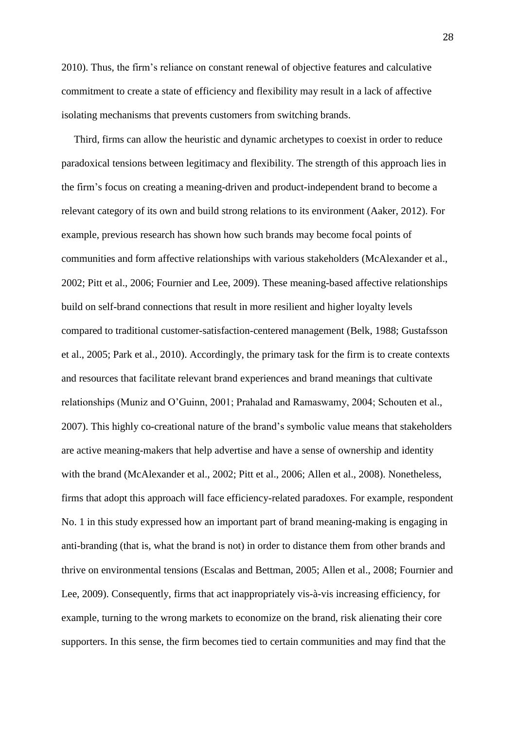2010). Thus, the firm's reliance on constant renewal of objective features and calculative commitment to create a state of efficiency and flexibility may result in a lack of affective isolating mechanisms that prevents customers from switching brands.

Third, firms can allow the heuristic and dynamic archetypes to coexist in order to reduce paradoxical tensions between legitimacy and flexibility. The strength of this approach lies in the firm's focus on creating a meaning-driven and product-independent brand to become a relevant category of its own and build strong relations to its environment (Aaker, 2012). For example, previous research has shown how such brands may become focal points of communities and form affective relationships with various stakeholders (McAlexander et al., 2002; Pitt et al., 2006; Fournier and Lee, 2009). These meaning-based affective relationships build on self-brand connections that result in more resilient and higher loyalty levels compared to traditional customer-satisfaction-centered management (Belk, 1988; Gustafsson et al., 2005; Park et al., 2010). Accordingly, the primary task for the firm is to create contexts and resources that facilitate relevant brand experiences and brand meanings that cultivate relationships (Muniz and O'Guinn, 2001; Prahalad and Ramaswamy, 2004; Schouten et al., 2007). This highly co-creational nature of the brand's symbolic value means that stakeholders are active meaning-makers that help advertise and have a sense of ownership and identity with the brand (McAlexander et al., 2002; Pitt et al., 2006; Allen et al., 2008). Nonetheless, firms that adopt this approach will face efficiency-related paradoxes. For example, respondent No. 1 in this study expressed how an important part of brand meaning-making is engaging in anti-branding (that is, what the brand is not) in order to distance them from other brands and thrive on environmental tensions (Escalas and Bettman, 2005; Allen et al., 2008; Fournier and Lee, 2009). Consequently, firms that act inappropriately vis-à-vis increasing efficiency, for example, turning to the wrong markets to economize on the brand, risk alienating their core supporters. In this sense, the firm becomes tied to certain communities and may find that the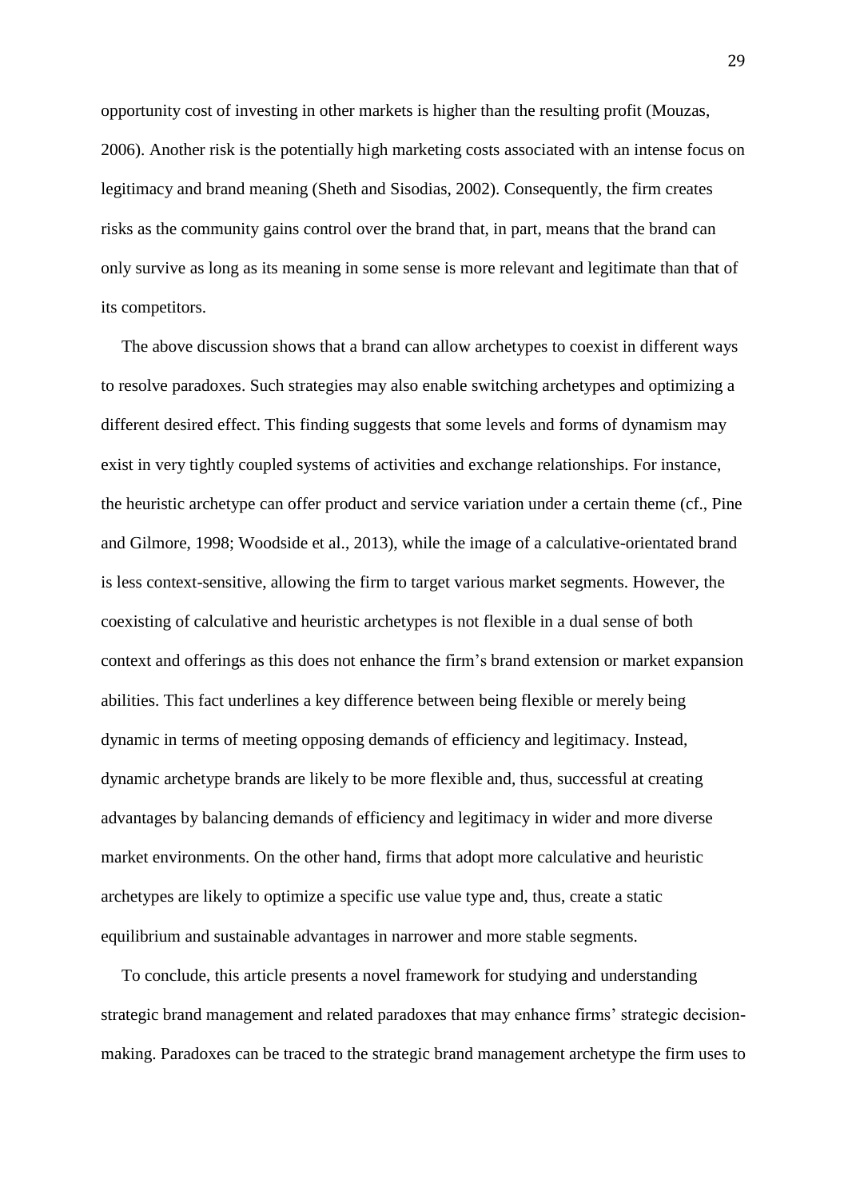opportunity cost of investing in other markets is higher than the resulting profit (Mouzas, 2006). Another risk is the potentially high marketing costs associated with an intense focus on legitimacy and brand meaning (Sheth and Sisodias, 2002). Consequently, the firm creates risks as the community gains control over the brand that, in part, means that the brand can only survive as long as its meaning in some sense is more relevant and legitimate than that of its competitors.

The above discussion shows that a brand can allow archetypes to coexist in different ways to resolve paradoxes. Such strategies may also enable switching archetypes and optimizing a different desired effect. This finding suggests that some levels and forms of dynamism may exist in very tightly coupled systems of activities and exchange relationships. For instance, the heuristic archetype can offer product and service variation under a certain theme (cf., Pine and Gilmore, 1998; Woodside et al., 2013), while the image of a calculative-orientated brand is less context-sensitive, allowing the firm to target various market segments. However, the coexisting of calculative and heuristic archetypes is not flexible in a dual sense of both context and offerings as this does not enhance the firm's brand extension or market expansion abilities. This fact underlines a key difference between being flexible or merely being dynamic in terms of meeting opposing demands of efficiency and legitimacy. Instead, dynamic archetype brands are likely to be more flexible and, thus, successful at creating advantages by balancing demands of efficiency and legitimacy in wider and more diverse market environments. On the other hand, firms that adopt more calculative and heuristic archetypes are likely to optimize a specific use value type and, thus, create a static equilibrium and sustainable advantages in narrower and more stable segments.

To conclude, this article presents a novel framework for studying and understanding strategic brand management and related paradoxes that may enhance firms' strategic decision-making. Paradoxes can be traced to the strategic brand management archetype the firm uses to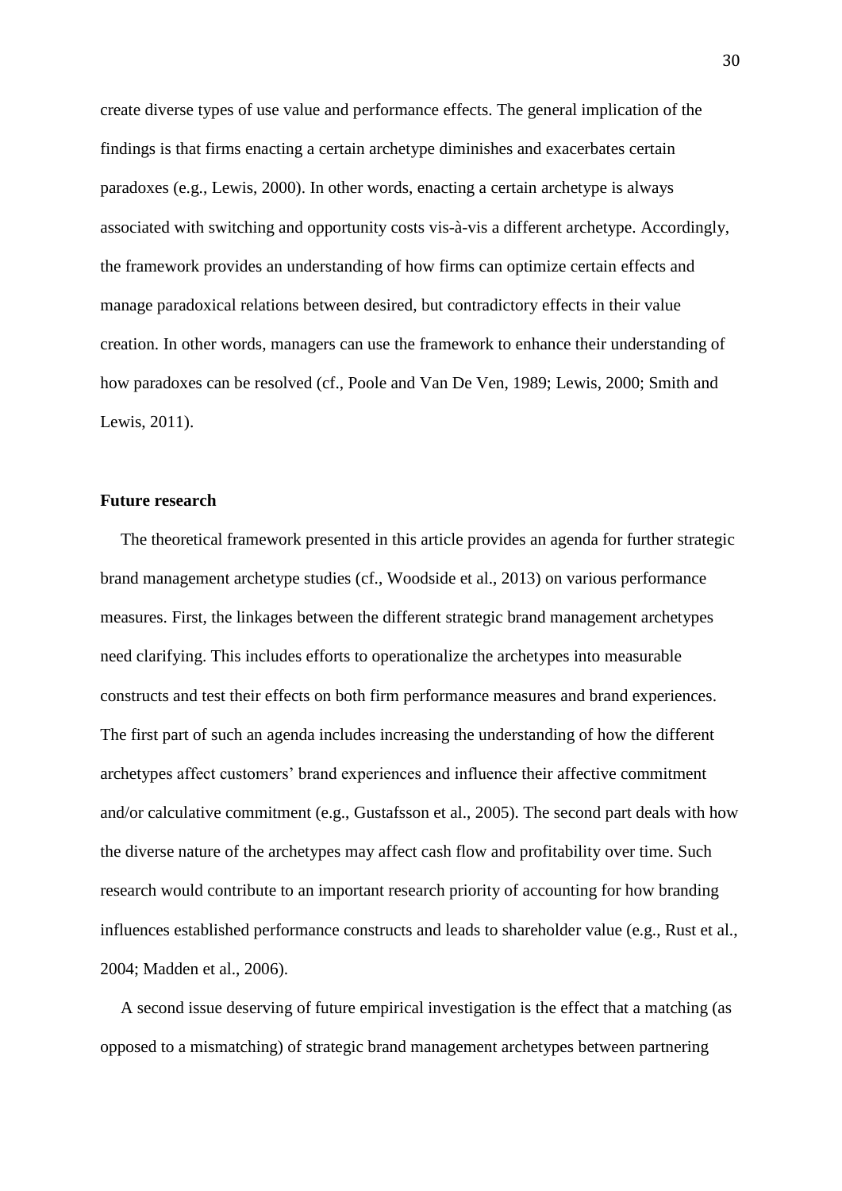create diverse types of use value and performance effects. The general implication of the findings is that firms enacting a certain archetype diminishes and exacerbates certain paradoxes (e.g., Lewis, 2000). In other words, enacting a certain archetype is always associated with switching and opportunity costs vis-à-vis a different archetype. Accordingly, the framework provides an understanding of how firms can optimize certain effects and manage paradoxical relations between desired, but contradictory effects in their value creation. In other words, managers can use the framework to enhance their understanding of how paradoxes can be resolved (cf., Poole and Van De Ven, 1989; Lewis, 2000; Smith and Lewis, 2011).

## Future research

The theoretical framework presented in this article provides an agenda for further strategic brand management archetype studies (cf., Woodside et al., 2013) on various performance measures. First, the linkages between the different strategic brand management archetypes need clarifying. This includes efforts to operationalize the archetypes into measurable constructs and test their effects on both firm performance measures and brand experiences. The first part of such an agenda includes increasing the understanding of how the different archetypes affect customers' brand experiences and influence their affective commitment and/or calculative commitment (e.g., Gustafsson et al., 2005). The second part deals with how the diverse nature of the archetypes may affect cash flow and profitability over time. Such research would contribute to an important research priority of accounting for how branding influences established performance constructs and leads to shareholder value (e.g., Rust et al., 2004; Madden et al., 2006).

A second issue deserving of future empirical investigation is the effect that a matching (as opposed to a mismatching) of strategic brand management archetypes between partnering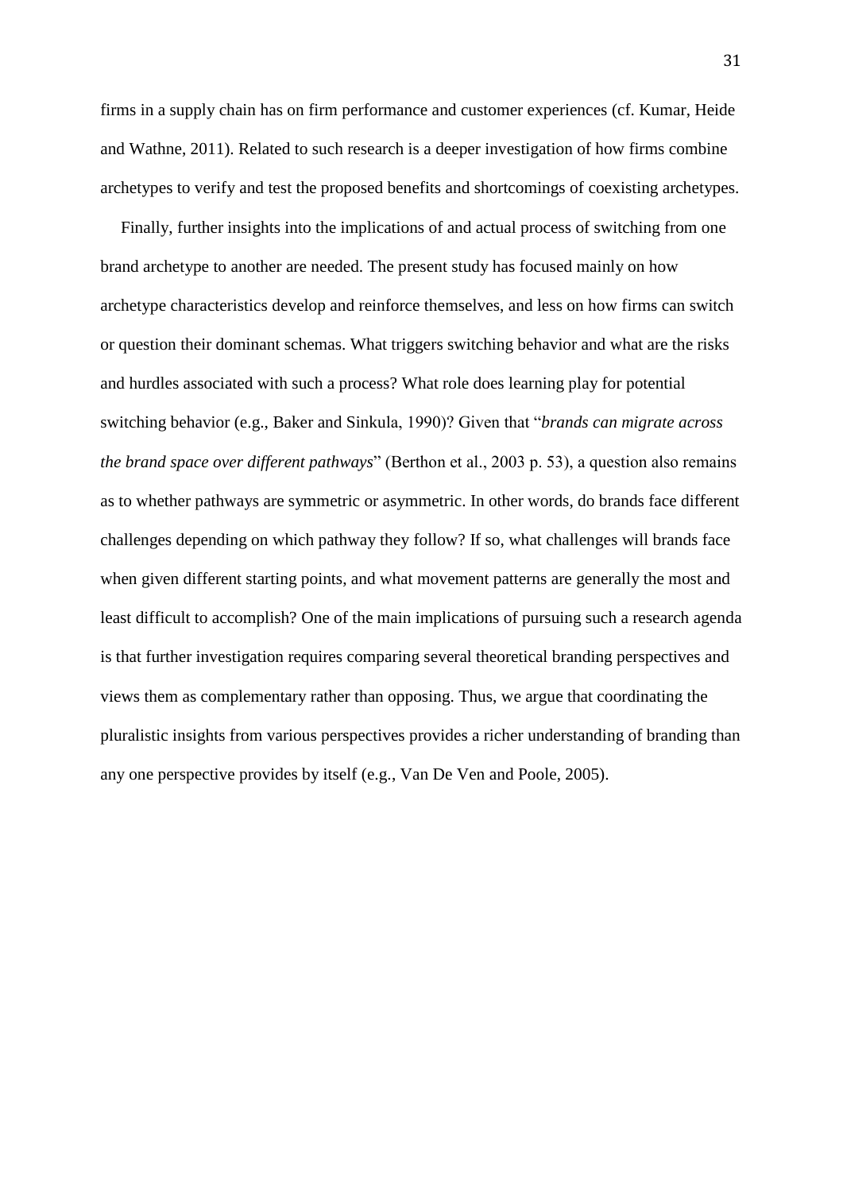firms in a supply chain has on firm performance and customer experiences (cf. Kumar, Heide and Wathne, 2011). Related to such research is a deeper investigation of how firms combine archetypes to verify and test the proposed benefits and shortcomings of coexisting archetypes.

Finally, further insights into the implications of and actual process of switching from one brand archetype to another are needed. The present study has focused mainly on how archetype characteristics develop and reinforce themselves, and less on how firms can switch or question their dominant schemas. What triggers switching behavior and what are the risks and hurdles associated with such a process? What role does learning play for potential switching behavior (e.g., Baker and Sinkula, 1990)? Given that "*brands can migrate across the brand space over different pathways*" (Berthon et al., 2003 p. 53), a question also remains as to whether pathways are symmetric or asymmetric. In other words, do brands face different challenges depending on which pathway they follow? If so, what challenges will brands face when given different starting points, and what movement patterns are generally the most and least difficult to accomplish? One of the main implications of pursuing such a research agenda is that further investigation requires comparing several theoretical branding perspectives and views them as complementary rather than opposing. Thus, we argue that coordinating the pluralistic insights from various perspectives provides a richer understanding of branding than any one perspective provides by itself (e.g., Van De Ven and Poole, 2005).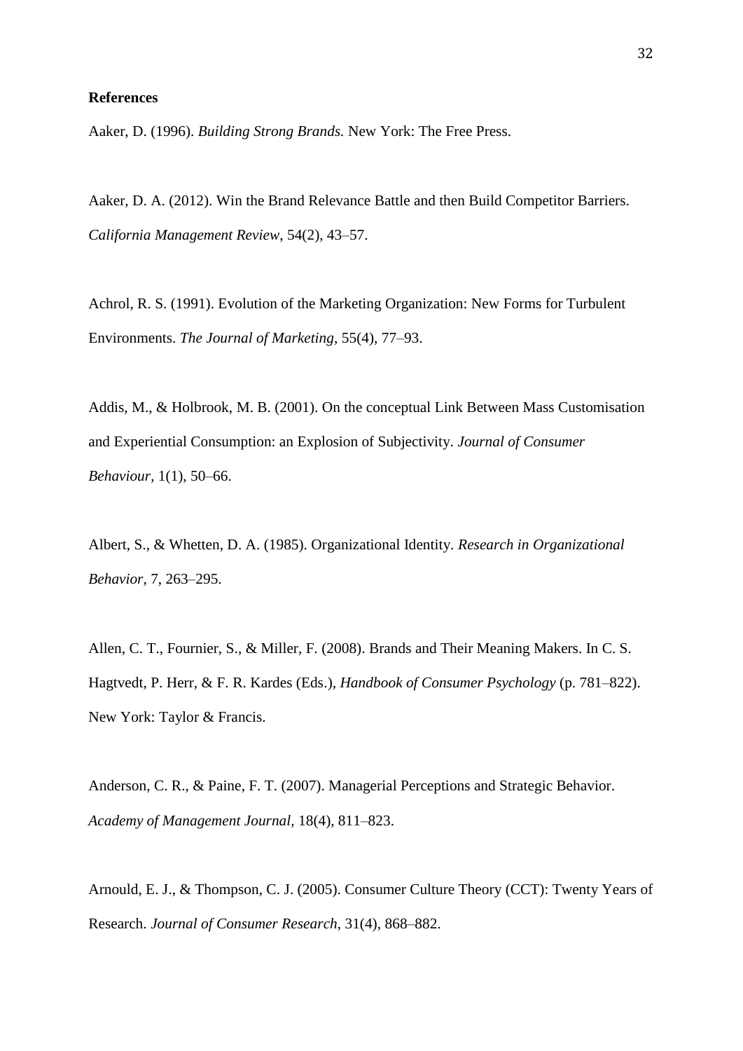**References**

Aaker, D. (1996). *Building Strong Brands.* New York: The Free Press.

Aaker, D. A. (2012). Win the Brand Relevance Battle and then Build Competitor Barriers. *California Management Review*, 54(2), 43–57.

Achrol, R. S. (1991). Evolution of the Marketing Organization: New Forms for Turbulent Environments. *The Journal of Marketing*, 55(4), 77–93.

Addis, M., & Holbrook, M. B. (2001). On the conceptual Link Between Mass Customisation and Experiential Consumption: an Explosion of Subjectivity. *Journal of Consumer Behaviour*, 1(1), 50–66.

Albert, S., & Whetten, D. A. (1985). Organizational Identity. *Research in Organizational Behavior*, 7, 263–295.

Allen, C. T., Fournier, S., & Miller, F. (2008). Brands and Their Meaning Makers. In C. S. Hagtvedt, P. Herr, & F. R. Kardes (Eds.), *Handbook of Consumer Psychology* (p. 781–822). New York: Taylor & Francis.

Anderson, C. R., & Paine, F. T. (2007). Managerial Perceptions and Strategic Behavior. *Academy of Management Journal*, 18(4), 811–823.

Arnould, E. J., & Thompson, C. J. (2005). Consumer Culture Theory (CCT): Twenty Years of Research. *Journal of Consumer Research*, 31(4), 868–882.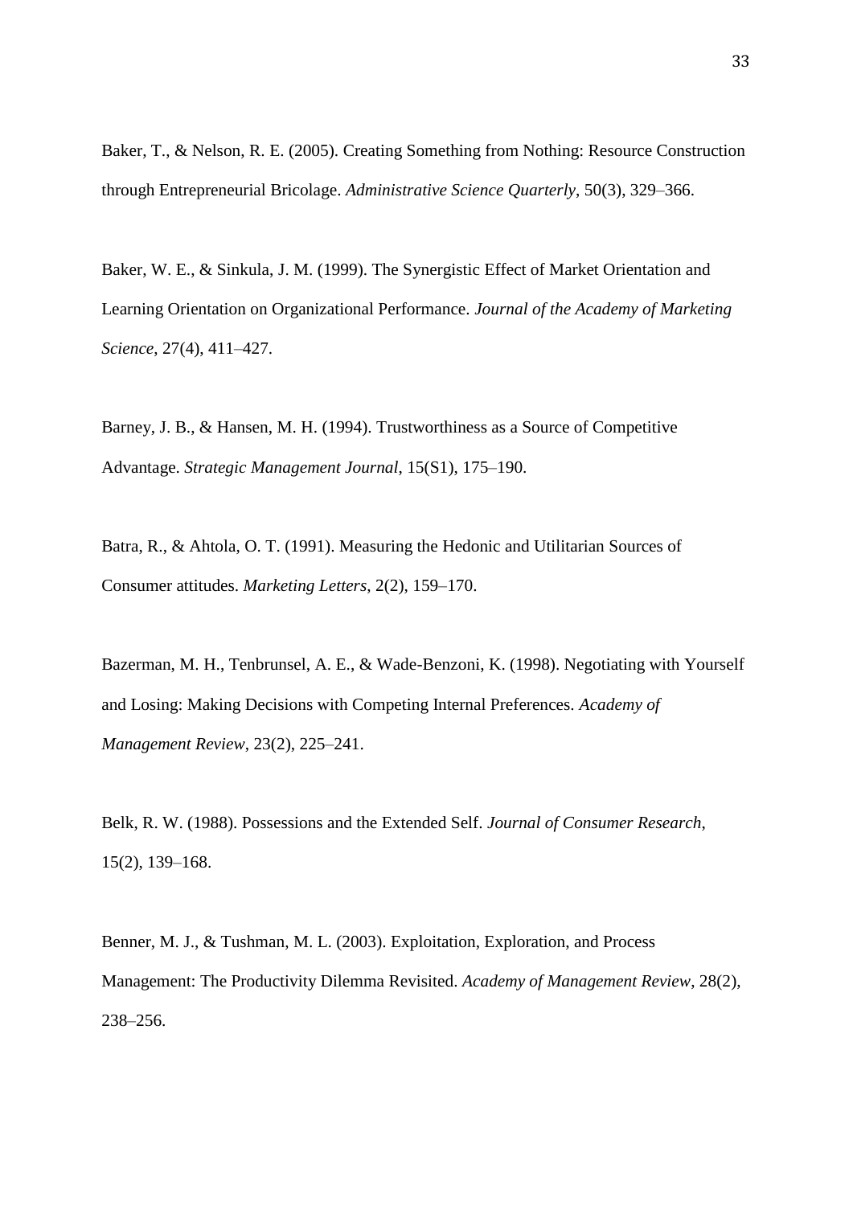Baker, T., & Nelson, R. E. (2005). Creating Something from Nothing: Resource Construction through Entrepreneurial Bricolage. *Administrative Science Quarterly*, 50(3), 329–366.

Baker, W. E., & Sinkula, J. M. (1999). The Synergistic Effect of Market Orientation and Learning Orientation on Organizational Performance. *Journal of the Academy of Marketing Science*, 27(4), 411–427.

Barney, J. B., & Hansen, M. H. (1994). Trustworthiness as a Source of Competitive Advantage. *Strategic Management Journal*, 15(S1), 175–190.

Batra, R., & Ahtola, O. T. (1991). Measuring the Hedonic and Utilitarian Sources of Consumer attitudes. *Marketing Letters*, 2(2), 159–170.

Bazerman, M. H., Tenbrunsel, A. E., & Wade-Benzoni, K. (1998). Negotiating with Yourself and Losing: Making Decisions with Competing Internal Preferences. *Academy of Management Review*, 23(2), 225–241.

Belk, R. W. (1988). Possessions and the Extended Self. *Journal of Consumer Research*, 15(2), 139–168.

Benner, M. J., & Tushman, M. L. (2003). Exploitation, Exploration, and Process Management: The Productivity Dilemma Revisited. *Academy of Management Review*, 28(2), 238–256.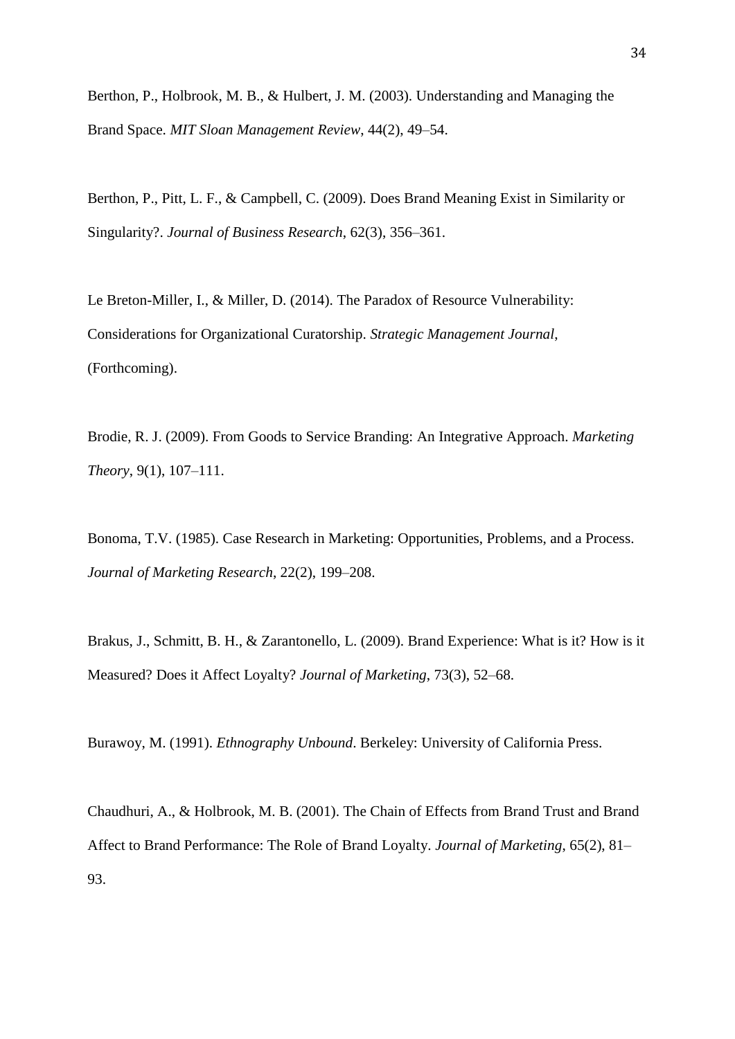Berthon, P., Holbrook, M. B., & Hulbert, J. M. (2003). Understanding and Managing the Brand Space. *MIT Sloan Management Review*, 44(2), 49–54.

Berthon, P., Pitt, L. F., & Campbell, C. (2009). Does Brand Meaning Exist in Similarity or Singularity?. *Journal of Business Research*, 62(3), 356–361.

Le Breton-Miller, I., & Miller, D. (2014). The Paradox of Resource Vulnerability: Considerations for Organizational Curatorship. *Strategic Management Journal*, (Forthcoming).

Brodie, R. J. (2009). From Goods to Service Branding: An Integrative Approach. *Marketing Theory*, 9(1), 107–111.

Bonoma, T.V. (1985). Case Research in Marketing: Opportunities, Problems, and a Process. *Journal of Marketing Research*, 22(2), 199–208.

Brakus, J., Schmitt, B. H., & Zarantonello, L. (2009). Brand Experience: What is it? How is it Measured? Does it Affect Loyalty? *Journal of Marketing*, 73(3), 52–68.

Burawoy, M. (1991). *Ethnography Unbound*. Berkeley: University of California Press.

Chaudhuri, A., & Holbrook, M. B. (2001). The Chain of Effects from Brand Trust and Brand Affect to Brand Performance: The Role of Brand Loyalty. *Journal of Marketing*, 65(2), 81–93.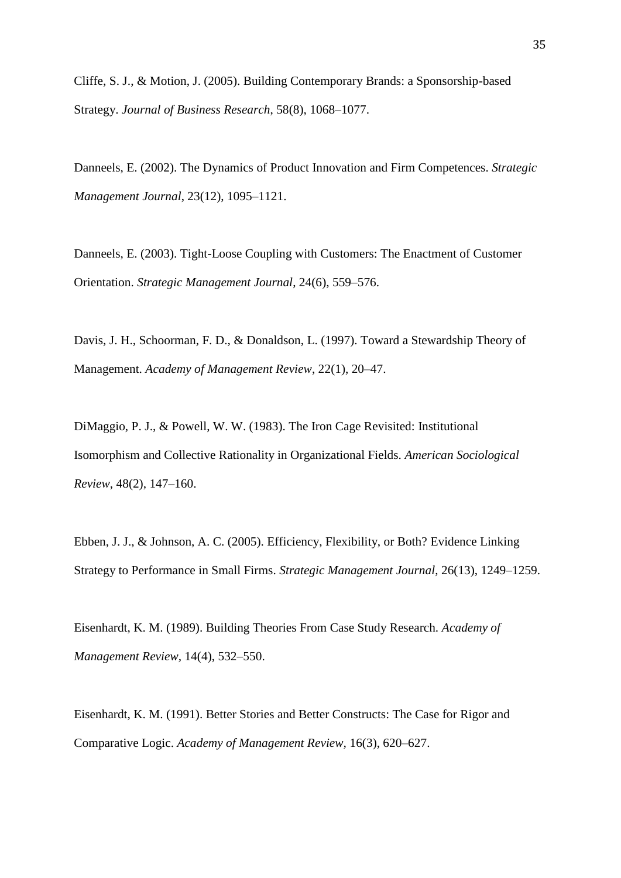Cliffe, S. J., & Motion, J. (2005). Building Contemporary Brands: a Sponsorship-based Strategy. *Journal of Business Research*, 58(8), 1068–1077.

Danneels, E. (2002). The Dynamics of Product Innovation and Firm Competences. *Strategic Management Journal*, 23(12), 1095–1121.

Danneels, E. (2003). Tight-Loose Coupling with Customers: The Enactment of Customer Orientation. *Strategic Management Journal*, 24(6), 559–576.

Davis, J. H., Schoorman, F. D., & Donaldson, L. (1997). Toward a Stewardship Theory of Management. *Academy of Management Review*, 22(1), 20–47.

DiMaggio, P. J., & Powell, W. W. (1983). The Iron Cage Revisited: Institutional Isomorphism and Collective Rationality in Organizational Fields. *American Sociological Review*, 48(2), 147–160.

Ebben, J. J., & Johnson, A. C. (2005). Efficiency, Flexibility, or Both? Evidence Linking Strategy to Performance in Small Firms. *Strategic Management Journal*, 26(13), 1249–1259.

Eisenhardt, K. M. (1989). Building Theories From Case Study Research. *Academy of Management Review*, 14(4), 532–550.

Eisenhardt, K. M. (1991). Better Stories and Better Constructs: The Case for Rigor and Comparative Logic. *Academy of Management Review*, 16(3), 620–627.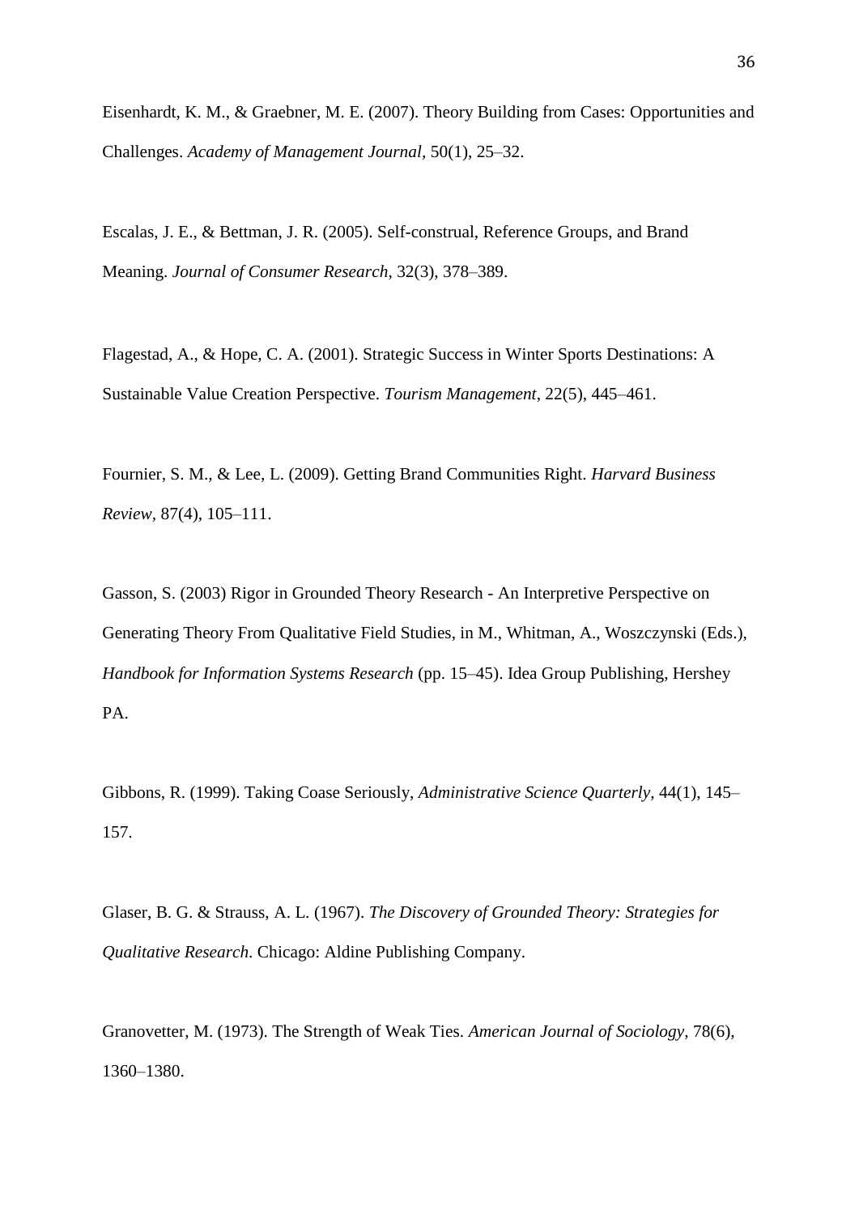Eisenhardt, K. M., & Graebner, M. E. (2007). Theory Building from Cases: Opportunities and Challenges. *Academy of Management Journal*, 50(1), 25–32.

Escalas, J. E., & Bettman, J. R. (2005). Self-construal, Reference Groups, and Brand Meaning. *Journal of Consumer Research*, 32(3), 378–389.

Flagestad, A., & Hope, C. A. (2001). Strategic Success in Winter Sports Destinations: A Sustainable Value Creation Perspective. *Tourism Management*, 22(5), 445–461.

Fournier, S. M., & Lee, L. (2009). Getting Brand Communities Right. *Harvard Business Review*, 87(4), 105–111.

Gasson, S. (2003) Rigor in Grounded Theory Research - An Interpretive Perspective on Generating Theory From Qualitative Field Studies, in M., Whitman, A., Woszczynski (Eds.), *Handbook for Information Systems Research* (pp. 15–45). Idea Group Publishing, Hershey PA.

Gibbons, R. (1999). Taking Coase Seriously, *Administrative Science Quarterly,* 44(1), 145–157.

Glaser, B. G. & Strauss, A. L. (1967). *The Discovery of Grounded Theory: Strategies for Qualitative Research*. Chicago: Aldine Publishing Company.

Granovetter, M. (1973). The Strength of Weak Ties. *American Journal of Sociology*, 78(6), 1360–1380.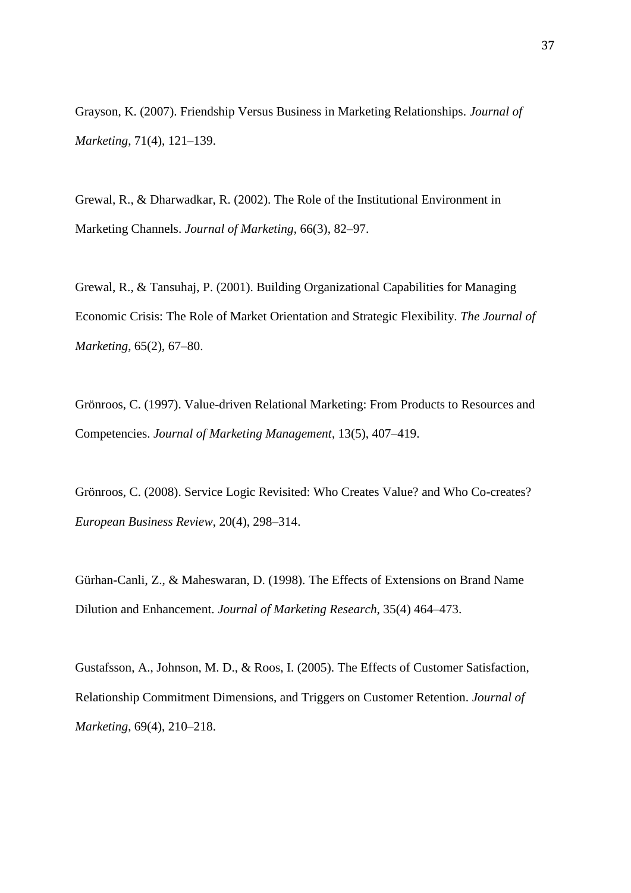Grayson, K. (2007). Friendship Versus Business in Marketing Relationships. *Journal of Marketing*, 71(4), 121–139.

Grewal, R., & Dharwadkar, R. (2002). The Role of the Institutional Environment in Marketing Channels. *Journal of Marketing*, 66(3), 82–97.

Grewal, R., & Tansuhaj, P. (2001). Building Organizational Capabilities for Managing Economic Crisis: The Role of Market Orientation and Strategic Flexibility. *The Journal of Marketing*, 65(2), 67–80.

Grönroos, C. (1997). Value-driven Relational Marketing: From Products to Resources and Competencies. *Journal of Marketing Management*, 13(5), 407–419.

Grönroos, C. (2008). Service Logic Revisited: Who Creates Value? and Who Co-creates? *European Business Review*, 20(4), 298–314.

Gürhan-Canli, Z., & Maheswaran, D. (1998). The Effects of Extensions on Brand Name Dilution and Enhancement. *Journal of Marketing Research*, 35(4) 464–473.

Gustafsson, A., Johnson, M. D., & Roos, I. (2005). The Effects of Customer Satisfaction, Relationship Commitment Dimensions, and Triggers on Customer Retention. *Journal of Marketing*, 69(4), 210–218.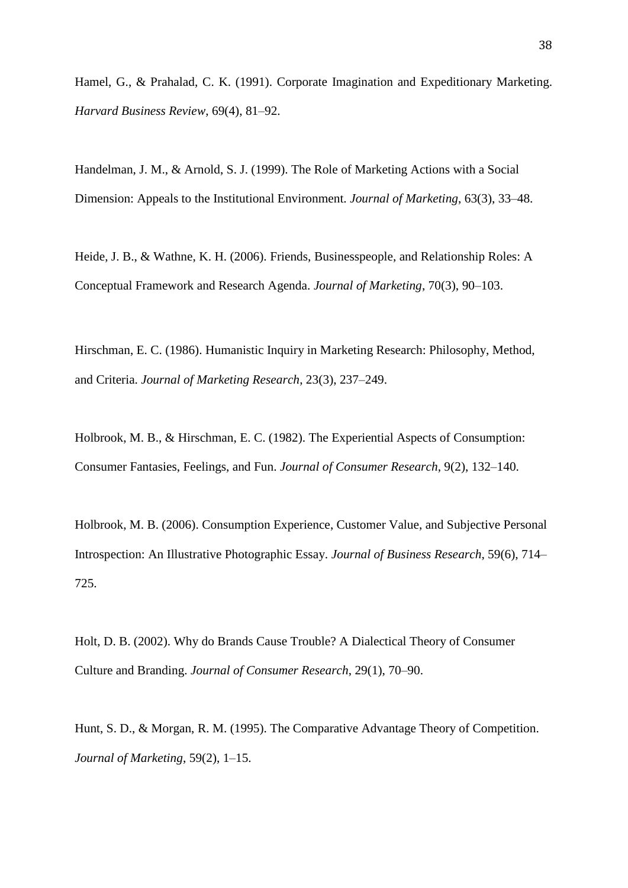Hamel, G., & Prahalad, C. K. (1991). Corporate Imagination and Expeditionary Marketing. *Harvard Business Review*, 69(4), 81–92.

Handelman, J. M., & Arnold, S. J. (1999). The Role of Marketing Actions with a Social Dimension: Appeals to the Institutional Environment. *Journal of Marketing*, 63(3), 33–48.

Heide, J. B., & Wathne, K. H. (2006). Friends, Businesspeople, and Relationship Roles: A Conceptual Framework and Research Agenda. *Journal of Marketing*, 70(3), 90–103.

Hirschman, E. C. (1986). Humanistic Inquiry in Marketing Research: Philosophy, Method, and Criteria. *Journal of Marketing Research*, 23(3), 237–249.

Holbrook, M. B., & Hirschman, E. C. (1982). The Experiential Aspects of Consumption: Consumer Fantasies, Feelings, and Fun. *Journal of Consumer Research*, 9(2), 132–140.

Holbrook, M. B. (2006). Consumption Experience, Customer Value, and Subjective Personal Introspection: An Illustrative Photographic Essay. *Journal of Business Research*, 59(6), 714–725.

Holt, D. B. (2002). Why do Brands Cause Trouble? A Dialectical Theory of Consumer Culture and Branding. *Journal of Consumer Research*, 29(1), 70–90.

Hunt, S. D., & Morgan, R. M. (1995). The Comparative Advantage Theory of Competition. *Journal of Marketing*, 59(2), 1–15.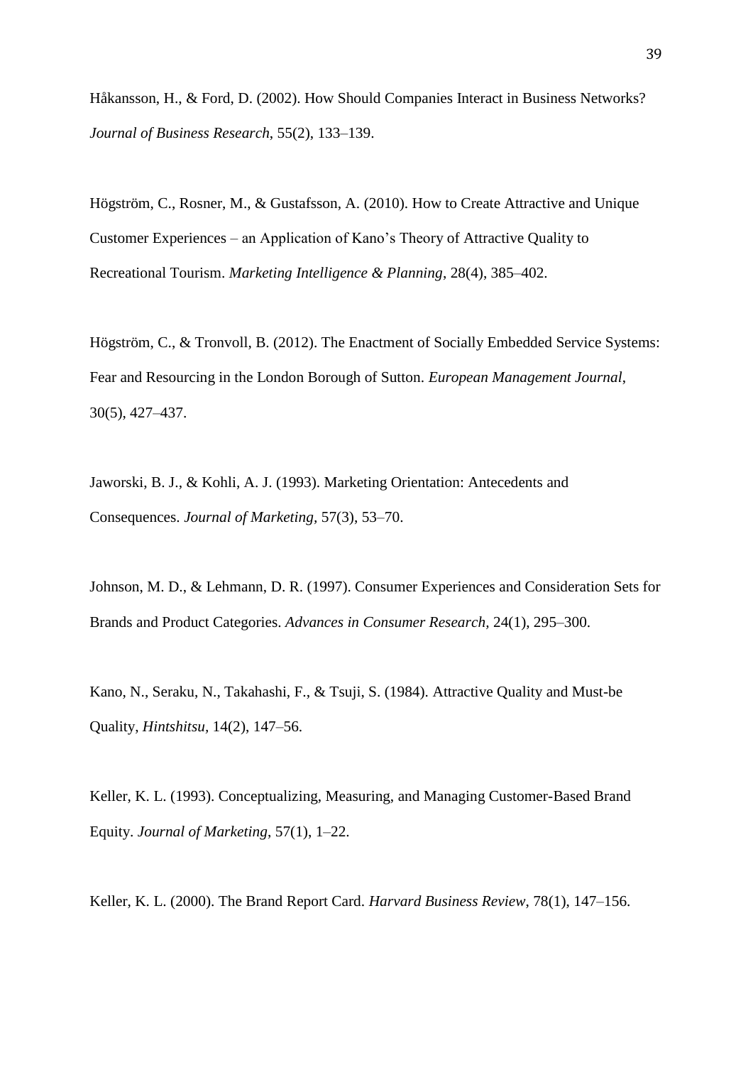Håkansson, H., & Ford, D. (2002). How Should Companies Interact in Business Networks? *Journal of Business Research*, 55(2), 133–139.

Högström, C., Rosner, M., & Gustafsson, A. (2010). How to Create Attractive and Unique Customer Experiences – an Application of Kano's Theory of Attractive Quality to Recreational Tourism. *Marketing Intelligence & Planning*, 28(4), 385–402.

Högström, C., & Tronvoll, B. (2012). The Enactment of Socially Embedded Service Systems: Fear and Resourcing in the London Borough of Sutton. *European Management Journal*, 30(5), 427–437.

Jaworski, B. J., & Kohli, A. J. (1993). Marketing Orientation: Antecedents and Consequences. *Journal of Marketing*, 57(3), 53–70.

Johnson, M. D., & Lehmann, D. R. (1997). Consumer Experiences and Consideration Sets for Brands and Product Categories. *Advances in Consumer Research*, 24(1), 295–300.

Kano, N., Seraku, N., Takahashi, F., & Tsuji, S. (1984). Attractive Quality and Must-be Quality, *Hintshitsu*, 14(2), 147–56.

Keller, K. L. (1993). Conceptualizing, Measuring, and Managing Customer-Based Brand Equity. *Journal of Marketing*, 57(1), 1–22.

Keller, K. L. (2000). The Brand Report Card. *Harvard Business Review*, 78(1), 147–156.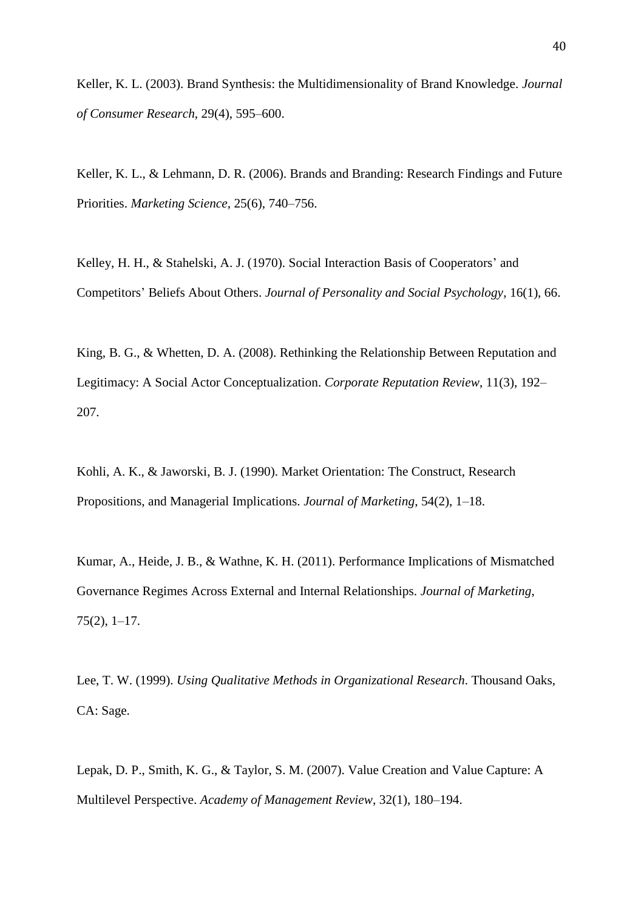Keller, K. L. (2003). Brand Synthesis: the Multidimensionality of Brand Knowledge. *Journal of Consumer Research*, 29(4), 595–600.

Keller, K. L., & Lehmann, D. R. (2006). Brands and Branding: Research Findings and Future Priorities. *Marketing Science*, 25(6), 740–756.

Kelley, H. H., & Stahelski, A. J. (1970). Social Interaction Basis of Cooperators' and Competitors' Beliefs About Others. *Journal of Personality and Social Psychology*, 16(1), 66.

King, B. G., & Whetten, D. A. (2008). Rethinking the Relationship Between Reputation and Legitimacy: A Social Actor Conceptualization. *Corporate Reputation Review*, 11(3), 192–207.

Kohli, A. K., & Jaworski, B. J. (1990). Market Orientation: The Construct, Research Propositions, and Managerial Implications. *Journal of Marketing*, 54(2), 1–18.

Kumar, A., Heide, J. B., & Wathne, K. H. (2011). Performance Implications of Mismatched Governance Regimes Across External and Internal Relationships. *Journal of Marketing*, 75(2), 1–17.

Lee, T. W. (1999). *Using Qualitative Methods in Organizational Research*. Thousand Oaks, CA: Sage.

Lepak, D. P., Smith, K. G., & Taylor, S. M. (2007). Value Creation and Value Capture: A Multilevel Perspective. *Academy of Management Review*, 32(1), 180–194.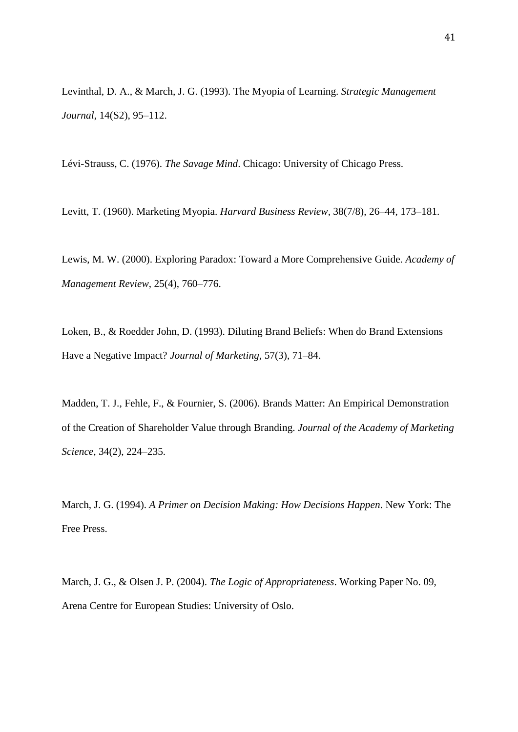Levinthal, D. A., & March, J. G. (1993). The Myopia of Learning. *Strategic Management Journal*, 14(S2), 95–112.

Lévi-Strauss, C. (1976). *The Savage Mind*. Chicago: University of Chicago Press.

Levitt, T. (1960). Marketing Myopia. *Harvard Business Review*, 38(7/8), 26–44, 173–181.

Lewis, M. W. (2000). Exploring Paradox: Toward a More Comprehensive Guide. *Academy of Management Review*, 25(4), 760–776.

Loken, B., & Roedder John, D. (1993). Diluting Brand Beliefs: When do Brand Extensions Have a Negative Impact? *Journal of Marketing,* 57(3), 71–84.

Madden, T. J., Fehle, F., & Fournier, S. (2006). Brands Matter: An Empirical Demonstration of the Creation of Shareholder Value through Branding. *Journal of the Academy of Marketing Science*, 34(2), 224–235.

March, J. G. (1994). *A Primer on Decision Making: How Decisions Happen*. New York: The Free Press.

March, J. G., & Olsen J. P. (2004). *The Logic of Appropriateness*. Working Paper No. 09, Arena Centre for European Studies: University of Oslo.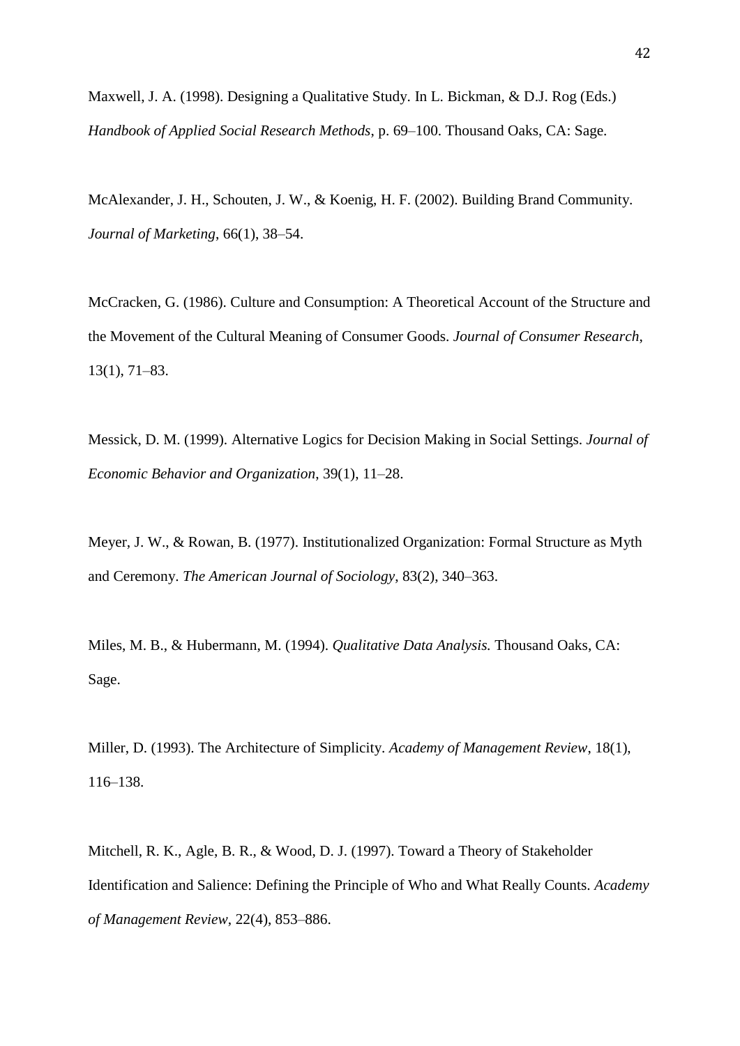Maxwell, J. A. (1998). Designing a Qualitative Study. In L. Bickman, & D.J. Rog (Eds.) *Handbook of Applied Social Research Methods*, p. 69–100. Thousand Oaks, CA: Sage.

McAlexander, J. H., Schouten, J. W., & Koenig, H. F. (2002). Building Brand Community. *Journal of Marketing*, 66(1), 38–54.

McCracken, G. (1986). Culture and Consumption: A Theoretical Account of the Structure and the Movement of the Cultural Meaning of Consumer Goods. *Journal of Consumer Research*, 13(1), 71–83.

Messick, D. M. (1999). Alternative Logics for Decision Making in Social Settings. *Journal of Economic Behavior and Organization*, 39(1), 11–28.

Meyer, J. W., & Rowan, B. (1977). Institutionalized Organization: Formal Structure as Myth and Ceremony. *The American Journal of Sociology*, 83(2), 340–363.

Miles, M. B., & Hubermann, M. (1994). *Qualitative Data Analysis.* Thousand Oaks, CA: Sage.

Miller, D. (1993). The Architecture of Simplicity. *Academy of Management Review*, 18(1), 116–138.

Mitchell, R. K., Agle, B. R., & Wood, D. J. (1997). Toward a Theory of Stakeholder Identification and Salience: Defining the Principle of Who and What Really Counts. *Academy of Management Review*, 22(4), 853–886.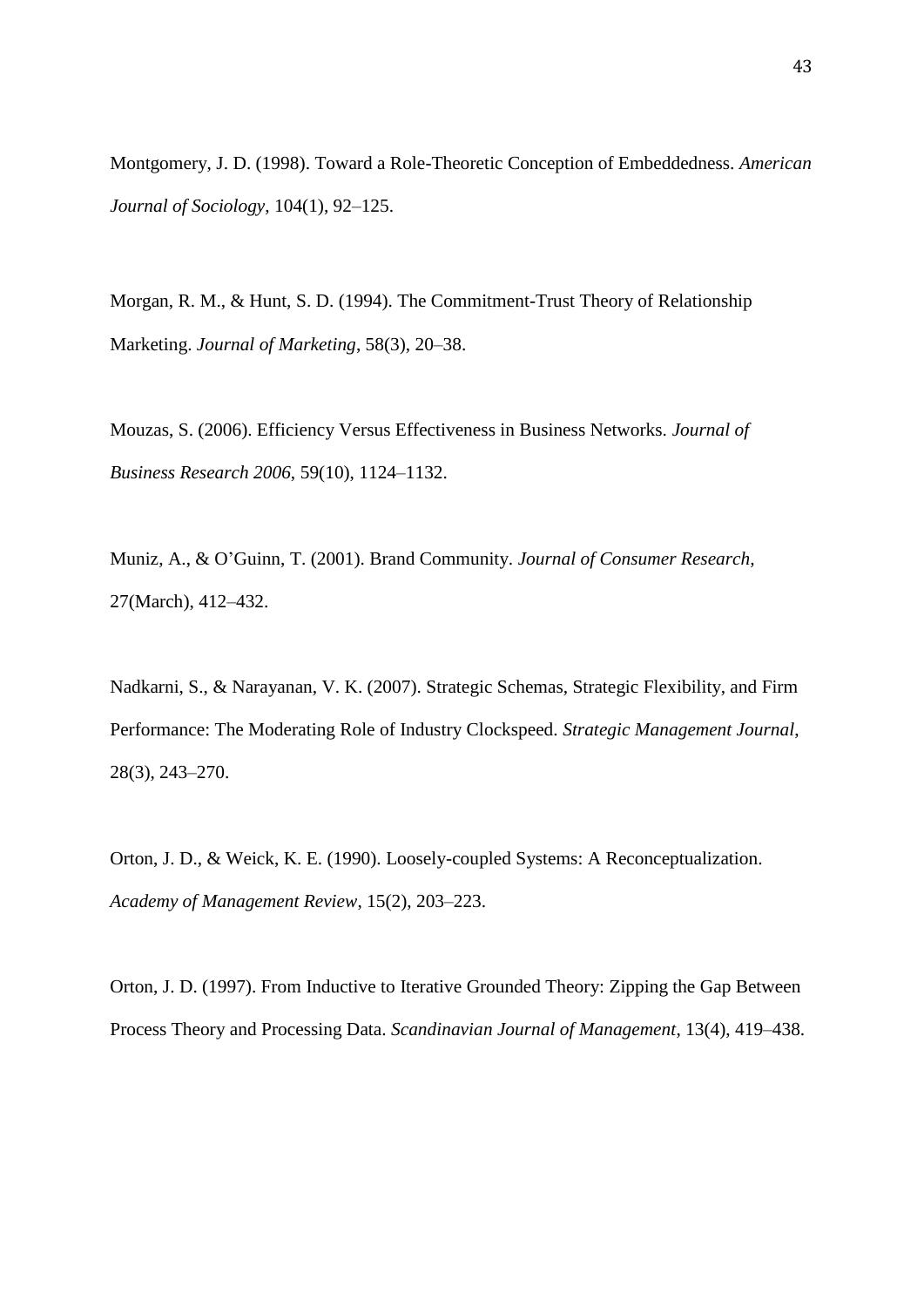Montgomery, J. D. (1998). Toward a Role-Theoretic Conception of Embeddedness. *American Journal of Sociology*, 104(1), 92–125.

Morgan, R. M., & Hunt, S. D. (1994). The Commitment-Trust Theory of Relationship Marketing. *Journal of Marketing*, 58(3), 20–38.

Mouzas, S. (2006). Efficiency Versus Effectiveness in Business Networks. *Journal of Business Research 2006*, 59(10), 1124–1132.

Muniz, A., & O'Guinn, T. (2001). Brand Community. *Journal of Consumer Research*, 27(March), 412–432.

Nadkarni, S., & Narayanan, V. K. (2007). Strategic Schemas, Strategic Flexibility, and Firm Performance: The Moderating Role of Industry Clockspeed. *Strategic Management Journal*, 28(3), 243–270.

Orton, J. D., & Weick, K. E. (1990). Loosely-coupled Systems: A Reconceptualization. *Academy of Management Review*, 15(2), 203–223.

Orton, J. D. (1997). From Inductive to Iterative Grounded Theory: Zipping the Gap Between Process Theory and Processing Data. *Scandinavian Journal of Management*, 13(4), 419–438.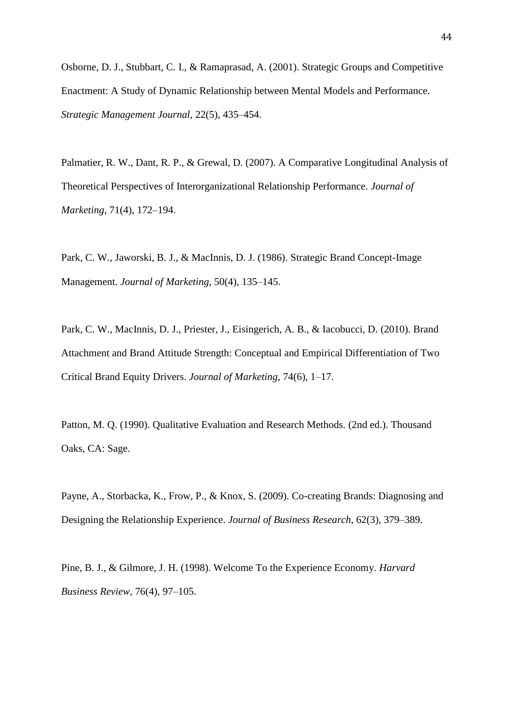Osborne, D. J., Stubbart, C. I., & Ramaprasad, A. (2001). Strategic Groups and Competitive Enactment: A Study of Dynamic Relationship between Mental Models and Performance. *Strategic Management Journal*, 22(5), 435–454.

Palmatier, R. W., Dant, R. P., & Grewal, D. (2007). A Comparative Longitudinal Analysis of Theoretical Perspectives of Interorganizational Relationship Performance. *Journal of Marketing*, 71(4), 172–194.

Park, C. W., Jaworski, B. J., & MacInnis, D. J. (1986). Strategic Brand Concept-Image Management. *Journal of Marketing*, 50(4), 135–145.

Park, C. W., MacInnis, D. J., Priester, J., Eisingerich, A. B., & Iacobucci, D. (2010). Brand Attachment and Brand Attitude Strength: Conceptual and Empirical Differentiation of Two Critical Brand Equity Drivers. *Journal of Marketing*, 74(6), 1–17.

Patton, M. Q. (1990). Qualitative Evaluation and Research Methods. (2nd ed.). Thousand Oaks, CA: Sage.

Payne, A., Storbacka, K., Frow, P., & Knox, S. (2009). Co-creating Brands: Diagnosing and Designing the Relationship Experience. *Journal of Business Research*, 62(3), 379–389.

Pine, B. J., & Gilmore, J. H. (1998). Welcome To the Experience Economy. *Harvard Business Review*, 76(4), 97–105.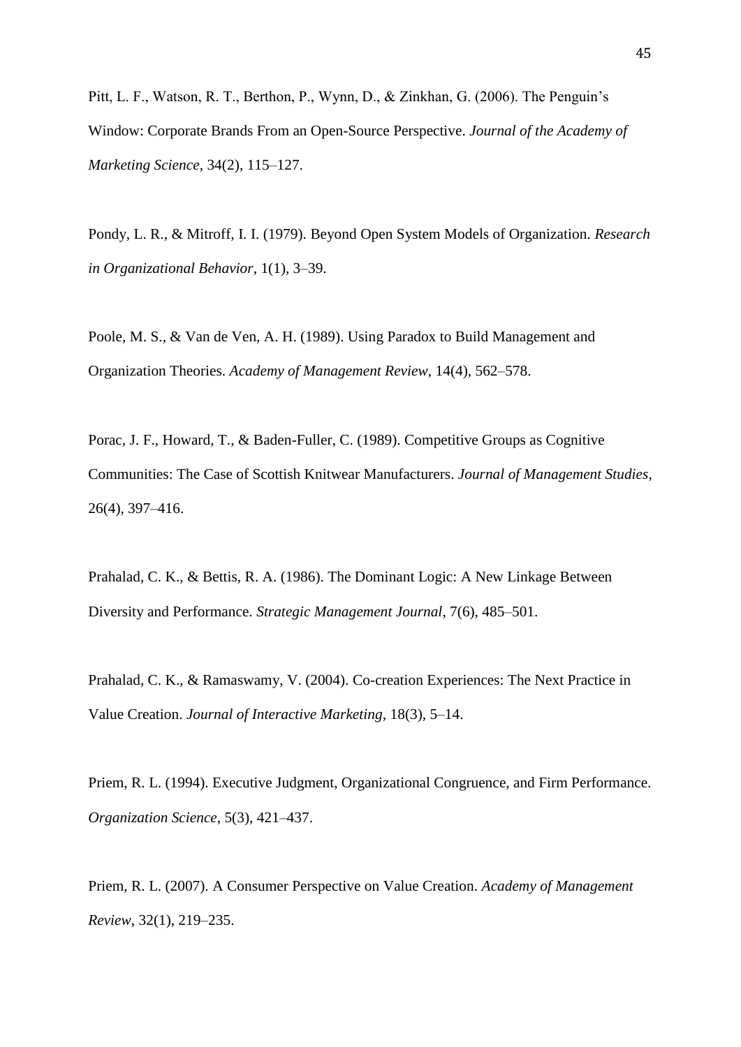Pitt, L. F., Watson, R. T., Berthon, P., Wynn, D., & Zinkhan, G. (2006). The Penguin's Window: Corporate Brands From an Open-Source Perspective. *Journal of the Academy of Marketing Science*, 34(2), 115–127.

Pondy, L. R., & Mitroff, I. I. (1979). Beyond Open System Models of Organization. *Research in Organizational Behavior*, 1(1), 3–39.

Poole, M. S., & Van de Ven, A. H. (1989). Using Paradox to Build Management and Organization Theories. *Academy of Management Review*, 14(4), 562–578.

Porac, J. F., Howard, T., & Baden-Fuller, C. (1989). Competitive Groups as Cognitive Communities: The Case of Scottish Knitwear Manufacturers. *Journal of Management Studies*, 26(4), 397–416.

Prahalad, C. K., & Bettis, R. A. (1986). The Dominant Logic: A New Linkage Between Diversity and Performance. *Strategic Management Journal*, 7(6), 485–501.

Prahalad, C. K., & Ramaswamy, V. (2004). Co-creation Experiences: The Next Practice in Value Creation. *Journal of Interactive Marketing*, 18(3), 5–14.

Priem, R. L. (1994). Executive Judgment, Organizational Congruence, and Firm Performance. *Organization Science*, 5(3), 421–437.

Priem, R. L. (2007). A Consumer Perspective on Value Creation. *Academy of Management Review*, 32(1), 219–235.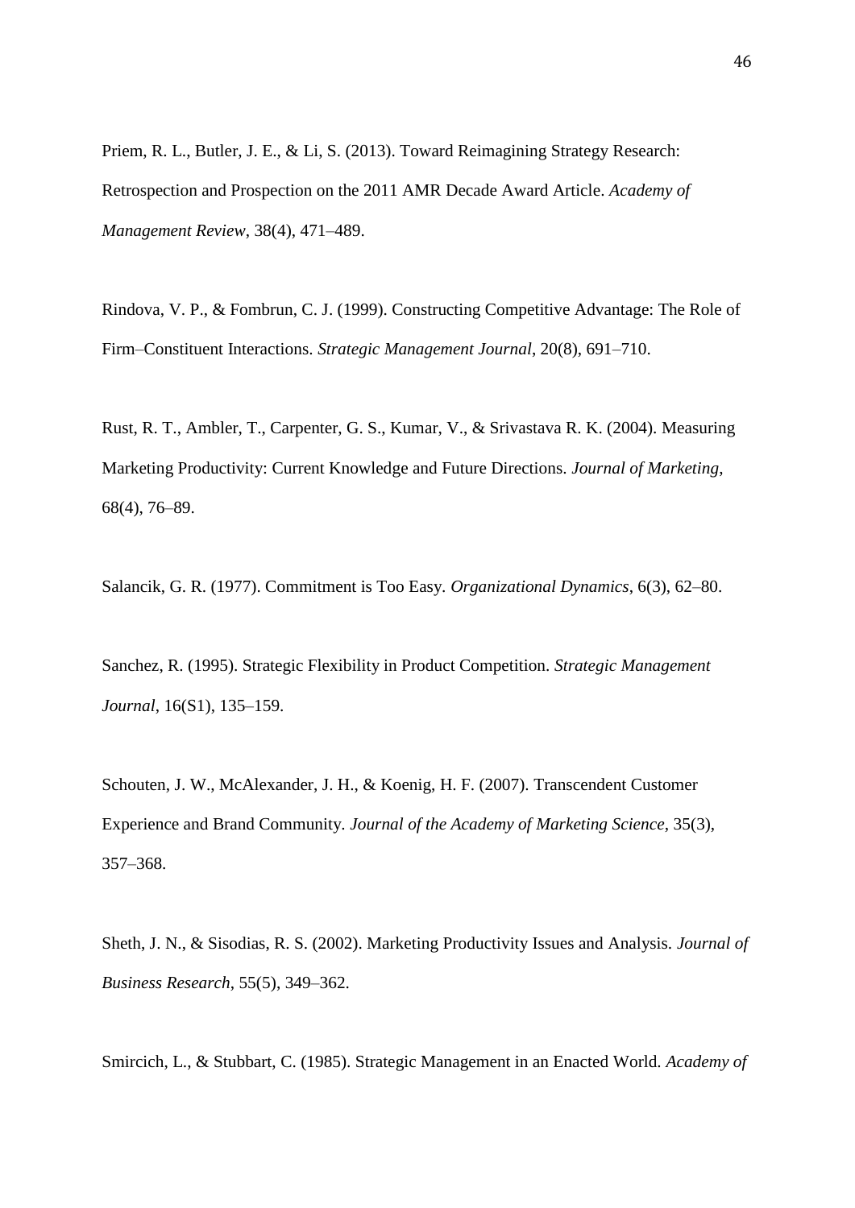Priem, R. L., Butler, J. E., & Li, S. (2013). Toward Reimagining Strategy Research: Retrospection and Prospection on the 2011 AMR Decade Award Article. *Academy of Management Review*, 38(4), 471–489.

Rindova, V. P., & Fombrun, C. J. (1999). Constructing Competitive Advantage: The Role of Firm–Constituent Interactions. *Strategic Management Journal*, 20(8), 691–710.

Rust, R. T., Ambler, T., Carpenter, G. S., Kumar, V., & Srivastava R. K. (2004). Measuring Marketing Productivity: Current Knowledge and Future Directions. *Journal of Marketing*, 68(4), 76–89.

Salancik, G. R. (1977). Commitment is Too Easy. *Organizational Dynamics*, 6(3), 62–80.

Sanchez, R. (1995). Strategic Flexibility in Product Competition. *Strategic Management Journal*, 16(S1), 135–159.

Schouten, J. W., McAlexander, J. H., & Koenig, H. F. (2007). Transcendent Customer Experience and Brand Community. *Journal of the Academy of Marketing Science*, 35(3), 357–368.

Sheth, J. N., & Sisodias, R. S. (2002). Marketing Productivity Issues and Analysis. *Journal of Business Research*, 55(5), 349–362.

Smircich, L., & Stubbart, C. (1985). Strategic Management in an Enacted World. *Academy of*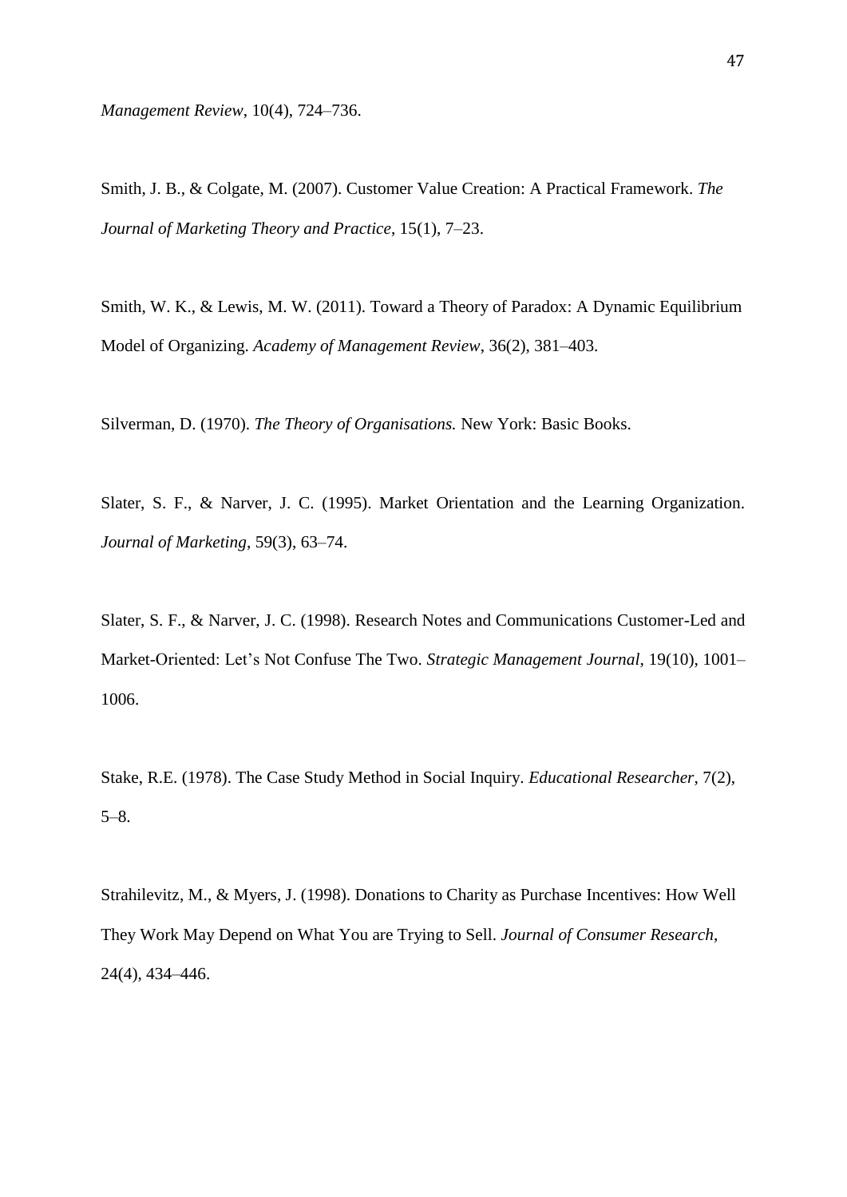*Management Review*, 10(4), 724–736.

Smith, J. B., & Colgate, M. (2007). Customer Value Creation: A Practical Framework. *The Journal of Marketing Theory and Practice*, 15(1), 7–23.

Smith, W. K., & Lewis, M. W. (2011). Toward a Theory of Paradox: A Dynamic Equilibrium Model of Organizing. *Academy of Management Review*, 36(2), 381–403.

Silverman, D. (1970). *The Theory of Organisations.* New York: Basic Books.

Slater, S. F., & Narver, J. C. (1995). Market Orientation and the Learning Organization. *Journal of Marketing*, 59(3), 63–74.

Slater, S. F., & Narver, J. C. (1998). Research Notes and Communications Customer-Led and Market-Oriented: Let's Not Confuse The Two. *Strategic Management Journal*, 19(10), 1001–1006.

Stake, R.E. (1978). The Case Study Method in Social Inquiry. *Educational Researcher*, 7(2), 5–8.

Strahilevitz, M., & Myers, J. (1998). Donations to Charity as Purchase Incentives: How Well They Work May Depend on What You are Trying to Sell. *Journal of Consumer Research*, 24(4), 434–446.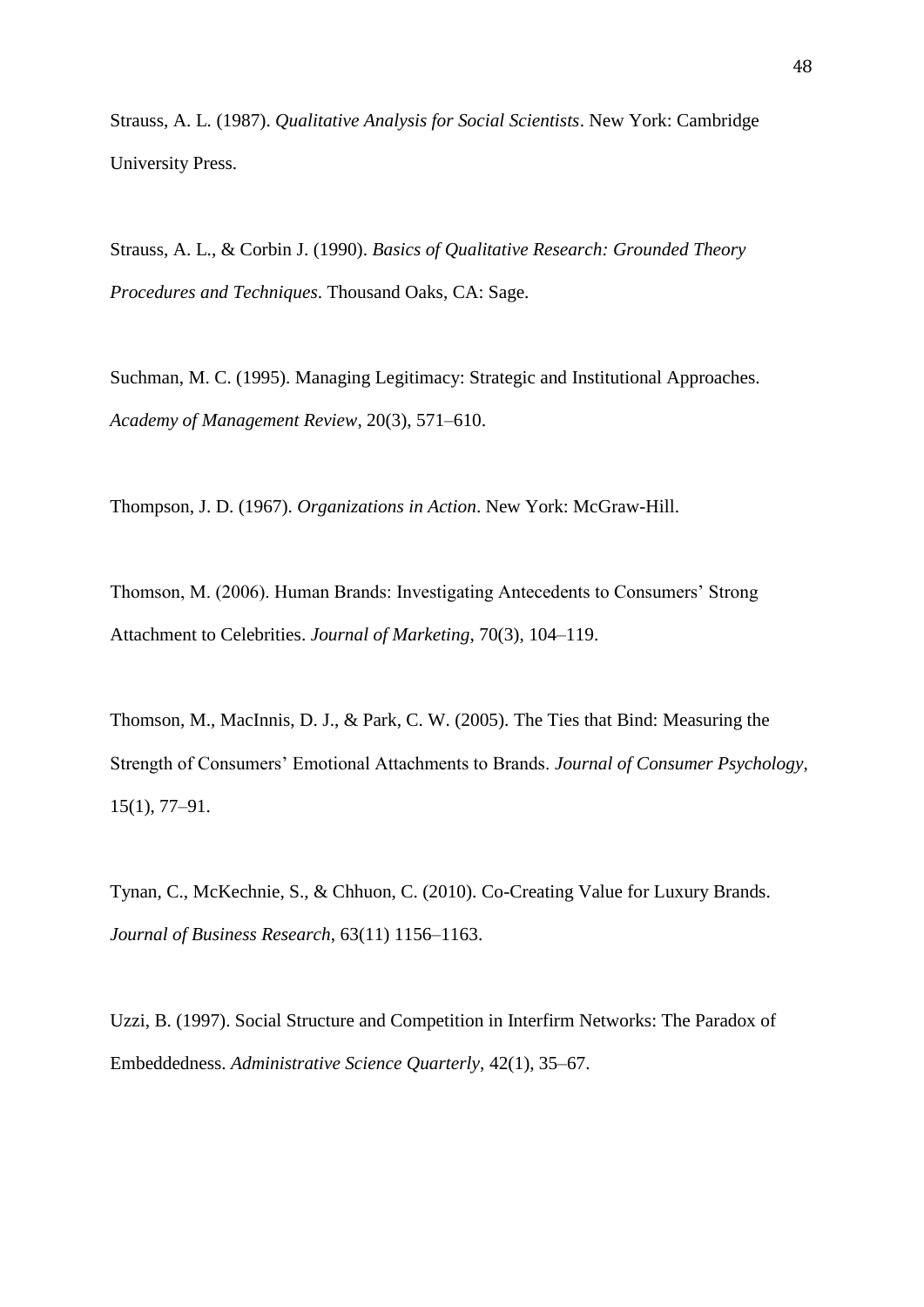Strauss, A. L. (1987). *Qualitative Analysis for Social Scientists*. New York: Cambridge University Press.

Strauss, A. L., & Corbin J. (1990). *Basics of Qualitative Research: Grounded Theory Procedures and Techniques*. Thousand Oaks, CA: Sage.

Suchman, M. C. (1995). Managing Legitimacy: Strategic and Institutional Approaches. *Academy of Management Review*, 20(3), 571–610.

Thompson, J. D. (1967). *Organizations in Action*. New York: McGraw-Hill.

Thomson, M. (2006). Human Brands: Investigating Antecedents to Consumers' Strong Attachment to Celebrities. *Journal of Marketing*, 70(3), 104–119.

Thomson, M., MacInnis, D. J., & Park, C. W. (2005). The Ties that Bind: Measuring the Strength of Consumers' Emotional Attachments to Brands. *Journal of Consumer Psychology*, 15(1), 77–91.

Tynan, C., McKechnie, S., & Chhuon, C. (2010). Co-Creating Value for Luxury Brands. *Journal of Business Research*, 63(11) 1156–1163.

Uzzi, B. (1997). Social Structure and Competition in Interfirm Networks: The Paradox of Embeddedness. *Administrative Science Quarterly*, 42(1), 35–67.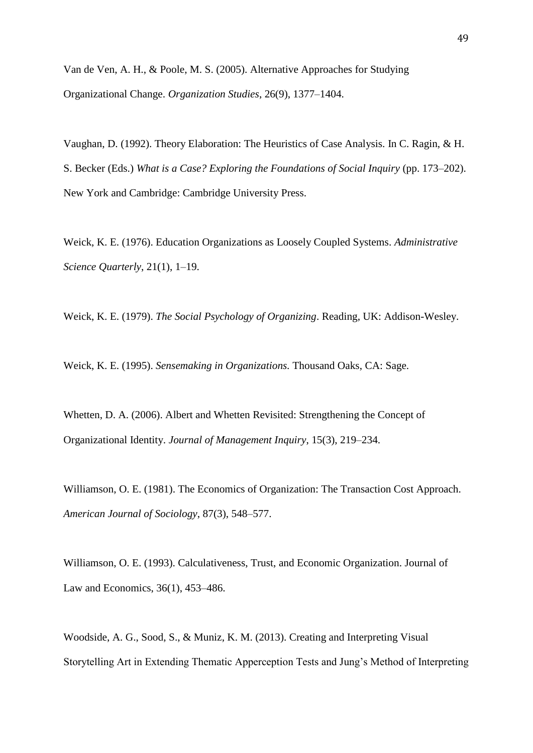Van de Ven, A. H., & Poole, M. S. (2005). Alternative Approaches for Studying Organizational Change. *Organization Studies*, 26(9), 1377–1404.

Vaughan, D. (1992). Theory Elaboration: The Heuristics of Case Analysis. In C. Ragin, & H. S. Becker (Eds.) *What is a Case? Exploring the Foundations of Social Inquiry* (pp. 173–202). New York and Cambridge: Cambridge University Press.

Weick, K. E. (1976). Education Organizations as Loosely Coupled Systems. *Administrative Science Quarterly*, 21(1), 1–19.

Weick, K. E. (1979). *The Social Psychology of Organizing*. Reading, UK: Addison-Wesley.

Weick, K. E. (1995). *Sensemaking in Organizations.* Thousand Oaks, CA: Sage.

Whetten, D. A. (2006). Albert and Whetten Revisited: Strengthening the Concept of Organizational Identity. *Journal of Management Inquiry*, 15(3), 219–234.

Williamson, O. E. (1981). The Economics of Organization: The Transaction Cost Approach. *American Journal of Sociology*, 87(3), 548–577.

Williamson, O. E. (1993). Calculativeness, Trust, and Economic Organization. Journal of Law and Economics, 36(1), 453–486.

Woodside, A. G., Sood, S., & Muniz, K. M. (2013). Creating and Interpreting Visual Storytelling Art in Extending Thematic Apperception Tests and Jung's Method of Interpreting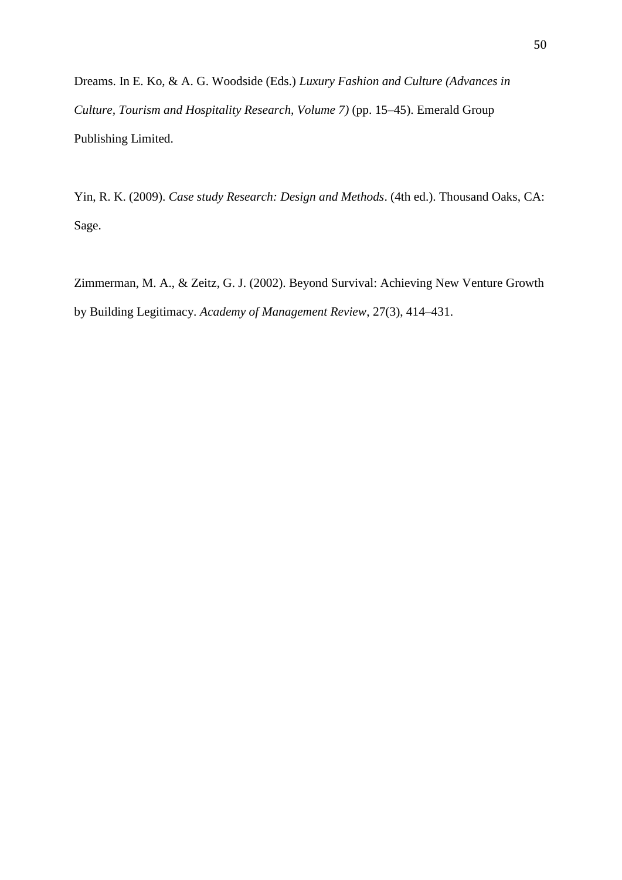Dreams. In E. Ko, & A. G. Woodside (Eds.) *Luxury Fashion and Culture (Advances in Culture, Tourism and Hospitality Research, Volume 7)* (pp. 15–45). Emerald Group Publishing Limited.

Yin, R. K. (2009). *Case study Research: Design and Methods*. (4th ed.). Thousand Oaks, CA: Sage.

Zimmerman, M. A., & Zeitz, G. J. (2002). Beyond Survival: Achieving New Venture Growth by Building Legitimacy. *Academy of Management Review*, 27(3), 414–431.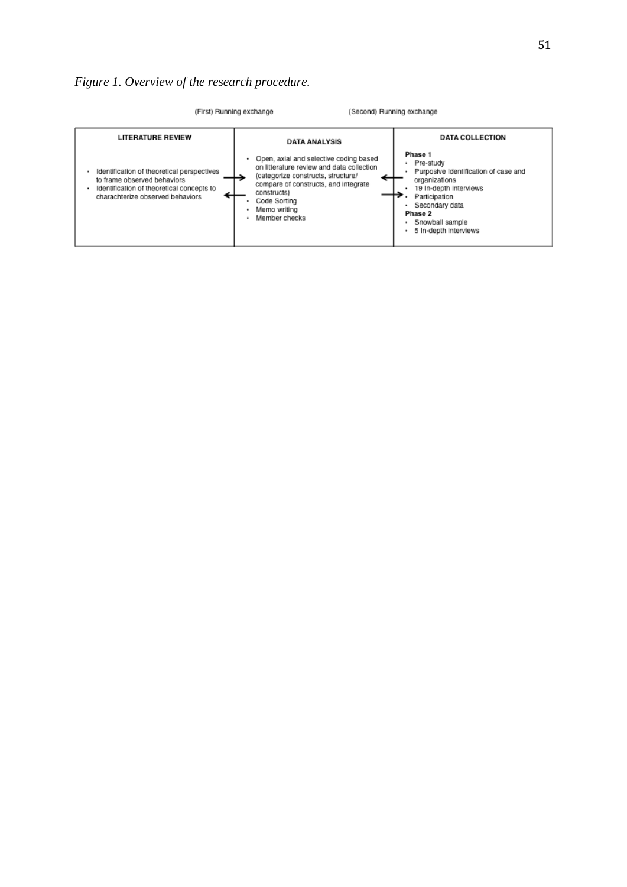*Figure 1. Overview of the research procedure.*

(First) Running exchange (Second) Running exchange

| LITERATURE REVIEW | DATA ANALYSIS | DATA COLLECTION |
| --- | --- | --- |
| • Identification of theoretical perspectives to frame observed behaviors<br>• Identification of theoretical concepts to charachterize observed behaviors | • Open, axial and selective coding based on litterature review and data collection (categorize constructs, structure/ compare of constructs, and integrate constructs)<br>• Code Sorting<br>• Memo writing<br>• Member checks | **Phase 1**<br>• Pre-study<br>• Purposive Identification of case and organizations<br>• 19 In-depth interviews<br>• Participation<br>• Secondary data<br>**Phase 2**<br>• Snowball sample<br>• 5 In-depth interviews |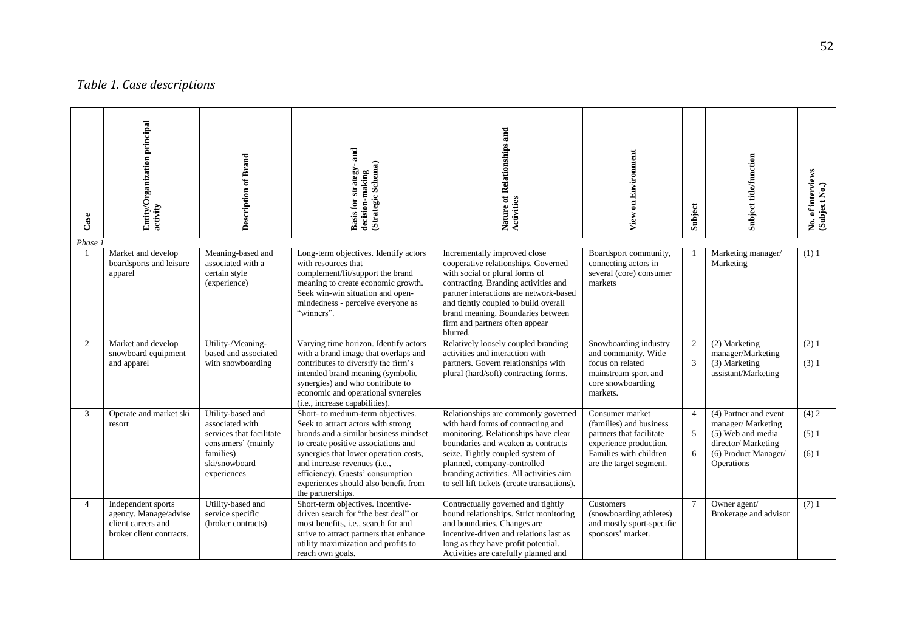*Table 1. Case descriptions*

| Case | Entity/Organization principal activity | Description of Brand | Basis for strategy- and decision-making (Strategic Schema) | Nature of Relationships and Activities | View on Environment | Subject | Subject title/function | No. of interviews (Subject No.) |
|---|---|---|---|---|---|---|---|---|
| *Phase 1* | | | | | | | | |
| 1 | Market and develop boardsports and leisure apparel | Meaning-based and associated with a certain style (experience) | Long-term objectives. Identify actors with resources that complement/fit/support the brand meaning to create economic growth. Seek win-win situation and open-mindedness - perceive everyone as "winners". | Incrementally improved close cooperative relationships. Governed with social or plural forms of contracting. Branding activities and partner interactions are network-based and tightly coupled to build overall brand meaning. Boundaries between firm and partners often appear blurred. | Boardsport community, connecting actors in several (core) consumer markets | 1 | Marketing manager/ Marketing | (1) 1 |
| 2 | Market and develop snowboard equipment and apparel | Utility-/Meaning-based and associated with snowboarding | Varying time horizon. Identify actors with a brand image that overlaps and contributes to diversify the firm's intended brand meaning (symbolic synergies) and who contribute to economic and operational synergies (i.e., increase capabilities). | Relatively loosely coupled branding activities and interaction with partners. Govern relationships with plural (hard/soft) contracting forms. | Snowboarding industry and community. Wide focus on related mainstream sport and core snowboarding markets. | 2<br>3 | (2) Marketing manager/Marketing<br>(3) Marketing assistant/Marketing | (2) 1<br>(3) 1 |
| 3 | Operate and market ski resort | Utility-based and associated with services that facilitate consumers' (mainly families) ski/snowboard experiences | Short- to medium-term objectives. Seek to attract actors with strong brands and a similar business mindset to create positive associations and synergies that lower operation costs, and increase revenues (i.e., efficiency). Guests' consumption experiences should also benefit from the partnerships. | Relationships are commonly governed with hard forms of contracting and monitoring. Relationships have clear boundaries and weaken as contracts seize. Tightly coupled system of planned, company-controlled branding activities. All activities aim to sell lift tickets (create transactions). | Consumer market (families) and business partners that facilitate experience production. Families with children are the target segment. | 4<br>5<br>6 | (4) Partner and event manager/ Marketing<br>(5) Web and media director/ Marketing<br>(6) Product Manager/ Operations | (4) 2<br>(5) 1<br>(6) 1 |
| 4 | Independent sports agency. Manage/advise client careers and broker client contracts. | Utility-based and service specific (broker contracts) | Short-term objectives. Incentive-driven search for "the best deal" or most benefits, i.e., search for and strive to attract partners that enhance utility maximization and profits to reach own goals. | Contractually governed and tightly bound relationships. Strict monitoring and boundaries. Changes are incentive-driven and relations last as long as they have profit potential. Activities are carefully planned and | Customers (snowboarding athletes) and mostly sport-specific sponsors' market. | 7 | Owner agent/ Brokerage and advisor | (7) 1 |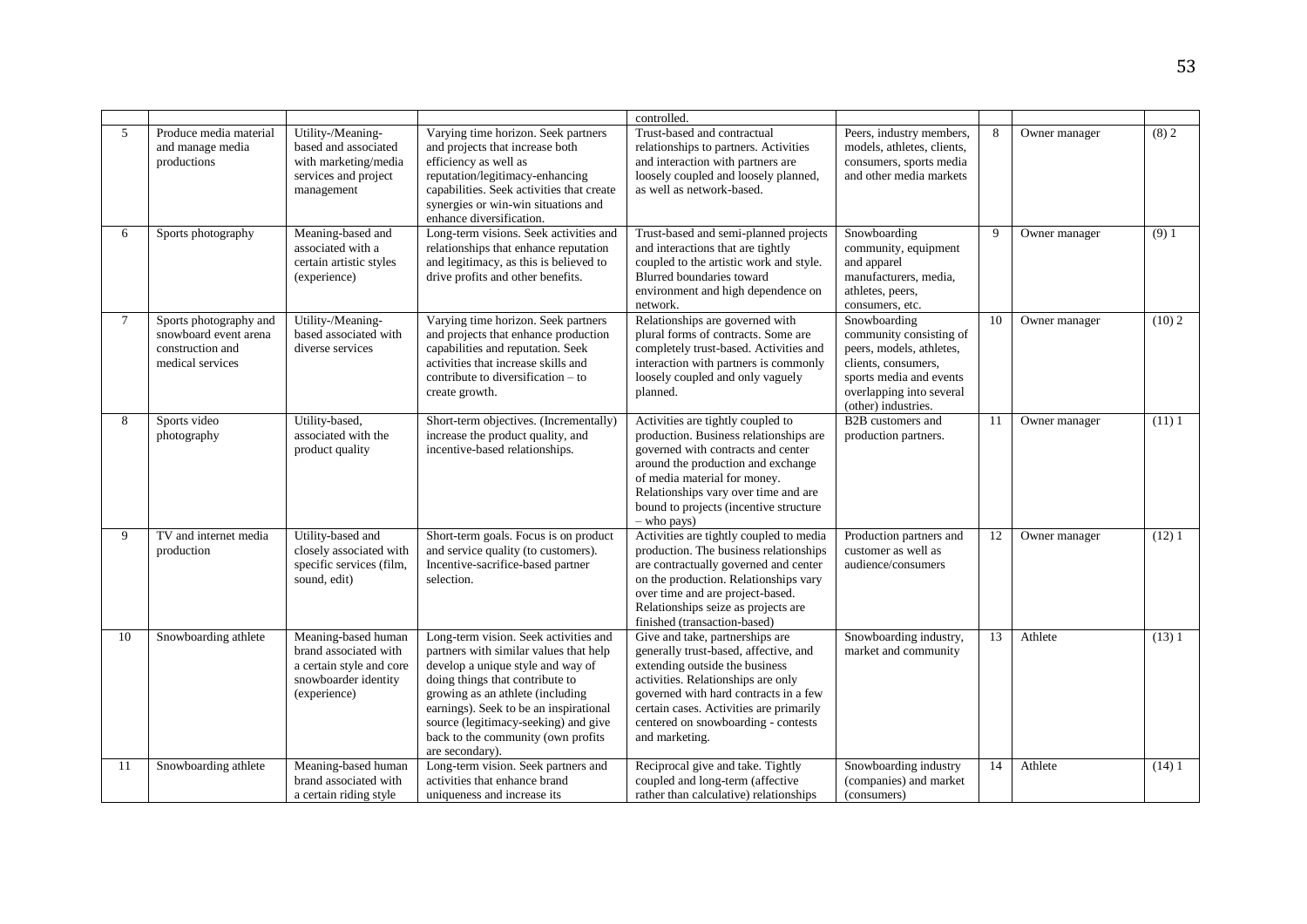| | | | | controlled. | | | | |
|---|---|---|---|---|---|---|---|---|
| 5 | Produce media material and manage media productions | Utility-/Meaning-based and associated with marketing/media services and project management | Varying time horizon. Seek partners and projects that increase both efficiency as well as reputation/legitimacy-enhancing capabilities. Seek activities that create synergies or win-win situations and enhance diversification. | Trust-based and contractual relationships to partners. Activities and interaction with partners are loosely coupled and loosely planned, as well as network-based. | Peers, industry members, models, athletes, clients, consumers, sports media and other media markets | 8 | Owner manager | (8) 2 |
| 6 | Sports photography | Meaning-based and associated with a certain artistic styles (experience) | Long-term visions. Seek activities and relationships that enhance reputation and legitimacy, as this is believed to drive profits and other benefits. | Trust-based and semi-planned projects and interactions that are tightly coupled to the artistic work and style. Blurred boundaries toward environment and high dependence on network. | Snowboarding community, equipment and apparel manufacturers, media, athletes, peers, consumers, etc. | 9 | Owner manager | (9) 1 |
| 7 | Sports photography and snowboard event arena construction and medical services | Utility-/Meaning-based associated with diverse services | Varying time horizon. Seek partners and projects that enhance production capabilities and reputation. Seek activities that increase skills and contribute to diversification – to create growth. | Relationships are governed with plural forms of contracts. Some are completely trust-based. Activities and interaction with partners is commonly loosely coupled and only vaguely planned. | Snowboarding community consisting of peers, models, athletes, clients, consumers, sports media and events overlapping into several (other) industries. | 10 | Owner manager | (10) 2 |
| 8 | Sports video photography | Utility-based, associated with the product quality | Short-term objectives. (Incrementally) increase the product quality, and incentive-based relationships. | Activities are tightly coupled to production. Business relationships are governed with contracts and center around the production and exchange of media material for money. Relationships vary over time and are bound to projects (incentive structure – who pays) | B2B customers and production partners. | 11 | Owner manager | (11) 1 |
| 9 | TV and internet media production | Utility-based and closely associated with specific services (film, sound, edit) | Short-term goals. Focus is on product and service quality (to customers). Incentive-sacrifice-based partner selection. | Activities are tightly coupled to media production. The business relationships are contractually governed and center on the production. Relationships vary over time and are project-based. Relationships seize as projects are finished (transaction-based) | Production partners and customer as well as audience/consumers | 12 | Owner manager | (12) 1 |
| 10 | Snowboarding athlete | Meaning-based human brand associated with a certain style and core snowboarder identity (experience) | Long-term vision. Seek activities and partners with similar values that help develop a unique style and way of doing things that contribute to growing as an athlete (including earnings). Seek to be an inspirational source (legitimacy-seeking) and give back to the community (own profits are secondary). | Give and take, partnerships are generally trust-based, affective, and extending outside the business activities. Relationships are only governed with hard contracts in a few certain cases. Activities are primarily centered on snowboarding - contests and marketing. | Snowboarding industry, market and community | 13 | Athlete | (13) 1 |
| 11 | Snowboarding athlete | Meaning-based human brand associated with a certain riding style | Long-term vision. Seek partners and activities that enhance brand uniqueness and increase its | Reciprocal give and take. Tightly coupled and long-term (affective rather than calculative) relationships | Snowboarding industry (companies) and market (consumers) | 14 | Athlete | (14) 1 |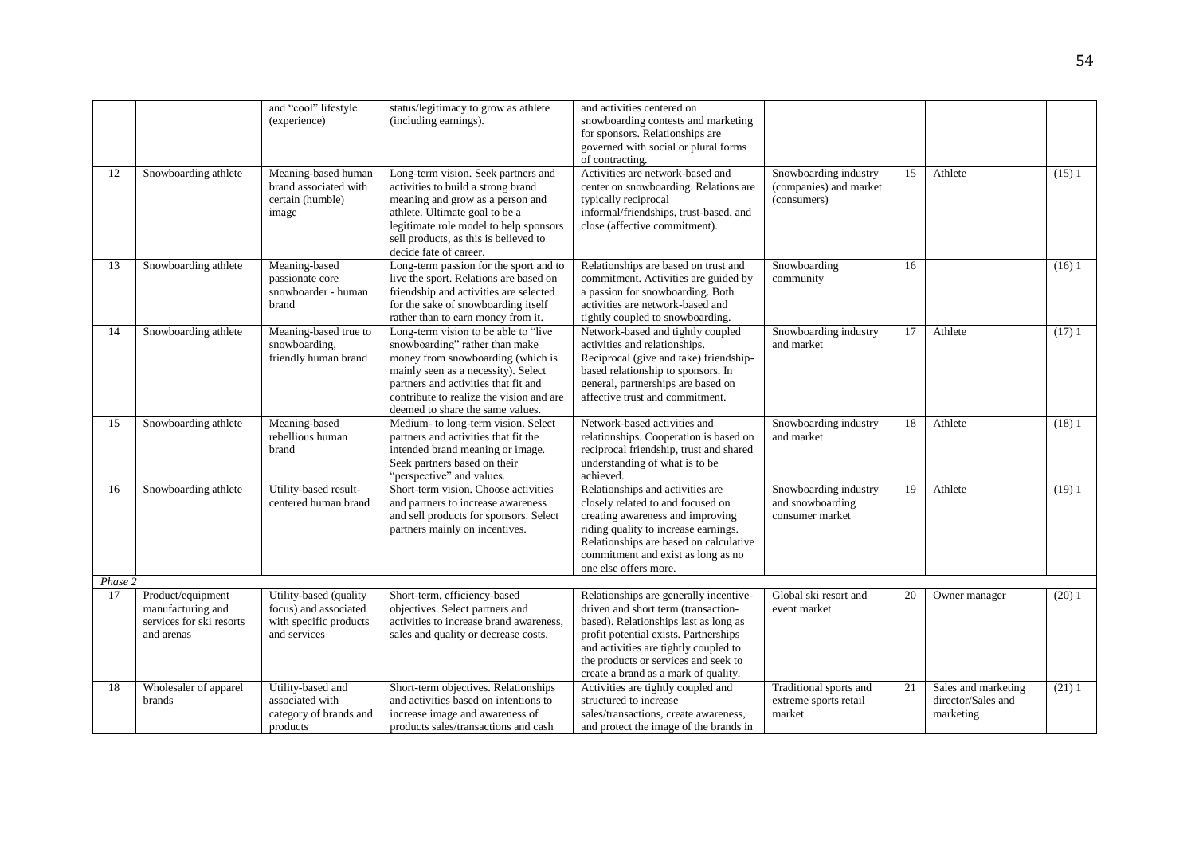| | | | | | | | | |
|---|---|---|---|---|---|---|---|---|
| | | and "cool" lifestyle (experience) | status/legitimacy to grow as athlete (including earnings). | and activities centered on snowboarding contests and marketing for sponsors. Relationships are governed with social or plural forms of contracting. | | | | |
| 12 | Snowboarding athlete | Meaning-based human brand associated with certain (humble) image | Long-term vision. Seek partners and activities to build a strong brand meaning and grow as a person and athlete. Ultimate goal to be a legitimate role model to help sponsors sell products, as this is believed to decide fate of career. | Activities are network-based and center on snowboarding. Relations are typically reciprocal informal/friendships, trust-based, and close (affective commitment). | Snowboarding industry (companies) and market (consumers) | 15 | Athlete | (15) 1 |
| 13 | Snowboarding athlete | Meaning-based passionate core snowboarder - human brand | Long-term passion for the sport and to live the sport. Relations are based on friendship and activities are selected for the sake of snowboarding itself rather than to earn money from it. | Relationships are based on trust and commitment. Activities are guided by a passion for snowboarding. Both activities are network-based and tightly coupled to snowboarding. | Snowboarding community | 16 | | (16) 1 |
| 14 | Snowboarding athlete | Meaning-based true to snowboarding, friendly human brand | Long-term vision to be able to "live snowboarding" rather than make money from snowboarding (which is mainly seen as a necessity). Select partners and activities that fit and contribute to realize the vision and are deemed to share the same values. | Network-based and tightly coupled activities and relationships. Reciprocal (give and take) friendship-based relationship to sponsors. In general, partnerships are based on affective trust and commitment. | Snowboarding industry and market | 17 | Athlete | (17) 1 |
| 15 | Snowboarding athlete | Meaning-based rebellious human brand | Medium- to long-term vision. Select partners and activities that fit the intended brand meaning or image. Seek partners based on their "perspective" and values. | Network-based activities and relationships. Cooperation is based on reciprocal friendship, trust and shared understanding of what is to be achieved. | Snowboarding industry and market | 18 | Athlete | (18) 1 |
| 16 | Snowboarding athlete | Utility-based result-centered human brand | Short-term vision. Choose activities and partners to increase awareness and sell products for sponsors. Select partners mainly on incentives. | Relationships and activities are closely related to and focused on creating awareness and improving riding quality to increase earnings. Relationships are based on calculative commitment and exist as long as no one else offers more. | Snowboarding industry and snowboarding consumer market | 19 | Athlete | (19) 1 |
| *Phase 2* | | | | | | | | |
| 17 | Product/equipment manufacturing and services for ski resorts and arenas | Utility-based (quality focus) and associated with specific products and services | Short-term, efficiency-based objectives. Select partners and activities to increase brand awareness, sales and quality or decrease costs. | Relationships are generally incentive-driven and short term (transaction-based). Relationships last as long as profit potential exists. Partnerships and activities are tightly coupled to the products or services and seek to create a brand as a mark of quality. | Global ski resort and event market | 20 | Owner manager | (20) 1 |
| 18 | Wholesaler of apparel brands | Utility-based and associated with category of brands and products | Short-term objectives. Relationships and activities based on intentions to increase image and awareness of products sales/transactions and cash | Activities are tightly coupled and structured to increase sales/transactions, create awareness, and protect the image of the brands in | Traditional sports and extreme sports retail market | 21 | Sales and marketing director/Sales and marketing | (21) 1 |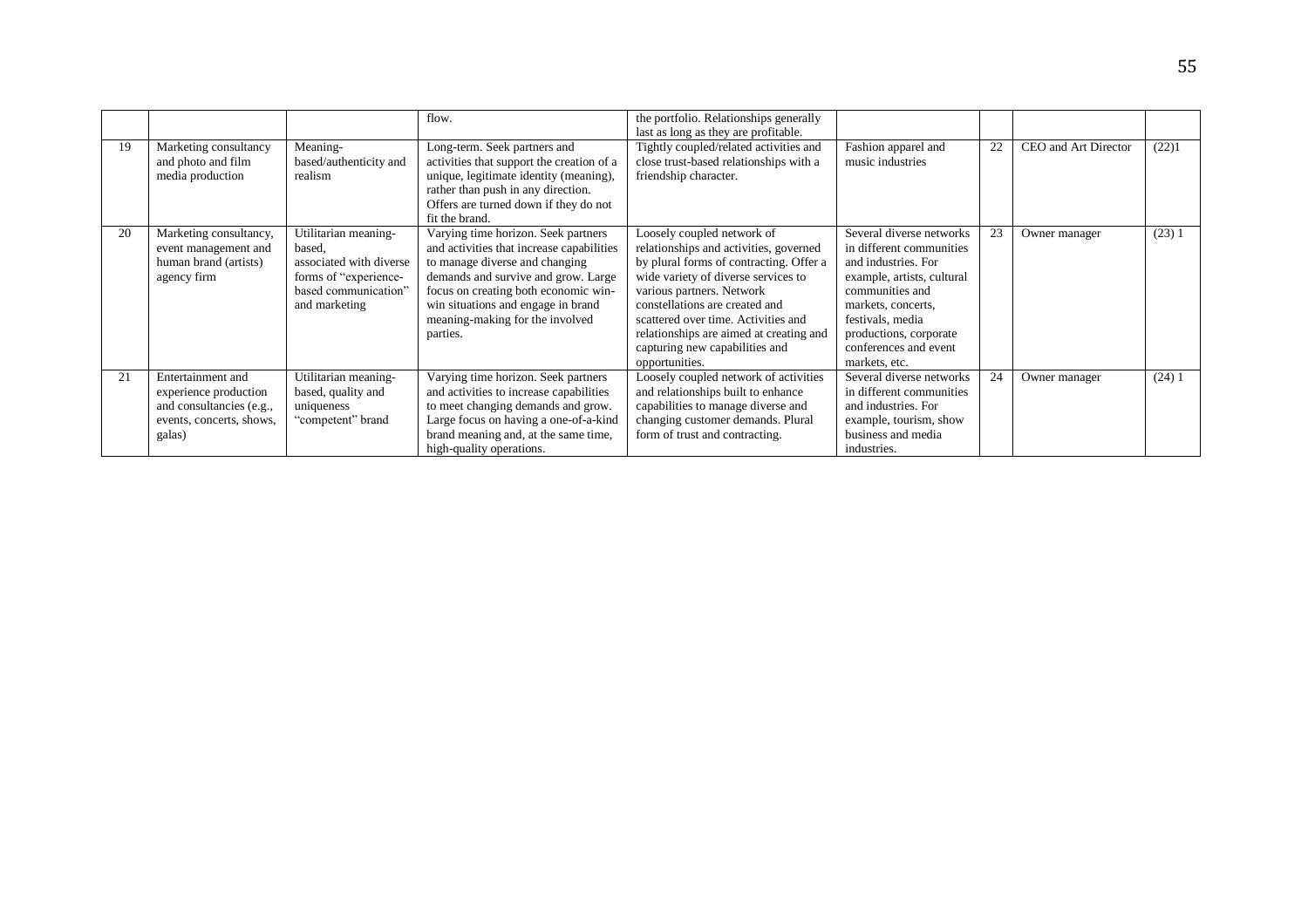| | | | flow. | the portfolio. Relationships generally last as long as they are profitable. | | | | |
|---|---|---|---|---|---|---|---|---|
| 19 | Marketing consultancy and photo and film media production | Meaning-based/authenticity and realism | Long-term. Seek partners and activities that support the creation of a unique, legitimate identity (meaning), rather than push in any direction. Offers are turned down if they do not fit the brand. | Tightly coupled/related activities and close trust-based relationships with a friendship character. | Fashion apparel and music industries | 22 | CEO and Art Director | (22)1 |
| 20 | Marketing consultancy, event management and human brand (artists) agency firm | Utilitarian meaning-based, associated with diverse forms of "experience-based communication" and marketing | Varying time horizon. Seek partners and activities that increase capabilities to manage diverse and changing demands and survive and grow. Large focus on creating both economic win-win situations and engage in brand meaning-making for the involved parties. | Loosely coupled network of relationships and activities, governed by plural forms of contracting. Offer a wide variety of diverse services to various partners. Network constellations are created and scattered over time. Activities and relationships are aimed at creating and capturing new capabilities and opportunities. | Several diverse networks in different communities and industries. For example, artists, cultural communities and markets, concerts, festivals, media productions, corporate conferences and event markets, etc. | 23 | Owner manager | (23) 1 |
| 21 | Entertainment and experience production and consultancies (e.g., events, concerts, shows, galas) | Utilitarian meaning-based, quality and uniqueness "competent" brand | Varying time horizon. Seek partners and activities to increase capabilities to meet changing demands and grow. Large focus on having a one-of-a-kind brand meaning and, at the same time, high-quality operations. | Loosely coupled network of activities and relationships built to enhance capabilities to manage diverse and changing customer demands. Plural form of trust and contracting. | Several diverse networks in different communities and industries. For example, tourism, show business and media industries. | 24 | Owner manager | (24) 1 |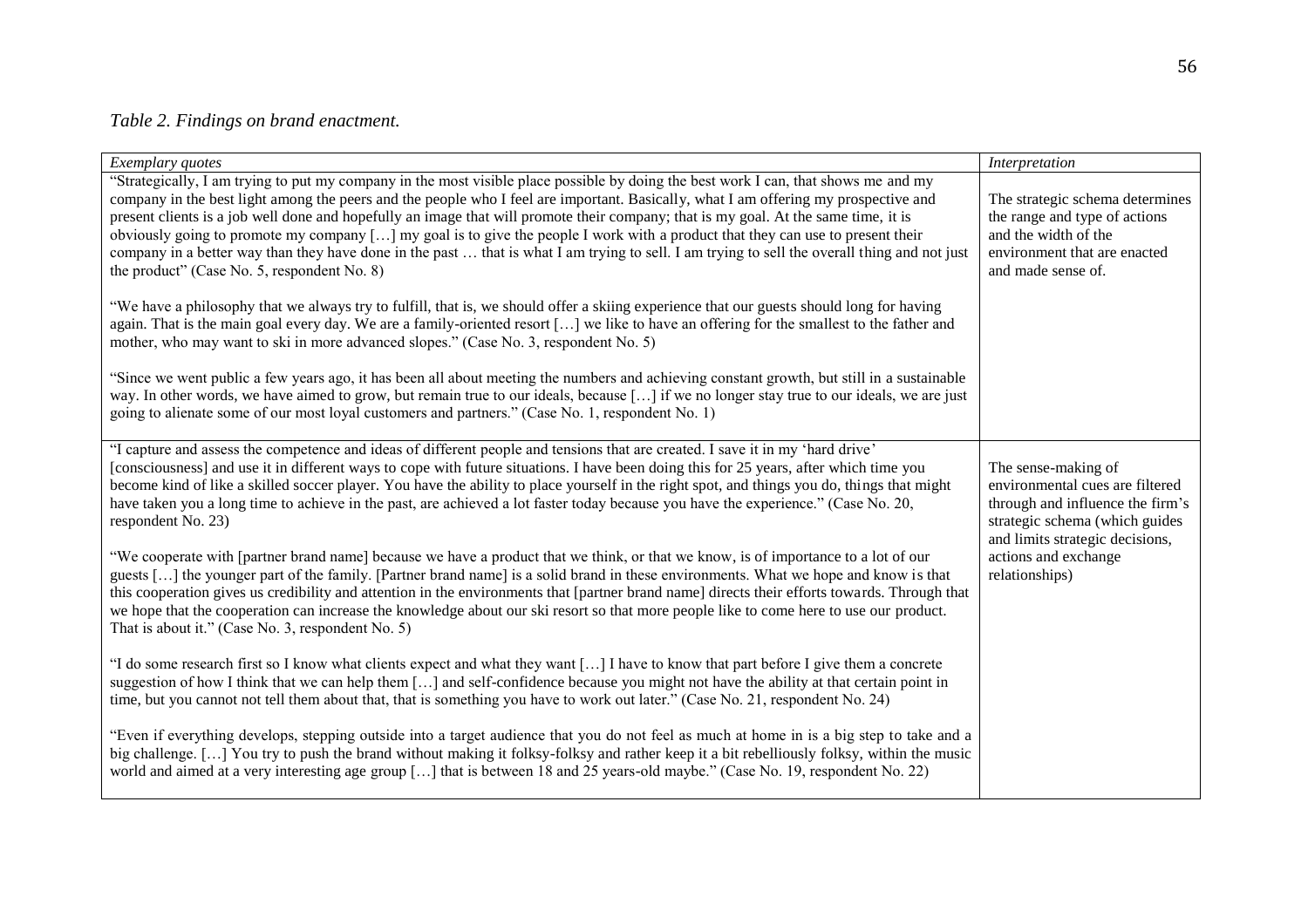*Table 2. Findings on brand enactment.*

| *Exemplary quotes* | *Interpretation* |
|---|---|
| "Strategically, I am trying to put my company in the most visible place possible by doing the best work I can, that shows me and my company in the best light among the peers and the people who I feel are important. Basically, what I am offering my prospective and present clients is a job well done and hopefully an image that will promote their company; that is my goal. At the same time, it is obviously going to promote my company […] my goal is to give the people I work with a product that they can use to present their company in a better way than they have done in the past … that is what I am trying to sell. I am trying to sell the overall thing and not just the product" (Case No. 5, respondent No. 8)<br><br>"We have a philosophy that we always try to fulfill, that is, we should offer a skiing experience that our guests should long for having again. That is the main goal every day. We are a family-oriented resort […] we like to have an offering for the smallest to the father and mother, who may want to ski in more advanced slopes." (Case No. 3, respondent No. 5)<br><br>"Since we went public a few years ago, it has been all about meeting the numbers and achieving constant growth, but still in a sustainable way. In other words, we have aimed to grow, but remain true to our ideals, because […] if we no longer stay true to our ideals, we are just going to alienate some of our most loyal customers and partners." (Case No. 1, respondent No. 1) | The strategic schema determines the range and type of actions and the width of the environment that are enacted and made sense of. |
| "I capture and assess the competence and ideas of different people and tensions that are created. I save it in my 'hard drive' [consciousness] and use it in different ways to cope with future situations. I have been doing this for 25 years, after which time you become kind of like a skilled soccer player. You have the ability to place yourself in the right spot, and things you do, things that might have taken you a long time to achieve in the past, are achieved a lot faster today because you have the experience." (Case No. 20, respondent No. 23)<br><br>"We cooperate with [partner brand name] because we have a product that we think, or that we know, is of importance to a lot of our guests […] the younger part of the family. [Partner brand name] is a solid brand in these environments. What we hope and know is that this cooperation gives us credibility and attention in the environments that [partner brand name] directs their efforts towards. Through that we hope that the cooperation can increase the knowledge about our ski resort so that more people like to come here to use our product. That is about it." (Case No. 3, respondent No. 5)<br><br>"I do some research first so I know what clients expect and what they want […] I have to know that part before I give them a concrete suggestion of how I think that we can help them […] and self-confidence because you might not have the ability at that certain point in time, but you cannot not tell them about that, that is something you have to work out later." (Case No. 21, respondent No. 24)<br><br>"Even if everything develops, stepping outside into a target audience that you do not feel as much at home in is a big step to take and a big challenge. […] You try to push the brand without making it folksy-folksy and rather keep it a bit rebelliously folksy, within the music world and aimed at a very interesting age group […] that is between 18 and 25 years-old maybe." (Case No. 19, respondent No. 22) | The sense-making of environmental cues are filtered through and influence the firm's strategic schema (which guides and limits strategic decisions, actions and exchange relationships) |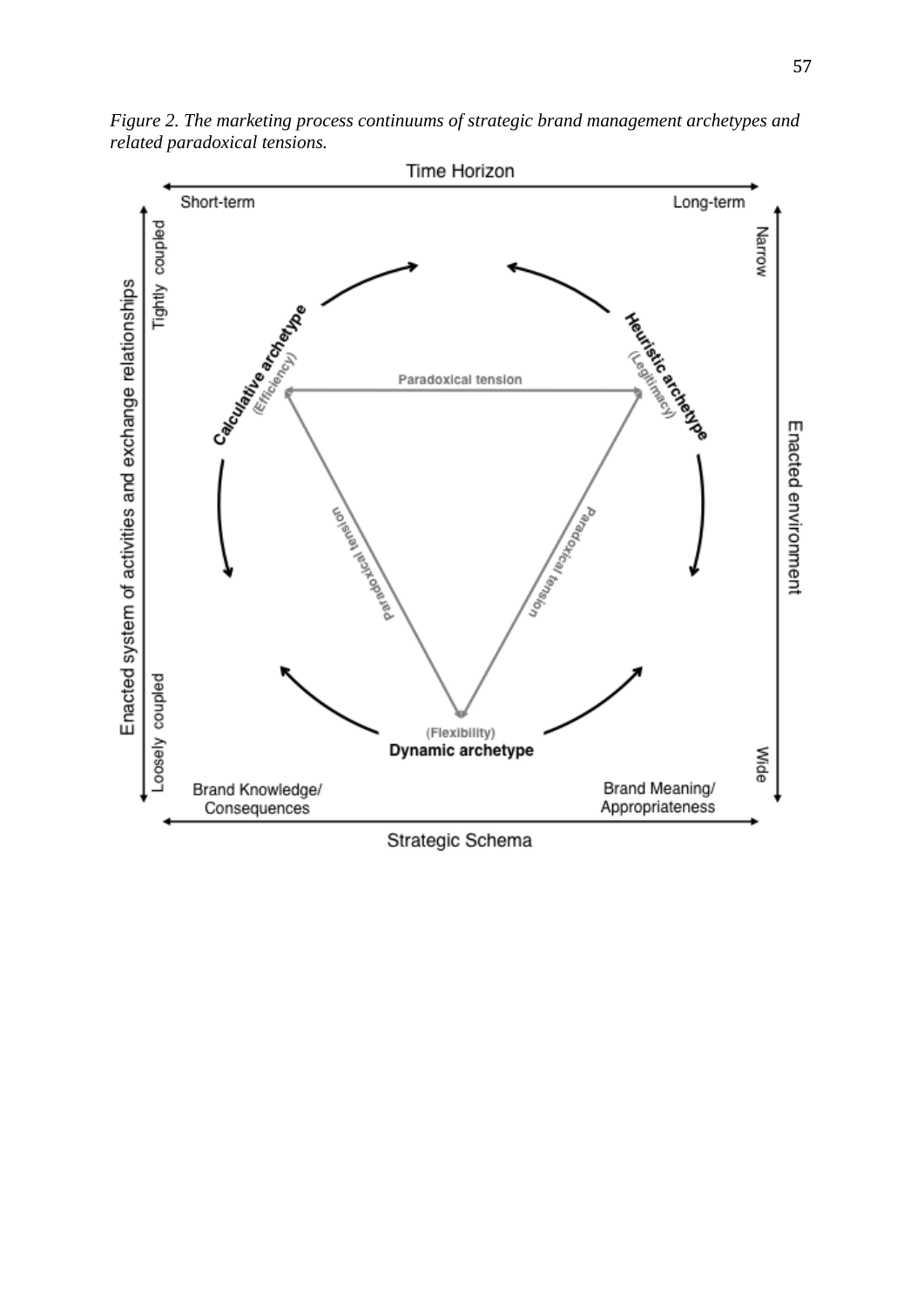*Figure 2. The marketing process continuums of strategic brand management archetypes and related paradoxical tensions.*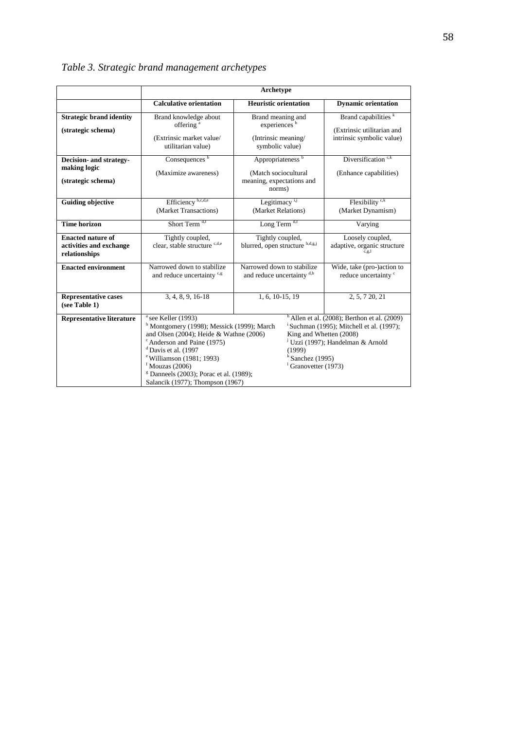*Table 3. Strategic brand management archetypes*

| | Archetype | | |
|---|---|---|---|
| | **Calculative orientation** | **Heuristic orientation** | **Dynamic orientation** |
| **Strategic brand identity** (strategic schema) | Brand knowledge about offering [a] (Extrinsic market value/ utilitarian value) | Brand meaning and experiences [h] (Intrinsic meaning/ symbolic value) | Brand capabilities [k] (Extrinsic utilitarian and intrinsic symbolic value) |
| **Decision- and strategy-making logic** (strategic schema) | Consequences [b] (Maximize awareness) | Appropriateness [b] (Match sociocultural meaning, expectations and norms) | Diversification [c,k] (Enhance capabilities) |
| **Guiding objective** | Efficiency [b,c,d,e] (Market Transactions) | Legitimacy [i,j] (Market Relations) | Flexibility [c,k] (Market Dynamism) |
| **Time horizon** | Short Term [d,f] | Long Term [d,f] | Varying |
| **Enacted nature of activities and exchange relationships** | Tightly coupled, clear, stable structure [c,d,e] | Tightly coupled, blurred, open structure [b,d,g,j] | Loosely coupled, adaptive, organic structure [c,g,l] |
| **Enacted environment** | Narrowed down to stabilize and reduce uncertainty [c,g] | Narrowed down to stabilize and reduce uncertainty [d,b] | Wide, take (pro-)action to reduce uncertainty [c] |
| **Representative cases** (see Table 1) | 3, 4, 8, 9, 16-18 | 1, 6, 10-15, 19 | 2, 5, 7 20, 21 |
| **Representative literature** | [a] see Keller (1993); [b] Montgomery (1998); Messick (1999); March and Olsen (2004); Heide & Wathne (2006); [c] Anderson and Paine (1975); [d] Davis et al. (1997; [e] Williamson (1981; 1993); [f] Mouzas (2006); [g] Danneels (2003); Porac et al. (1989); Salancik (1977); Thompson (1967) | [h] Allen et al. (2008); Berthon et al. (2009); [i] Suchman (1995); Mitchell et al. (1997); King and Whetten (2008); [j] Uzzi (1997); Handelman & Arnold (1999); [k] Sanchez (1995); [l] Granovetter (1973) | |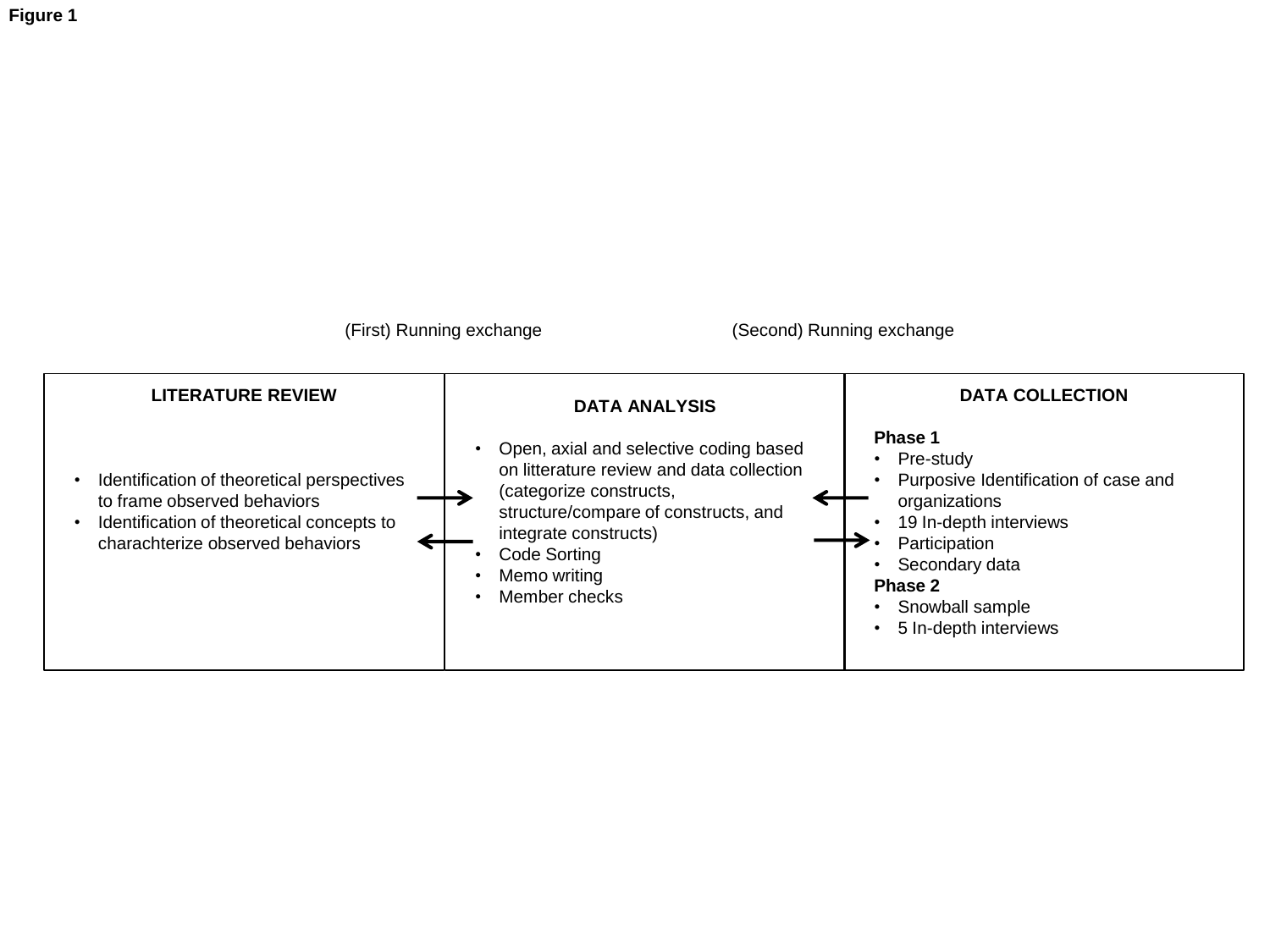**Figure 1**

(First) Running exchange — (Second) Running exchange

| LITERATURE REVIEW | | DATA ANALYSIS | | DATA COLLECTION |
|---|---|---|---|---|
| • Identification of theoretical perspectives to frame observed behaviors<br>• Identification of theoretical concepts to charachterize observed behaviors | → ← | • Open, axial and selective coding based on litterature review and data collection (categorize constructs, structure/compare of constructs, and integrate constructs)<br>• Code Sorting<br>• Memo writing<br>• Member checks | ← → | **Phase 1**<br>• Pre-study<br>• Purposive Identification of case and organizations<br>• 19 In-depth interviews<br>• Participation<br>• Secondary data<br>**Phase 2**<br>• Snowball sample<br>• 5 In-depth interviews |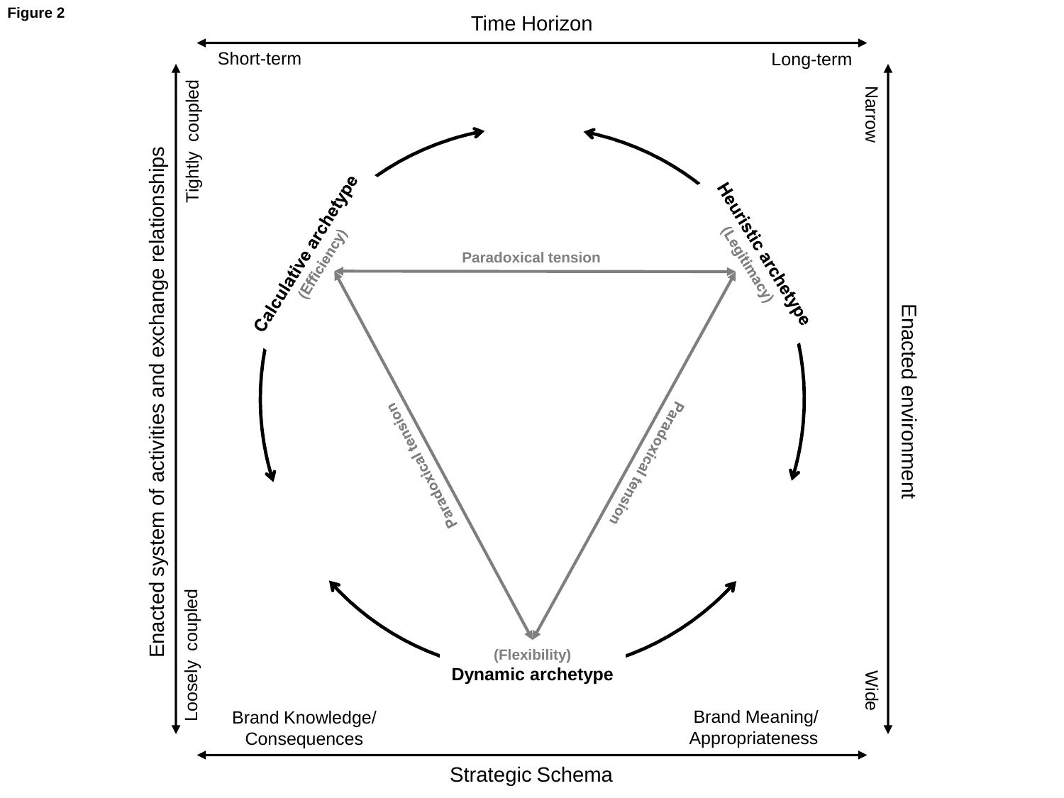**Figure 2**

Time Horizon

Short-term — Long-term

Enacted system of activities and exchange relationships: Tightly coupled — Loosely coupled

Enacted environment: Narrow — Wide

**Calculative archetype** (Efficiency)

**Heuristic archetype** (Legitimacy)

**Dynamic archetype** (Flexibility)

Paradoxical tension

Paradoxical tension

Paradoxical tension

Brand Knowledge/ Consequences — Brand Meaning/ Appropriateness

Strategic Schema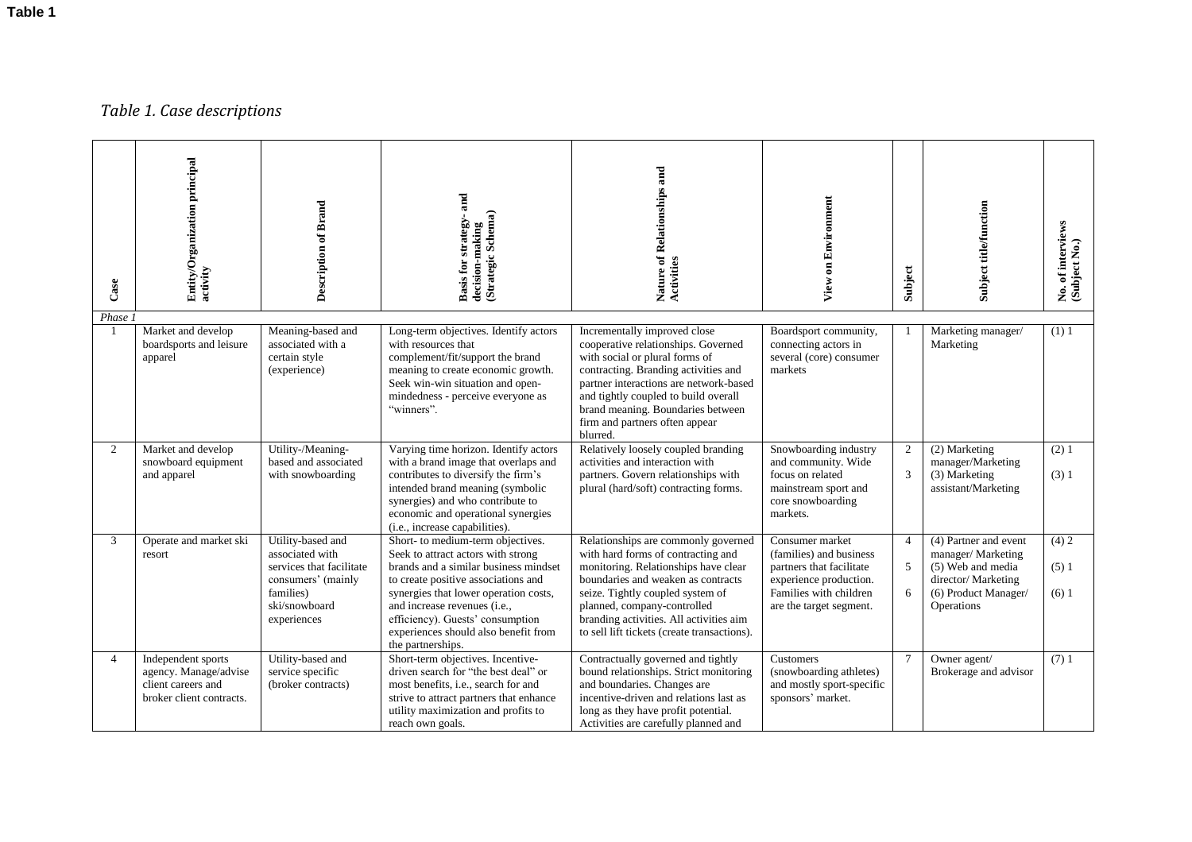**Table 1**

*Table 1. Case descriptions*

| Case | Entity/Organization principal activity | Description of Brand | Basis for strategy- and decision-making (Strategic Schema) | Nature of Relationships and Activities | View on Environment | Subject | Subject title/function | No. of interviews (Subject No.) |
|---|---|---|---|---|---|---|---|---|
| *Phase 1* | | | | | | | | |
| 1 | Market and develop boardsports and leisure apparel | Meaning-based and associated with a certain style (experience) | Long-term objectives. Identify actors with resources that complement/fit/support the brand meaning to create economic growth. Seek win-win situation and open-mindedness - perceive everyone as "winners". | Incrementally improved close cooperative relationships. Governed with social or plural forms of contracting. Branding activities and partner interactions are network-based and tightly coupled to build overall brand meaning. Boundaries between firm and partners often appear blurred. | Boardsport community, connecting actors in several (core) consumer markets | 1 | Marketing manager/ Marketing | (1) 1 |
| 2 | Market and develop snowboard equipment and apparel | Utility-/Meaning-based and associated with snowboarding | Varying time horizon. Identify actors with a brand image that overlaps and contributes to diversify the firm's intended brand meaning (symbolic synergies) and who contribute to economic and operational synergies (i.e., increase capabilities). | Relatively loosely coupled branding activities and interaction with partners. Govern relationships with plural (hard/soft) contracting forms. | Snowboarding industry and community. Wide focus on related mainstream sport and core snowboarding markets. | 2<br>3 | (2) Marketing manager/Marketing<br>(3) Marketing assistant/Marketing | (2) 1<br>(3) 1 |
| 3 | Operate and market ski resort | Utility-based and associated with services that facilitate consumers' (mainly families) ski/snowboard experiences | Short- to medium-term objectives. Seek to attract actors with strong brands and a similar business mindset to create positive associations and synergies that lower operation costs, and increase revenues (i.e., efficiency). Guests' consumption experiences should also benefit from the partnerships. | Relationships are commonly governed with hard forms of contracting and monitoring. Relationships have clear boundaries and weaken as contracts seize. Tightly coupled system of planned, company-controlled branding activities. All activities aim to sell lift tickets (create transactions). | Consumer market (families) and business partners that facilitate experience production. Families with children are the target segment. | 4<br>5<br>6 | (4) Partner and event manager/ Marketing<br>(5) Web and media director/ Marketing<br>(6) Product Manager/ Operations | (4) 2<br>(5) 1<br>(6) 1 |
| 4 | Independent sports agency. Manage/advise client careers and broker client contracts. | Utility-based and service specific (broker contracts) | Short-term objectives. Incentive-driven search for "the best deal" or most benefits, i.e., search for and strive to attract partners that enhance utility maximization and profits to reach own goals. | Contractually governed and tightly bound relationships. Strict monitoring and boundaries. Changes are incentive-driven and relations last as long as they have profit potential. Activities are carefully planned and | Customers (snowboarding athletes) and mostly sport-specific sponsors' market. | 7 | Owner agent/ Brokerage and advisor | (7) 1 |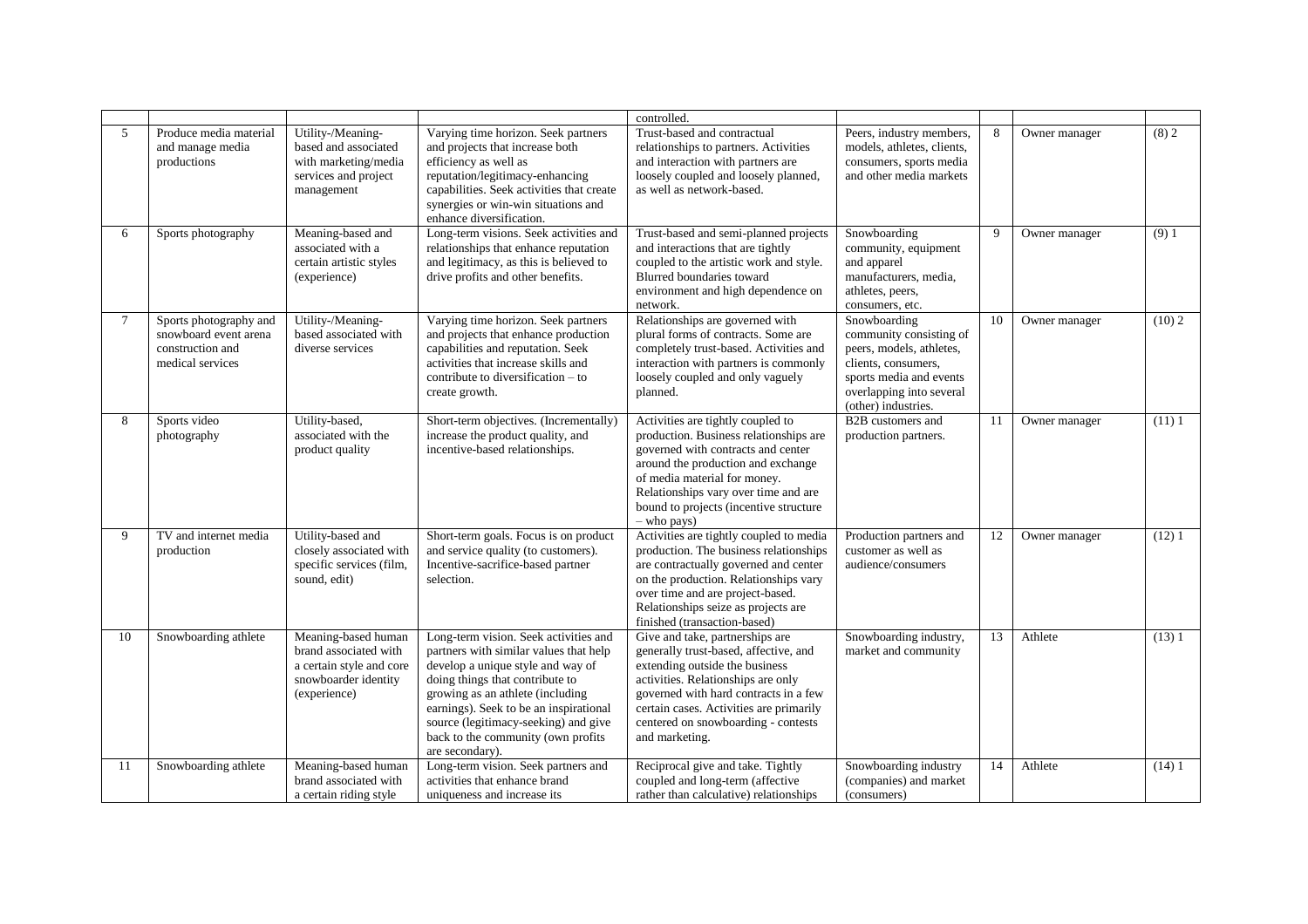| | | | | controlled. | | | | |
|---|---|---|---|---|---|---|---|---|
| 5 | Produce media material and manage media productions | Utility-/Meaning-based and associated with marketing/media services and project management | Varying time horizon. Seek partners and projects that increase both efficiency as well as reputation/legitimacy-enhancing capabilities. Seek activities that create synergies or win-win situations and enhance diversification. | Trust-based and contractual relationships to partners. Activities and interaction with partners are loosely coupled and loosely planned, as well as network-based. | Peers, industry members, models, athletes, clients, consumers, sports media and other media markets | 8 | Owner manager | (8) 2 |
| 6 | Sports photography | Meaning-based and associated with a certain artistic styles (experience) | Long-term visions. Seek activities and relationships that enhance reputation and legitimacy, as this is believed to drive profits and other benefits. | Trust-based and semi-planned projects and interactions that are tightly coupled to the artistic work and style. Blurred boundaries toward environment and high dependence on network. | Snowboarding community, equipment and apparel manufacturers, media, athletes, peers, consumers, etc. | 9 | Owner manager | (9) 1 |
| 7 | Sports photography and snowboard event arena construction and medical services | Utility-/Meaning-based associated with diverse services | Varying time horizon. Seek partners and projects that enhance production capabilities and reputation. Seek activities that increase skills and contribute to diversification – to create growth. | Relationships are governed with plural forms of contracts. Some are completely trust-based. Activities and interaction with partners is commonly loosely coupled and only vaguely planned. | Snowboarding community consisting of peers, models, athletes, clients, consumers, sports media and events overlapping into several (other) industries. | 10 | Owner manager | (10) 2 |
| 8 | Sports video photography | Utility-based, associated with the product quality | Short-term objectives. (Incrementally) increase the product quality, and incentive-based relationships. | Activities are tightly coupled to production. Business relationships are governed with contracts and center around the production and exchange of media material for money. Relationships vary over time and are bound to projects (incentive structure – who pays) | B2B customers and production partners. | 11 | Owner manager | (11) 1 |
| 9 | TV and internet media production | Utility-based and closely associated with specific services (film, sound, edit) | Short-term goals. Focus is on product and service quality (to customers). Incentive-sacrifice-based partner selection. | Activities are tightly coupled to media production. The business relationships are contractually governed and center on the production. Relationships vary over time and are project-based. Relationships seize as projects are finished (transaction-based) | Production partners and customer as well as audience/consumers | 12 | Owner manager | (12) 1 |
| 10 | Snowboarding athlete | Meaning-based human brand associated with a certain style and core snowboarder identity (experience) | Long-term vision. Seek activities and partners with similar values that help develop a unique style and way of doing things that contribute to growing as an athlete (including earnings). Seek to be an inspirational source (legitimacy-seeking) and give back to the community (own profits are secondary). | Give and take, partnerships are generally trust-based, affective, and extending outside the business activities. Relationships are only governed with hard contracts in a few certain cases. Activities are primarily centered on snowboarding - contests and marketing. | Snowboarding industry, market and community | 13 | Athlete | (13) 1 |
| 11 | Snowboarding athlete | Meaning-based human brand associated with a certain riding style | Long-term vision. Seek partners and activities that enhance brand uniqueness and increase its | Reciprocal give and take. Tightly coupled and long-term (affective rather than calculative) relationships | Snowboarding industry (companies) and market (consumers) | 14 | Athlete | (14) 1 |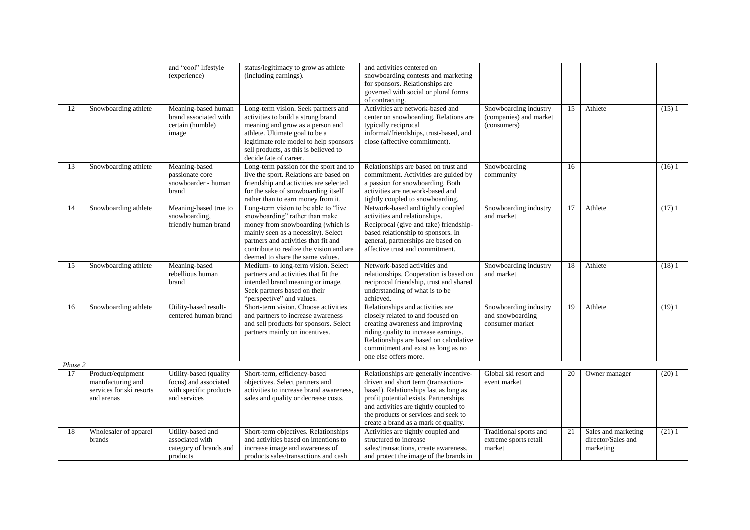|  |  |  |  |  |  |  |  |  |
|---|---|---|---|---|---|---|---|---|
|  |  | and "cool" lifestyle (experience) | status/legitimacy to grow as athlete (including earnings). | and activities centered on snowboarding contests and marketing for sponsors. Relationships are governed with social or plural forms of contracting. |  |  |  |  |
| 12 | Snowboarding athlete | Meaning-based human brand associated with certain (humble) image | Long-term vision. Seek partners and activities to build a strong brand meaning and grow as a person and athlete. Ultimate goal to be a legitimate role model to help sponsors sell products, as this is believed to decide fate of career. | Activities are network-based and center on snowboarding. Relations are typically reciprocal informal/friendships, trust-based, and close (affective commitment). | Snowboarding industry (companies) and market (consumers) | 15 | Athlete | (15) 1 |
| 13 | Snowboarding athlete | Meaning-based passionate core snowboarder - human brand | Long-term passion for the sport and to live the sport. Relations are based on friendship and activities are selected for the sake of snowboarding itself rather than to earn money from it. | Relationships are based on trust and commitment. Activities are guided by a passion for snowboarding. Both activities are network-based and tightly coupled to snowboarding. | Snowboarding community | 16 |  | (16) 1 |
| 14 | Snowboarding athlete | Meaning-based true to snowboarding, friendly human brand | Long-term vision to be able to "live snowboarding" rather than make money from snowboarding (which is mainly seen as a necessity). Select partners and activities that fit and contribute to realize the vision and are deemed to share the same values. | Network-based and tightly coupled activities and relationships. Reciprocal (give and take) friendship-based relationship to sponsors. In general, partnerships are based on affective trust and commitment. | Snowboarding industry and market | 17 | Athlete | (17) 1 |
| 15 | Snowboarding athlete | Meaning-based rebellious human brand | Medium- to long-term vision. Select partners and activities that fit the intended brand meaning or image. Seek partners based on their "perspective" and values. | Network-based activities and relationships. Cooperation is based on reciprocal friendship, trust and shared understanding of what is to be achieved. | Snowboarding industry and market | 18 | Athlete | (18) 1 |
| 16 | Snowboarding athlete | Utility-based result-centered human brand | Short-term vision. Choose activities and partners to increase awareness and sell products for sponsors. Select partners mainly on incentives. | Relationships and activities are closely related to and focused on creating awareness and improving riding quality to increase earnings. Relationships are based on calculative commitment and exist as long as no one else offers more. | Snowboarding industry and snowboarding consumer market | 19 | Athlete | (19) 1 |
| *Phase 2* |  |  |  |  |  |  |  |  |
| 17 | Product/equipment manufacturing and services for ski resorts and arenas | Utility-based (quality focus) and associated with specific products and services | Short-term, efficiency-based objectives. Select partners and activities to increase brand awareness, sales and quality or decrease costs. | Relationships are generally incentive-driven and short term (transaction-based). Relationships last as long as profit potential exists. Partnerships and activities are tightly coupled to the products or services and seek to create a brand as a mark of quality. | Global ski resort and event market | 20 | Owner manager | (20) 1 |
| 18 | Wholesaler of apparel brands | Utility-based and associated with category of brands and products | Short-term objectives. Relationships and activities based on intentions to increase image and awareness of products sales/transactions and cash | Activities are tightly coupled and structured to increase sales/transactions, create awareness, and protect the image of the brands in | Traditional sports and extreme sports retail market | 21 | Sales and marketing director/Sales and marketing | (21) 1 |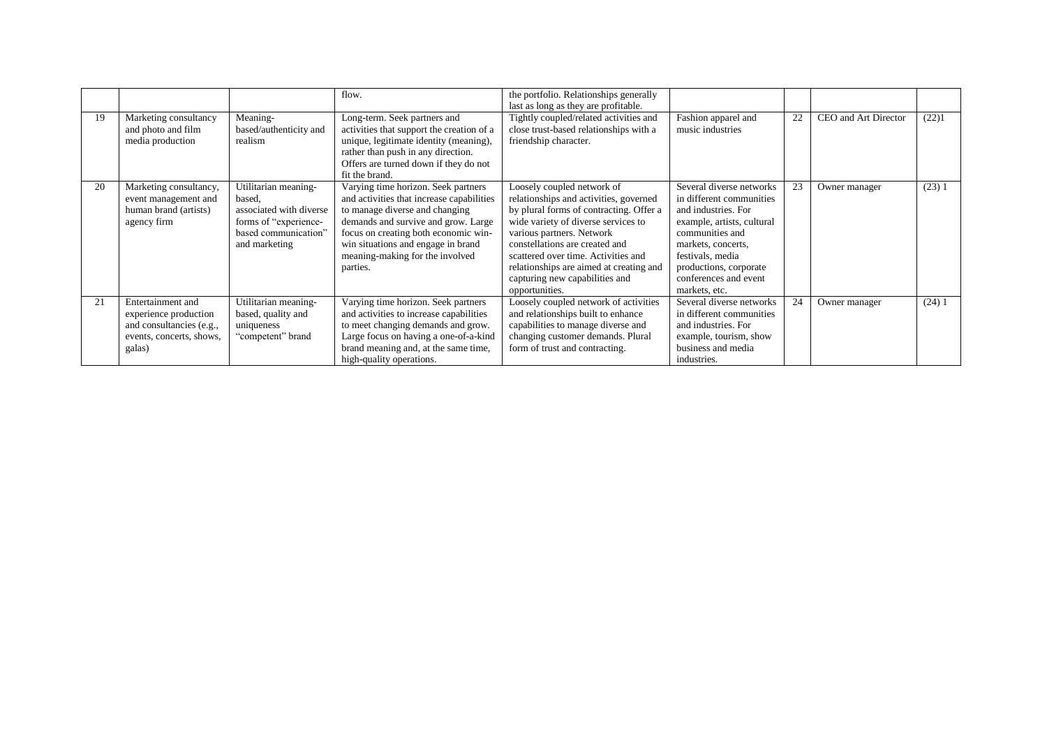|  |  |  | flow. | the portfolio. Relationships generally last as long as they are profitable. |  |  |  |  |
|---|---|---|---|---|---|---|---|---|
| 19 | Marketing consultancy and photo and film media production | Meaning-based/authenticity and realism | Long-term. Seek partners and activities that support the creation of a unique, legitimate identity (meaning), rather than push in any direction. Offers are turned down if they do not fit the brand. | Tightly coupled/related activities and close trust-based relationships with a friendship character. | Fashion apparel and music industries | 22 | CEO and Art Director | (22)1 |
| 20 | Marketing consultancy, event management and human brand (artists) agency firm | Utilitarian meaning-based, associated with diverse forms of "experience-based communication" and marketing | Varying time horizon. Seek partners and activities that increase capabilities to manage diverse and changing demands and survive and grow. Large focus on creating both economic win-win situations and engage in brand meaning-making for the involved parties. | Loosely coupled network of relationships and activities, governed by plural forms of contracting. Offer a wide variety of diverse services to various partners. Network constellations are created and scattered over time. Activities and relationships are aimed at creating and capturing new capabilities and opportunities. | Several diverse networks in different communities and industries. For example, artists, cultural communities and markets, concerts, festivals, media productions, corporate conferences and event markets, etc. | 23 | Owner manager | (23) 1 |
| 21 | Entertainment and experience production and consultancies (e.g., events, concerts, shows, galas) | Utilitarian meaning-based, quality and uniqueness "competent" brand | Varying time horizon. Seek partners and activities to increase capabilities to meet changing demands and grow. Large focus on having a one-of-a-kind brand meaning and, at the same time, high-quality operations. | Loosely coupled network of activities and relationships built to enhance capabilities to manage diverse and changing customer demands. Plural form of trust and contracting. | Several diverse networks in different communities and industries. For example, tourism, show business and media industries. | 24 | Owner manager | (24) 1 |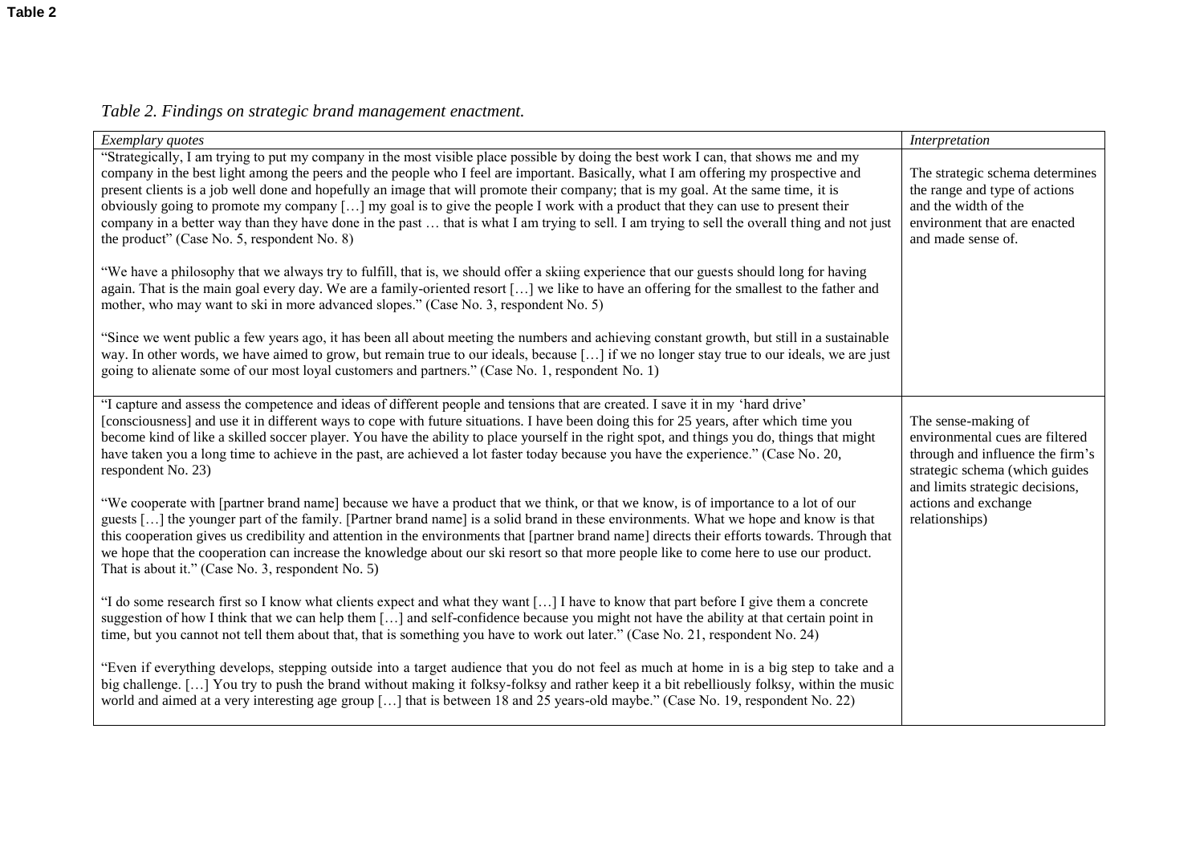**Table 2**

*Table 2. Findings on strategic brand management enactment.*

| *Exemplary quotes* | *Interpretation* |
| --- | --- |
| "Strategically, I am trying to put my company in the most visible place possible by doing the best work I can, that shows me and my company in the best light among the peers and the people who I feel are important. Basically, what I am offering my prospective and present clients is a job well done and hopefully an image that will promote their company; that is my goal. At the same time, it is obviously going to promote my company […] my goal is to give the people I work with a product that they can use to present their company in a better way than they have done in the past … that is what I am trying to sell. I am trying to sell the overall thing and not just the product" (Case No. 5, respondent No. 8)<br><br>"We have a philosophy that we always try to fulfill, that is, we should offer a skiing experience that our guests should long for having again. That is the main goal every day. We are a family-oriented resort […] we like to have an offering for the smallest to the father and mother, who may want to ski in more advanced slopes." (Case No. 3, respondent No. 5)<br><br>"Since we went public a few years ago, it has been all about meeting the numbers and achieving constant growth, but still in a sustainable way. In other words, we have aimed to grow, but remain true to our ideals, because […] if we no longer stay true to our ideals, we are just going to alienate some of our most loyal customers and partners." (Case No. 1, respondent No. 1) | The strategic schema determines the range and type of actions and the width of the environment that are enacted and made sense of. |
| "I capture and assess the competence and ideas of different people and tensions that are created. I save it in my 'hard drive' [consciousness] and use it in different ways to cope with future situations. I have been doing this for 25 years, after which time you become kind of like a skilled soccer player. You have the ability to place yourself in the right spot, and things you do, things that might have taken you a long time to achieve in the past, are achieved a lot faster today because you have the experience." (Case No. 20, respondent No. 23)<br><br>"We cooperate with [partner brand name] because we have a product that we think, or that we know, is of importance to a lot of our guests […] the younger part of the family. [Partner brand name] is a solid brand in these environments. What we hope and know is that this cooperation gives us credibility and attention in the environments that [partner brand name] directs their efforts towards. Through that we hope that the cooperation can increase the knowledge about our ski resort so that more people like to come here to use our product. That is about it." (Case No. 3, respondent No. 5)<br><br>"I do some research first so I know what clients expect and what they want […] I have to know that part before I give them a concrete suggestion of how I think that we can help them […] and self-confidence because you might not have the ability at that certain point in time, but you cannot not tell them about that, that is something you have to work out later." (Case No. 21, respondent No. 24)<br><br>"Even if everything develops, stepping outside into a target audience that you do not feel as much at home in is a big step to take and a big challenge. […] You try to push the brand without making it folksy-folksy and rather keep it a bit rebelliously folksy, within the music world and aimed at a very interesting age group […] that is between 18 and 25 years-old maybe." (Case No. 19, respondent No. 22) | The sense-making of environmental cues are filtered through and influence the firm's strategic schema (which guides and limits strategic decisions, actions and exchange relationships) |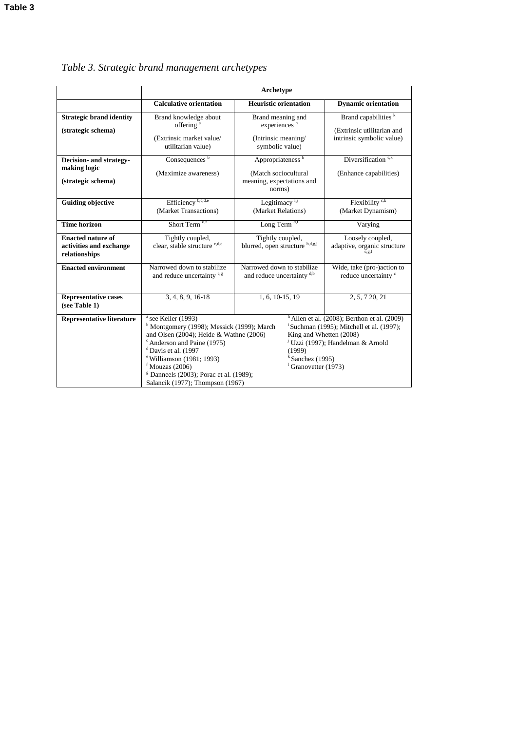**Table 3**

*Table 3. Strategic brand management archetypes*

| | Archetype | | |
|---|---|---|---|
| | **Calculative orientation** | **Heuristic orientation** | **Dynamic orientation** |
| **Strategic brand identity (strategic schema)** | Brand knowledge about offering [a] (Extrinsic market value/ utilitarian value) | Brand meaning and experiences [h] (Intrinsic meaning/ symbolic value) | Brand capabilities [k] (Extrinsic utilitarian and intrinsic symbolic value) |
| **Decision- and strategy-making logic (strategic schema)** | Consequences [b] (Maximize awareness) | Appropriateness [b] (Match sociocultural meaning, expectations and norms) | Diversification [c,k] (Enhance capabilities) |
| **Guiding objective** | Efficiency [b,c,d,e] (Market Transactions) | Legitimacy [i,j] (Market Relations) | Flexibility [c,k] (Market Dynamism) |
| **Time horizon** | Short Term [d,f] | Long Term [d,f] | Varying |
| **Enacted nature of activities and exchange relationships** | Tightly coupled, clear, stable structure [c,d,e] | Tightly coupled, blurred, open structure [b,d,g,j] | Loosely coupled, adaptive, organic structure [c,g,l] |
| **Enacted environment** | Narrowed down to stabilize and reduce uncertainty [c,g] | Narrowed down to stabilize and reduce uncertainty [d,b] | Wide, take (pro-)action to reduce uncertainty [c] |
| **Representative cases (see Table 1)** | 3, 4, 8, 9, 16-18 | 1, 6, 10-15, 19 | 2, 5, 7 20, 21 |
| **Representative literature** | [a] see Keller (1993); [b] Montgomery (1998); Messick (1999); March and Olsen (2004); Heide & Wathne (2006); [c] Anderson and Paine (1975); [d] Davis et al. (1997; [e] Williamson (1981; 1993); [f] Mouzas (2006); [g] Danneels (2003); Porac et al. (1989); Salancik (1977); Thompson (1967) | [h] Allen et al. (2008); Berthon et al. (2009); [i] Suchman (1995); Mitchell et al. (1997); King and Whetten (2008); [j] Uzzi (1997); Handelman & Arnold (1999); [k] Sanchez (1995); [l] Granovetter (1973) | |